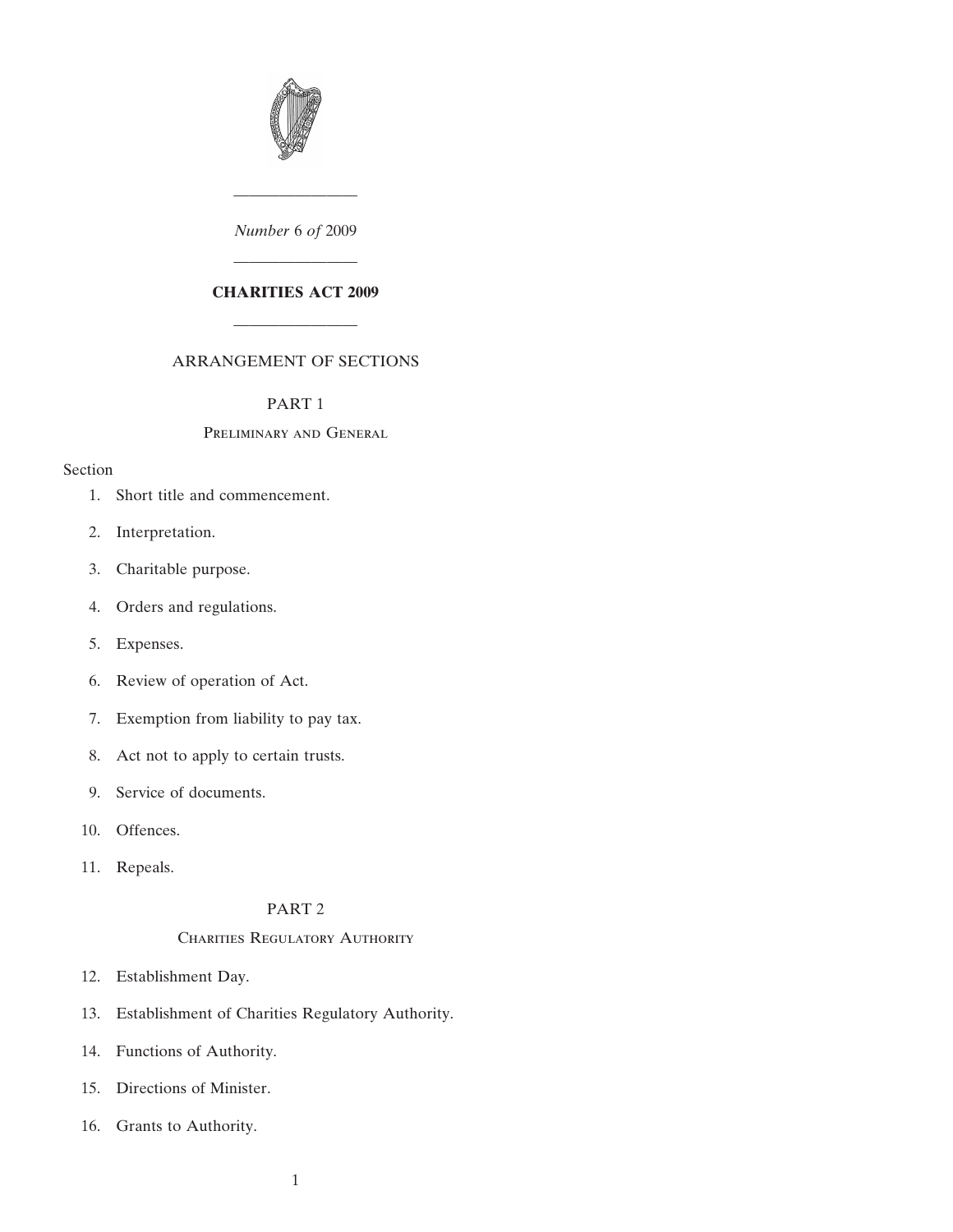*Number* 6 *of* 2009

# CHARITIES ACT 2009

ARRANGEMENT OF SECTIONS

## PART 1

### Preliminary and General

Section

1. Short title and commencement.
2. Interpretation.
3. Charitable purpose.
4. Orders and regulations.
5. Expenses.
6. Review of operation of Act.
7. Exemption from liability to pay tax.
8. Act not to apply to certain trusts.
9. Service of documents.
10. Offences.
11. Repeals.

## PART 2

### Charities Regulatory Authority

12. Establishment Day.
13. Establishment of Charities Regulatory Authority.
14. Functions of Authority.
15. Directions of Minister.
16. Grants to Authority.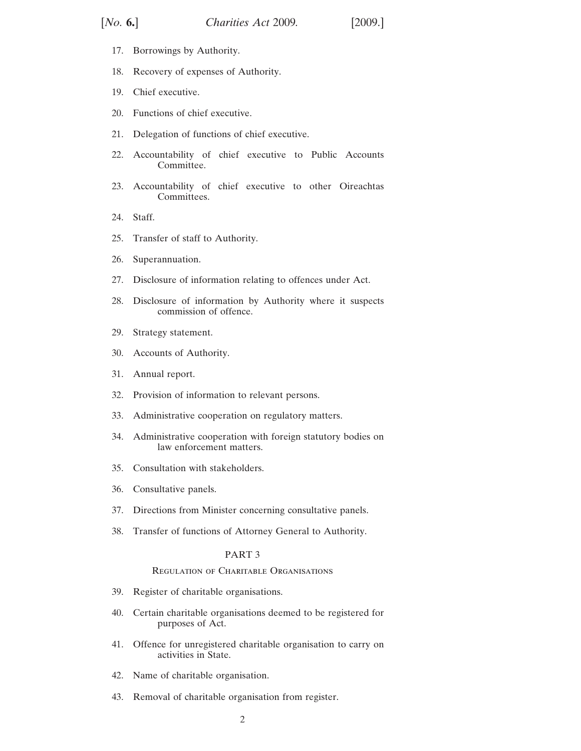17. Borrowings by Authority.

18. Recovery of expenses of Authority.

19. Chief executive.

20. Functions of chief executive.

21. Delegation of functions of chief executive.

22. Accountability of chief executive to Public Accounts Committee.

23. Accountability of chief executive to other Oireachtas Committees.

24. Staff.

25. Transfer of staff to Authority.

26. Superannuation.

27. Disclosure of information relating to offences under Act.

28. Disclosure of information by Authority where it suspects commission of offence.

29. Strategy statement.

30. Accounts of Authority.

31. Annual report.

32. Provision of information to relevant persons.

33. Administrative cooperation on regulatory matters.

34. Administrative cooperation with foreign statutory bodies on law enforcement matters.

35. Consultation with stakeholders.

36. Consultative panels.

37. Directions from Minister concerning consultative panels.

38. Transfer of functions of Attorney General to Authority.

## PART 3

### Regulation of Charitable Organisations

39. Register of charitable organisations.

40. Certain charitable organisations deemed to be registered for purposes of Act.

41. Offence for unregistered charitable organisation to carry on activities in State.

42. Name of charitable organisation.

43. Removal of charitable organisation from register.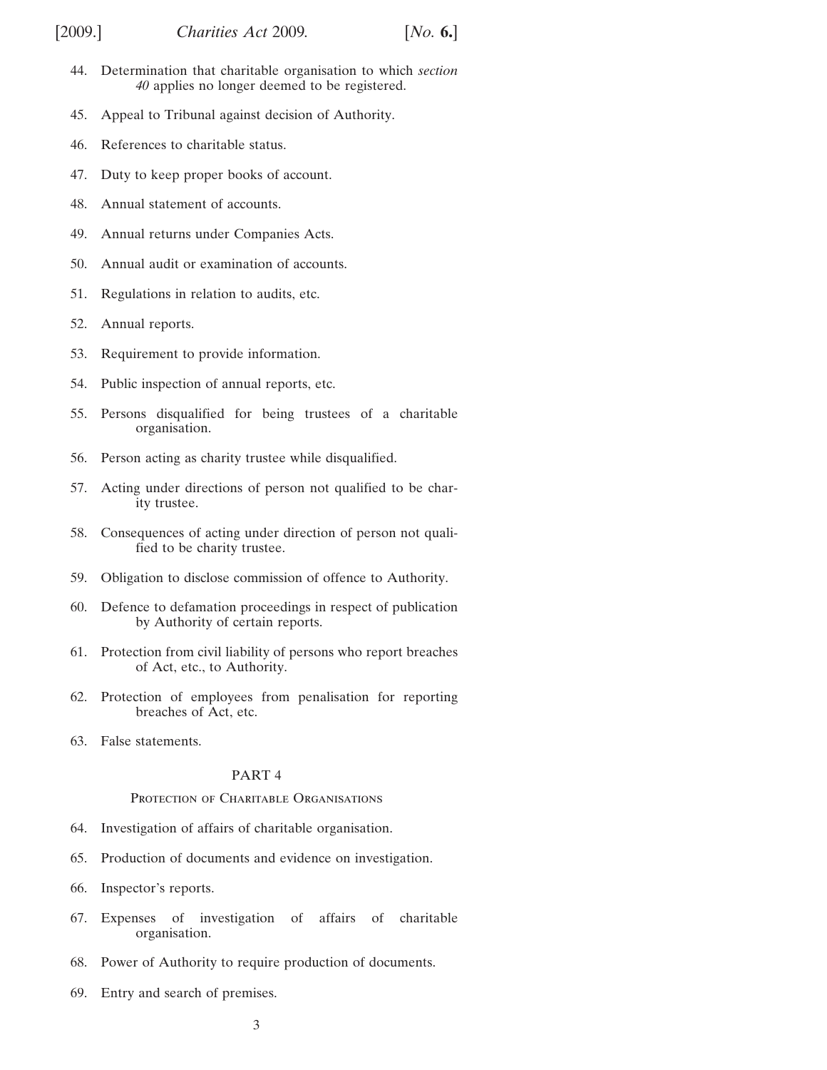44. Determination that charitable organisation to which *section 40* applies no longer deemed to be registered.

45. Appeal to Tribunal against decision of Authority.

46. References to charitable status.

47. Duty to keep proper books of account.

48. Annual statement of accounts.

49. Annual returns under Companies Acts.

50. Annual audit or examination of accounts.

51. Regulations in relation to audits, etc.

52. Annual reports.

53. Requirement to provide information.

54. Public inspection of annual reports, etc.

55. Persons disqualified for being trustees of a charitable organisation.

56. Person acting as charity trustee while disqualified.

57. Acting under directions of person not qualified to be charity trustee.

58. Consequences of acting under direction of person not qualified to be charity trustee.

59. Obligation to disclose commission of offence to Authority.

60. Defence to defamation proceedings in respect of publication by Authority of certain reports.

61. Protection from civil liability of persons who report breaches of Act, etc., to Authority.

62. Protection of employees from penalisation for reporting breaches of Act, etc.

63. False statements.

## PART 4

### Protection of Charitable Organisations

64. Investigation of affairs of charitable organisation.

65. Production of documents and evidence on investigation.

66. Inspector's reports.

67. Expenses of investigation of affairs of charitable organisation.

68. Power of Authority to require production of documents.

69. Entry and search of premises.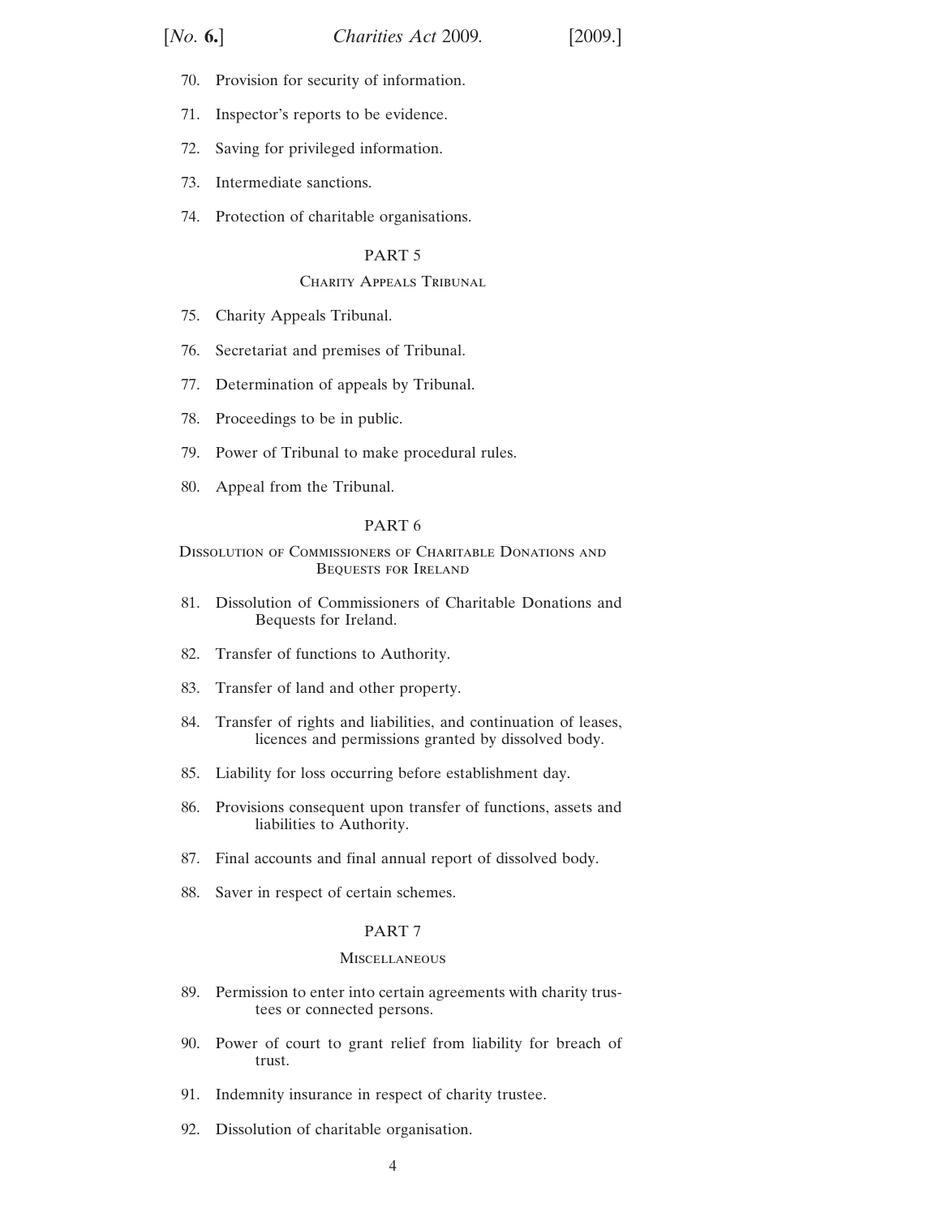70. Provision for security of information.

71. Inspector's reports to be evidence.

72. Saving for privileged information.

73. Intermediate sanctions.

74. Protection of charitable organisations.

## PART 5

### Charity Appeals Tribunal

75. Charity Appeals Tribunal.

76. Secretariat and premises of Tribunal.

77. Determination of appeals by Tribunal.

78. Proceedings to be in public.

79. Power of Tribunal to make procedural rules.

80. Appeal from the Tribunal.

## PART 6

### Dissolution of Commissioners of Charitable Donations and Bequests for Ireland

81. Dissolution of Commissioners of Charitable Donations and Bequests for Ireland.

82. Transfer of functions to Authority.

83. Transfer of land and other property.

84. Transfer of rights and liabilities, and continuation of leases, licences and permissions granted by dissolved body.

85. Liability for loss occurring before establishment day.

86. Provisions consequent upon transfer of functions, assets and liabilities to Authority.

87. Final accounts and final annual report of dissolved body.

88. Saver in respect of certain schemes.

## PART 7

### Miscellaneous

89. Permission to enter into certain agreements with charity trustees or connected persons.

90. Power of court to grant relief from liability for breach of trust.

91. Indemnity insurance in respect of charity trustee.

92. Dissolution of charitable organisation.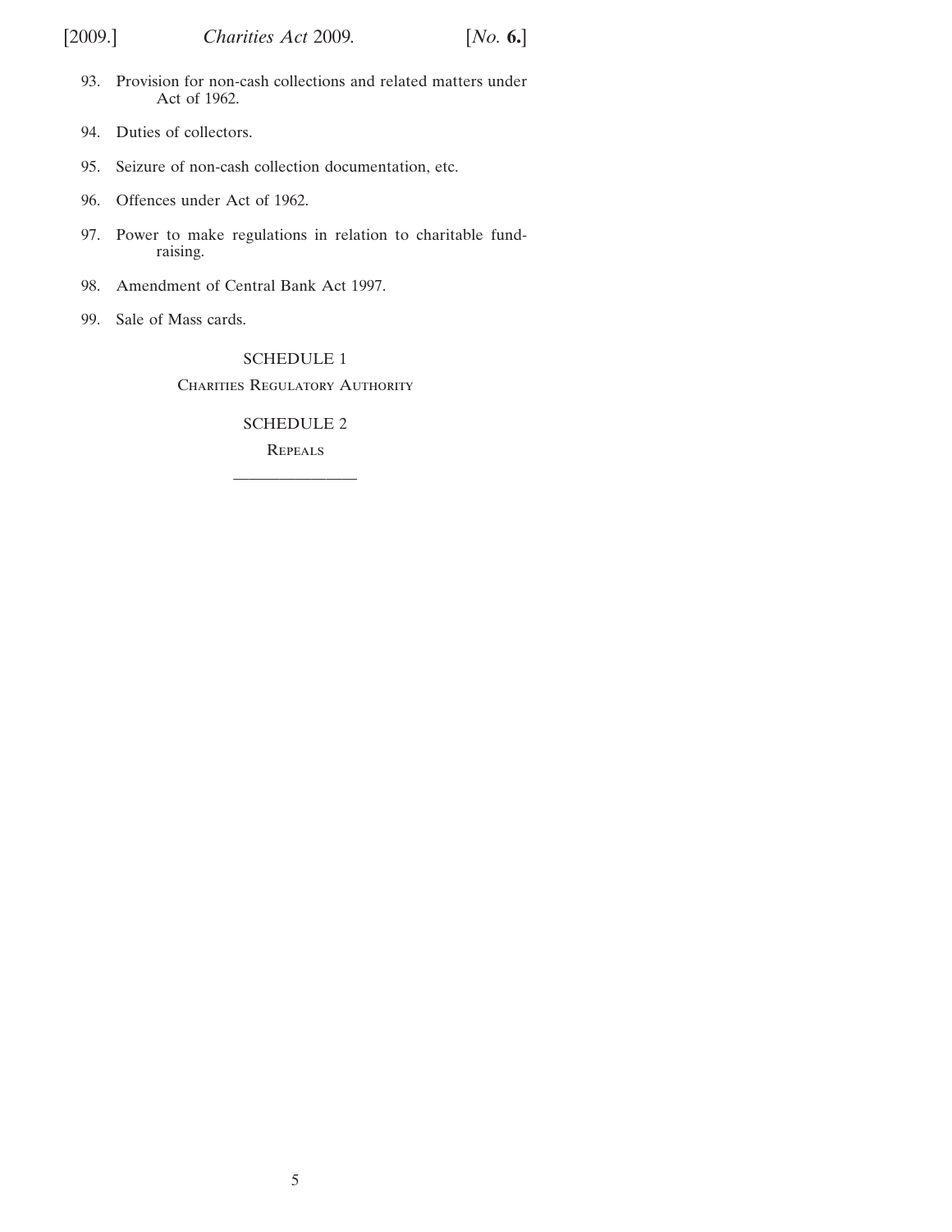93. Provision for non-cash collections and related matters under Act of 1962.

94. Duties of collectors.

95. Seizure of non-cash collection documentation, etc.

96. Offences under Act of 1962.

97. Power to make regulations in relation to charitable fund-raising.

98. Amendment of Central Bank Act 1997.

99. Sale of Mass cards.

SCHEDULE 1

Charities Regulatory Authority

SCHEDULE 2

Repeals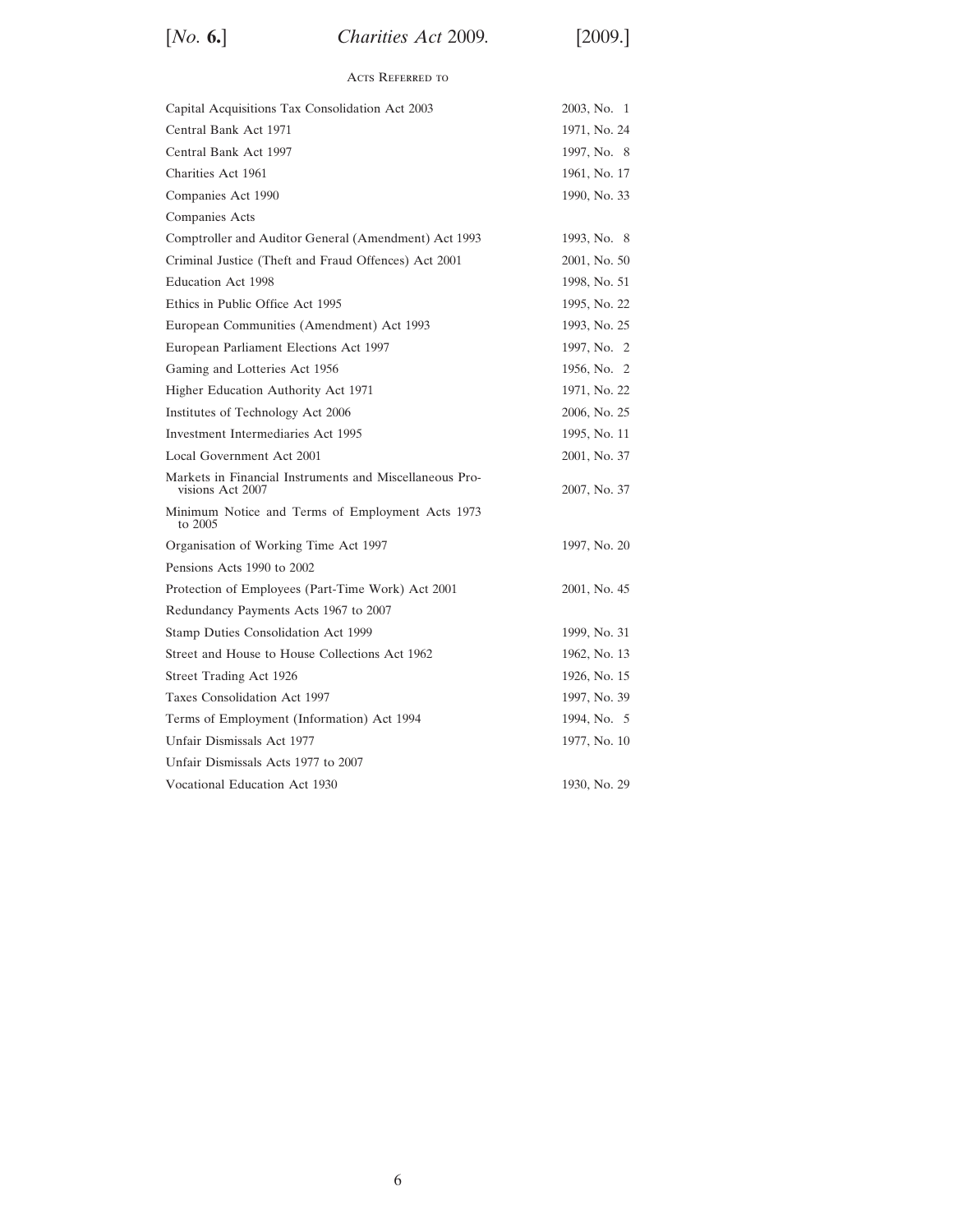## Acts Referred to

| | |
|---|---|
| Capital Acquisitions Tax Consolidation Act 2003 | 2003, No. 1 |
| Central Bank Act 1971 | 1971, No. 24 |
| Central Bank Act 1997 | 1997, No. 8 |
| Charities Act 1961 | 1961, No. 17 |
| Companies Act 1990 | 1990, No. 33 |
| Companies Acts | |
| Comptroller and Auditor General (Amendment) Act 1993 | 1993, No. 8 |
| Criminal Justice (Theft and Fraud Offences) Act 2001 | 2001, No. 50 |
| Education Act 1998 | 1998, No. 51 |
| Ethics in Public Office Act 1995 | 1995, No. 22 |
| European Communities (Amendment) Act 1993 | 1993, No. 25 |
| European Parliament Elections Act 1997 | 1997, No. 2 |
| Gaming and Lotteries Act 1956 | 1956, No. 2 |
| Higher Education Authority Act 1971 | 1971, No. 22 |
| Institutes of Technology Act 2006 | 2006, No. 25 |
| Investment Intermediaries Act 1995 | 1995, No. 11 |
| Local Government Act 2001 | 2001, No. 37 |
| Markets in Financial Instruments and Miscellaneous Provisions Act 2007 | 2007, No. 37 |
| Minimum Notice and Terms of Employment Acts 1973 to 2005 | |
| Organisation of Working Time Act 1997 | 1997, No. 20 |
| Pensions Acts 1990 to 2002 | |
| Protection of Employees (Part-Time Work) Act 2001 | 2001, No. 45 |
| Redundancy Payments Acts 1967 to 2007 | |
| Stamp Duties Consolidation Act 1999 | 1999, No. 31 |
| Street and House to House Collections Act 1962 | 1962, No. 13 |
| Street Trading Act 1926 | 1926, No. 15 |
| Taxes Consolidation Act 1997 | 1997, No. 39 |
| Terms of Employment (Information) Act 1994 | 1994, No. 5 |
| Unfair Dismissals Act 1977 | 1977, No. 10 |
| Unfair Dismissals Acts 1977 to 2007 | |
| Vocational Education Act 1930 | 1930, No. 29 |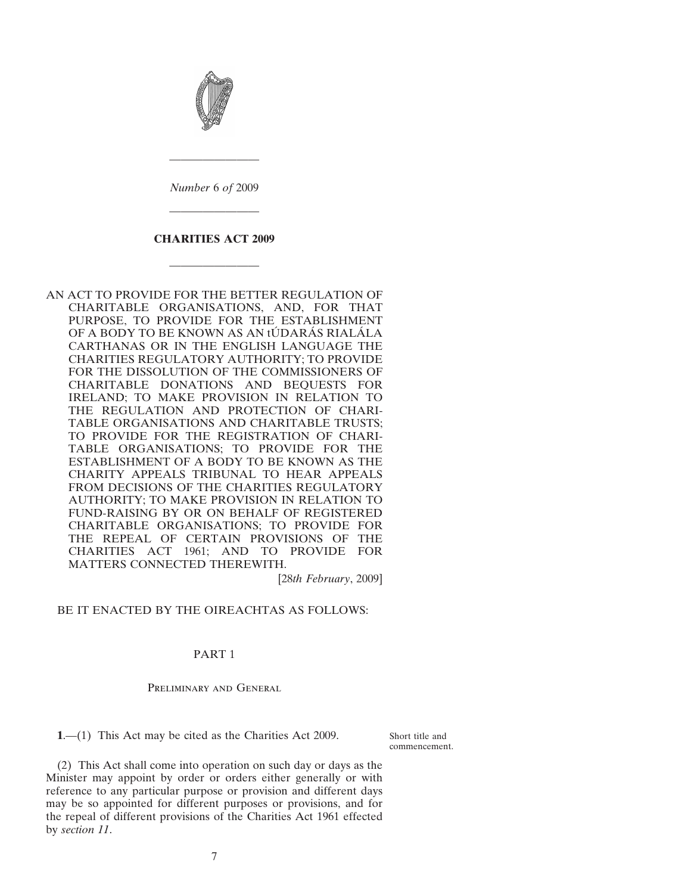*Number* 6 *of* 2009

---

# CHARITIES ACT 2009

---

AN ACT TO PROVIDE FOR THE BETTER REGULATION OF CHARITABLE ORGANISATIONS, AND, FOR THAT PURPOSE, TO PROVIDE FOR THE ESTABLISHMENT OF A BODY TO BE KNOWN AS AN tÚDARÁS RIALÁLA CARTHANAS OR IN THE ENGLISH LANGUAGE THE CHARITIES REGULATORY AUTHORITY; TO PROVIDE FOR THE DISSOLUTION OF THE COMMISSIONERS OF CHARITABLE DONATIONS AND BEQUESTS FOR IRELAND; TO MAKE PROVISION IN RELATION TO THE REGULATION AND PROTECTION OF CHARITABLE ORGANISATIONS AND CHARITABLE TRUSTS; TO PROVIDE FOR THE REGISTRATION OF CHARITABLE ORGANISATIONS; TO PROVIDE FOR THE ESTABLISHMENT OF A BODY TO BE KNOWN AS THE CHARITY APPEALS TRIBUNAL TO HEAR APPEALS FROM DECISIONS OF THE CHARITIES REGULATORY AUTHORITY; TO MAKE PROVISION IN RELATION TO FUND-RAISING BY OR ON BEHALF OF REGISTERED CHARITABLE ORGANISATIONS; TO PROVIDE FOR THE REPEAL OF CERTAIN PROVISIONS OF THE CHARITIES ACT 1961; AND TO PROVIDE FOR MATTERS CONNECTED THEREWITH.

[28*th February*, 2009]

BE IT ENACTED BY THE OIREACHTAS AS FOLLOWS:

## PART 1

### Preliminary and General

Short title and commencement.

**1**.—(1) This Act may be cited as the Charities Act 2009.

(2) This Act shall come into operation on such day or days as the Minister may appoint by order or orders either generally or with reference to any particular purpose or provision and different days may be so appointed for different purposes or provisions, and for the repeal of different provisions of the Charities Act 1961 effected by *section 11*.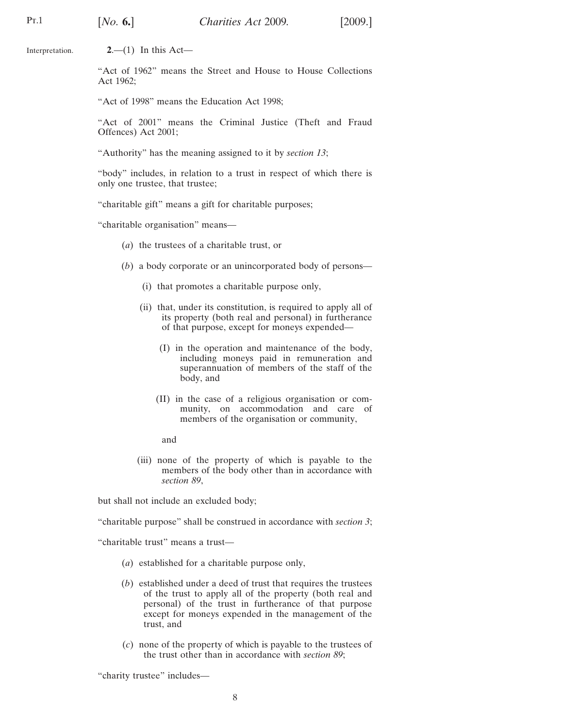Interpretation.

**2**.—(1) In this Act—

"Act of 1962" means the Street and House to House Collections Act 1962;

"Act of 1998" means the Education Act 1998;

"Act of 2001" means the Criminal Justice (Theft and Fraud Offences) Act 2001;

"Authority" has the meaning assigned to it by *section 13*;

"body" includes, in relation to a trust in respect of which there is only one trustee, that trustee;

"charitable gift" means a gift for charitable purposes;

"charitable organisation" means—

(*a*) the trustees of a charitable trust, or

(*b*) a body corporate or an unincorporated body of persons—

(i) that promotes a charitable purpose only,

(ii) that, under its constitution, is required to apply all of its property (both real and personal) in furtherance of that purpose, except for moneys expended—

(I) in the operation and maintenance of the body, including moneys paid in remuneration and superannuation of members of the staff of the body, and

(II) in the case of a religious organisation or community, on accommodation and care of members of the organisation or community,

and

(iii) none of the property of which is payable to the members of the body other than in accordance with *section 89*,

but shall not include an excluded body;

"charitable purpose" shall be construed in accordance with *section 3*;

"charitable trust" means a trust—

(*a*) established for a charitable purpose only,

(*b*) established under a deed of trust that requires the trustees of the trust to apply all of the property (both real and personal) of the trust in furtherance of that purpose except for moneys expended in the management of the trust, and

(*c*) none of the property of which is payable to the trustees of the trust other than in accordance with *section 89*;

"charity trustee" includes—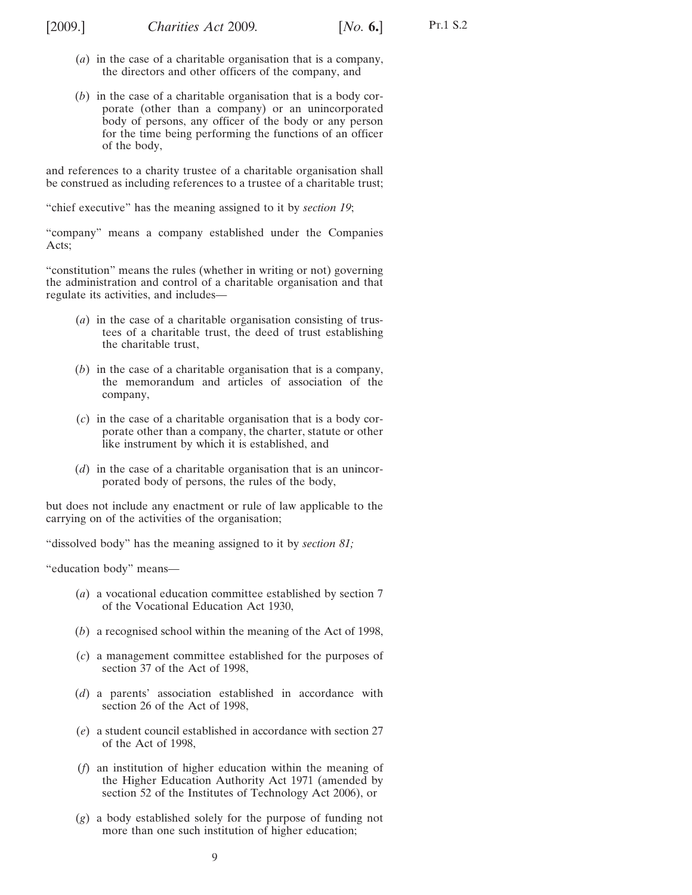(*a*) in the case of a charitable organisation that is a company, the directors and other officers of the company, and

(*b*) in the case of a charitable organisation that is a body corporate (other than a company) or an unincorporated body of persons, any officer of the body or any person for the time being performing the functions of an officer of the body,

and references to a charity trustee of a charitable organisation shall be construed as including references to a trustee of a charitable trust;

"chief executive" has the meaning assigned to it by *section 19*;

"company" means a company established under the Companies Acts;

"constitution" means the rules (whether in writing or not) governing the administration and control of a charitable organisation and that regulate its activities, and includes—

(*a*) in the case of a charitable organisation consisting of trustees of a charitable trust, the deed of trust establishing the charitable trust,

(*b*) in the case of a charitable organisation that is a company, the memorandum and articles of association of the company,

(*c*) in the case of a charitable organisation that is a body corporate other than a company, the charter, statute or other like instrument by which it is established, and

(*d*) in the case of a charitable organisation that is an unincorporated body of persons, the rules of the body,

but does not include any enactment or rule of law applicable to the carrying on of the activities of the organisation;

"dissolved body" has the meaning assigned to it by *section 81;*

"education body" means—

(*a*) a vocational education committee established by section 7 of the Vocational Education Act 1930,

(*b*) a recognised school within the meaning of the Act of 1998,

(*c*) a management committee established for the purposes of section 37 of the Act of 1998,

(*d*) a parents' association established in accordance with section 26 of the Act of 1998,

(*e*) a student council established in accordance with section 27 of the Act of 1998,

(*f*) an institution of higher education within the meaning of the Higher Education Authority Act 1971 (amended by section 52 of the Institutes of Technology Act 2006), or

(*g*) a body established solely for the purpose of funding not more than one such institution of higher education;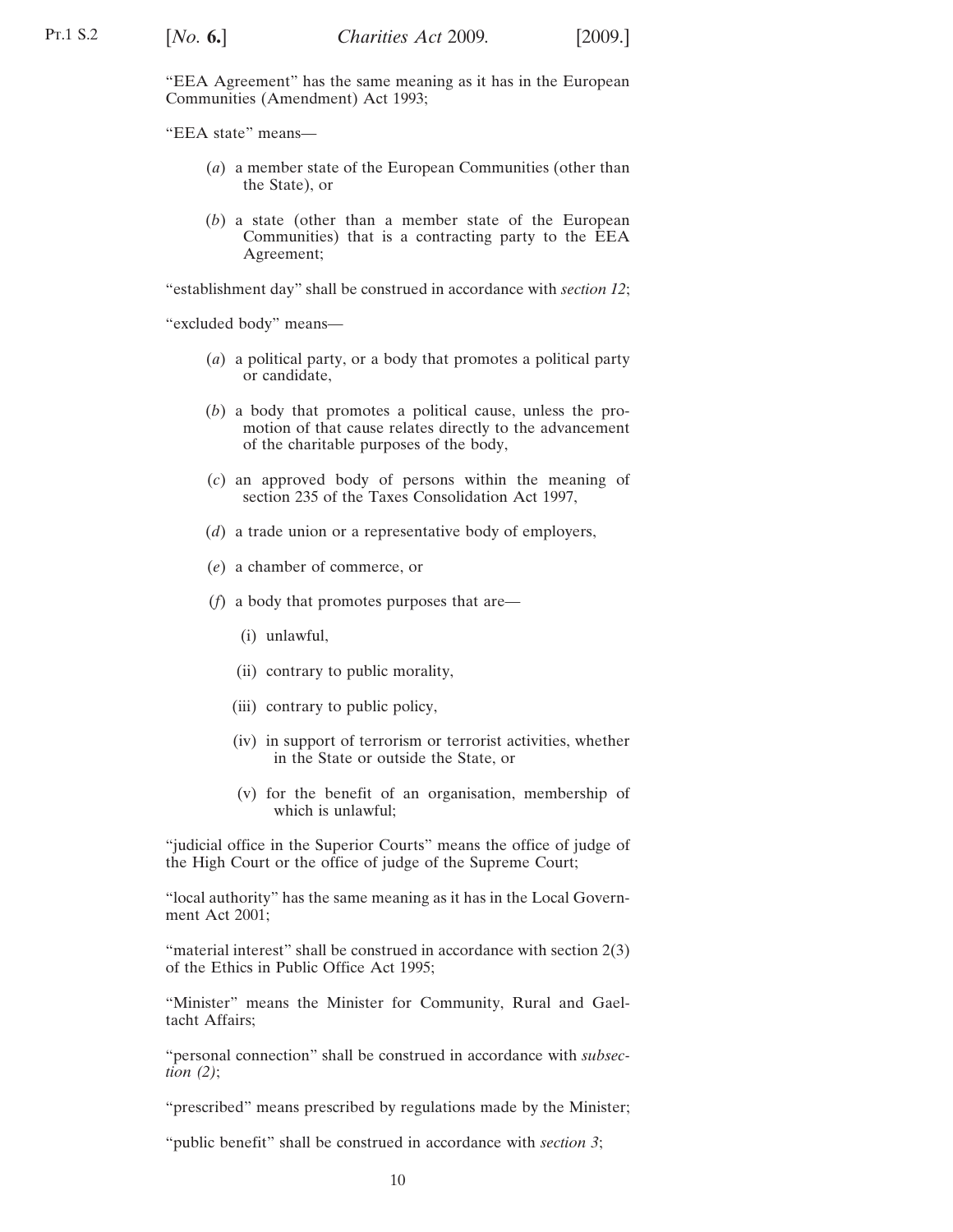"EEA Agreement" has the same meaning as it has in the European Communities (Amendment) Act 1993;

"EEA state" means—

(*a*) a member state of the European Communities (other than the State), or

(*b*) a state (other than a member state of the European Communities) that is a contracting party to the EEA Agreement;

"establishment day" shall be construed in accordance with *section 12*;

"excluded body" means—

(*a*) a political party, or a body that promotes a political party or candidate,

(*b*) a body that promotes a political cause, unless the promotion of that cause relates directly to the advancement of the charitable purposes of the body,

(*c*) an approved body of persons within the meaning of section 235 of the Taxes Consolidation Act 1997,

(*d*) a trade union or a representative body of employers,

(*e*) a chamber of commerce, or

(*f*) a body that promotes purposes that are—

(i) unlawful,

(ii) contrary to public morality,

(iii) contrary to public policy,

(iv) in support of terrorism or terrorist activities, whether in the State or outside the State, or

(v) for the benefit of an organisation, membership of which is unlawful;

"judicial office in the Superior Courts" means the office of judge of the High Court or the office of judge of the Supreme Court;

"local authority" has the same meaning as it has in the Local Government Act 2001;

"material interest" shall be construed in accordance with section 2(3) of the Ethics in Public Office Act 1995;

"Minister" means the Minister for Community, Rural and Gaeltacht Affairs;

"personal connection" shall be construed in accordance with *subsection (2)*;

"prescribed" means prescribed by regulations made by the Minister;

"public benefit" shall be construed in accordance with *section 3*;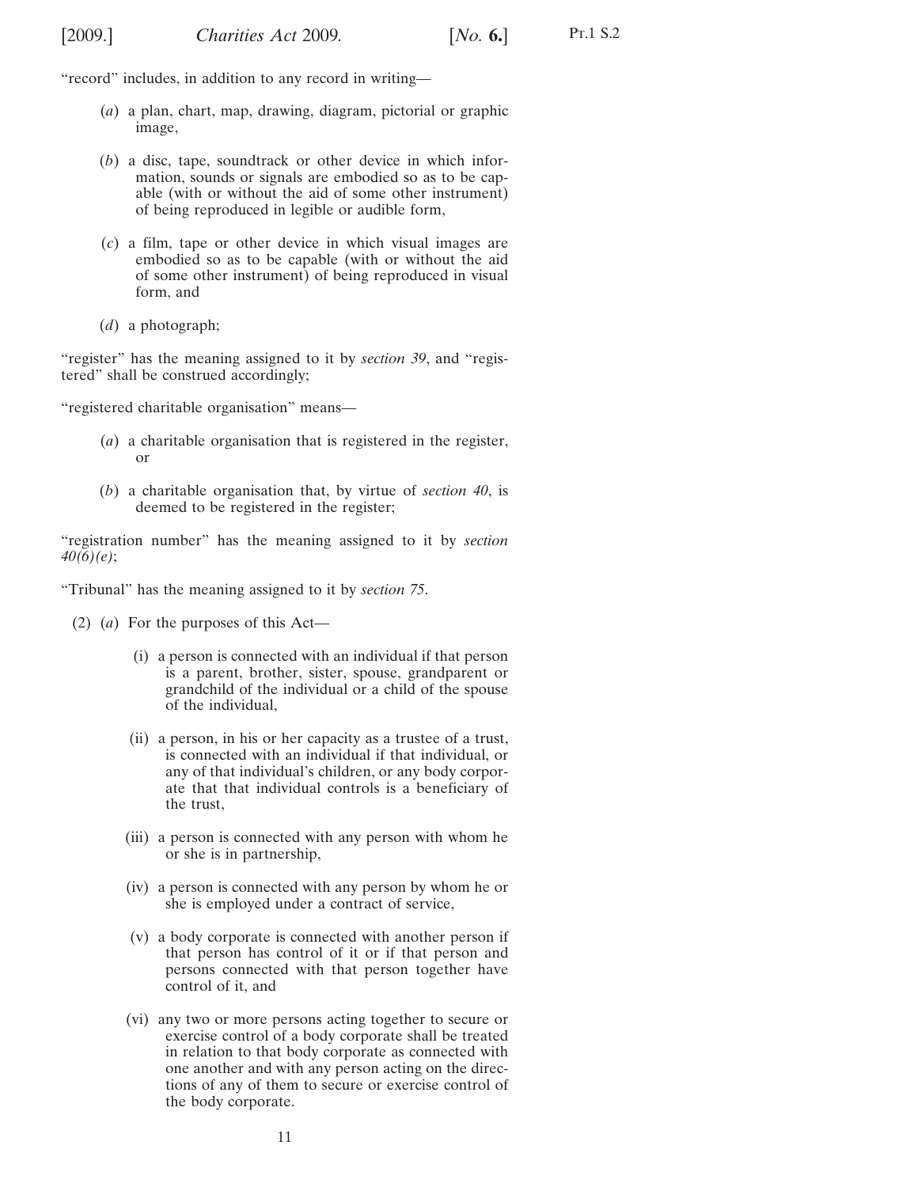"record" includes, in addition to any record in writing—

(*a*) a plan, chart, map, drawing, diagram, pictorial or graphic image,

(*b*) a disc, tape, soundtrack or other device in which information, sounds or signals are embodied so as to be capable (with or without the aid of some other instrument) of being reproduced in legible or audible form,

(*c*) a film, tape or other device in which visual images are embodied so as to be capable (with or without the aid of some other instrument) of being reproduced in visual form, and

(*d*) a photograph;

"register" has the meaning assigned to it by *section 39*, and "registered" shall be construed accordingly;

"registered charitable organisation" means—

(*a*) a charitable organisation that is registered in the register, or

(*b*) a charitable organisation that, by virtue of *section 40*, is deemed to be registered in the register;

"registration number" has the meaning assigned to it by *section 40(6)(e)*;

"Tribunal" has the meaning assigned to it by *section 75*.

(2) (*a*) For the purposes of this Act—

(i) a person is connected with an individual if that person is a parent, brother, sister, spouse, grandparent or grandchild of the individual or a child of the spouse of the individual,

(ii) a person, in his or her capacity as a trustee of a trust, is connected with an individual if that individual, or any of that individual's children, or any body corporate that that individual controls is a beneficiary of the trust,

(iii) a person is connected with any person with whom he or she is in partnership,

(iv) a person is connected with any person by whom he or she is employed under a contract of service,

(v) a body corporate is connected with another person if that person has control of it or if that person and persons connected with that person together have control of it, and

(vi) any two or more persons acting together to secure or exercise control of a body corporate shall be treated in relation to that body corporate as connected with one another and with any person acting on the directions of any of them to secure or exercise control of the body corporate.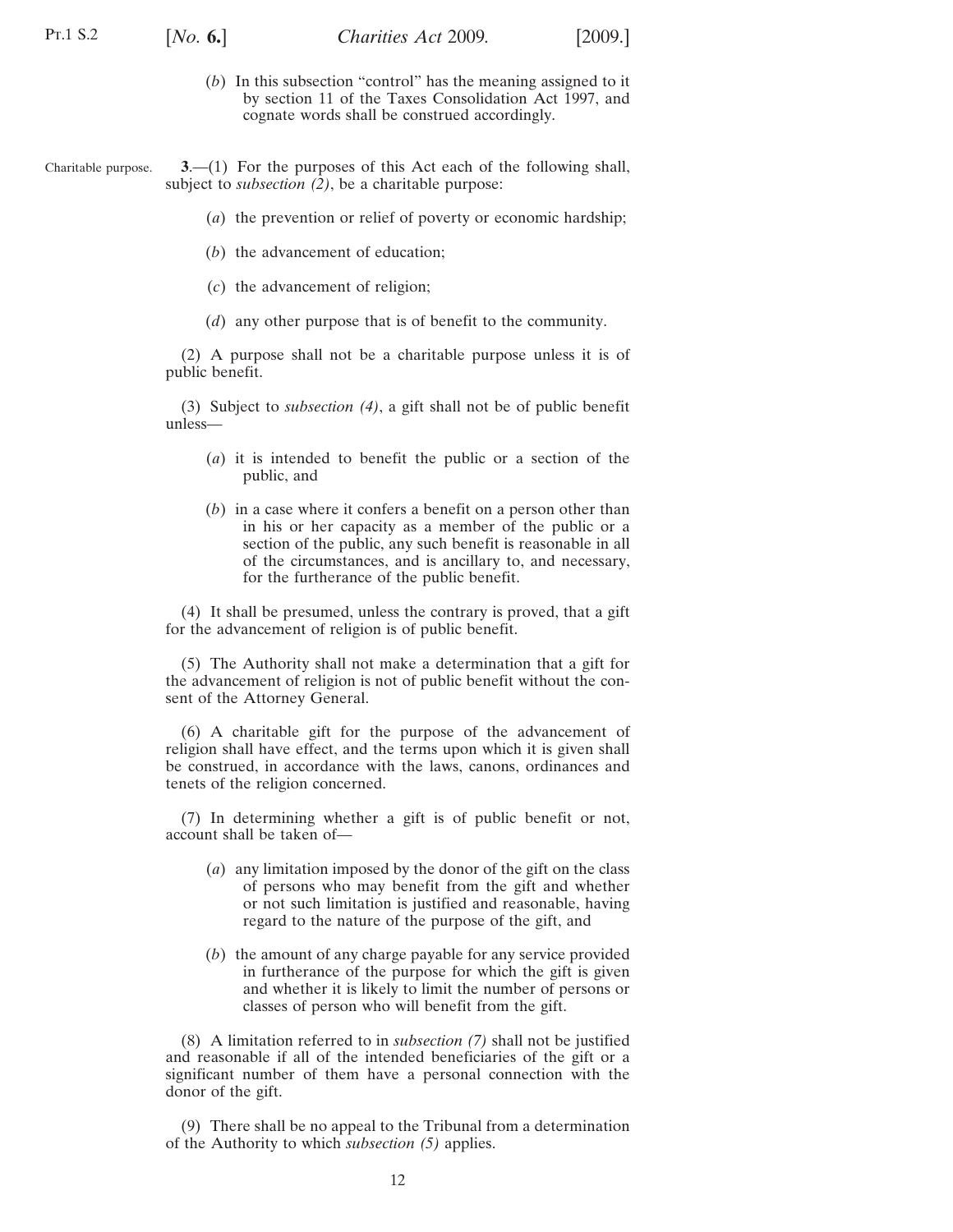(*b*) In this subsection "control" has the meaning assigned to it by section 11 of the Taxes Consolidation Act 1997, and cognate words shall be construed accordingly.

Charitable purpose.

**3**.—(1) For the purposes of this Act each of the following shall, subject to *subsection (2)*, be a charitable purpose:

(*a*) the prevention or relief of poverty or economic hardship;

(*b*) the advancement of education;

(*c*) the advancement of religion;

(*d*) any other purpose that is of benefit to the community.

(2) A purpose shall not be a charitable purpose unless it is of public benefit.

(3) Subject to *subsection (4)*, a gift shall not be of public benefit unless—

(*a*) it is intended to benefit the public or a section of the public, and

(*b*) in a case where it confers a benefit on a person other than in his or her capacity as a member of the public or a section of the public, any such benefit is reasonable in all of the circumstances, and is ancillary to, and necessary, for the furtherance of the public benefit.

(4) It shall be presumed, unless the contrary is proved, that a gift for the advancement of religion is of public benefit.

(5) The Authority shall not make a determination that a gift for the advancement of religion is not of public benefit without the consent of the Attorney General.

(6) A charitable gift for the purpose of the advancement of religion shall have effect, and the terms upon which it is given shall be construed, in accordance with the laws, canons, ordinances and tenets of the religion concerned.

(7) In determining whether a gift is of public benefit or not, account shall be taken of—

(*a*) any limitation imposed by the donor of the gift on the class of persons who may benefit from the gift and whether or not such limitation is justified and reasonable, having regard to the nature of the purpose of the gift, and

(*b*) the amount of any charge payable for any service provided in furtherance of the purpose for which the gift is given and whether it is likely to limit the number of persons or classes of person who will benefit from the gift.

(8) A limitation referred to in *subsection (7)* shall not be justified and reasonable if all of the intended beneficiaries of the gift or a significant number of them have a personal connection with the donor of the gift.

(9) There shall be no appeal to the Tribunal from a determination of the Authority to which *subsection (5)* applies.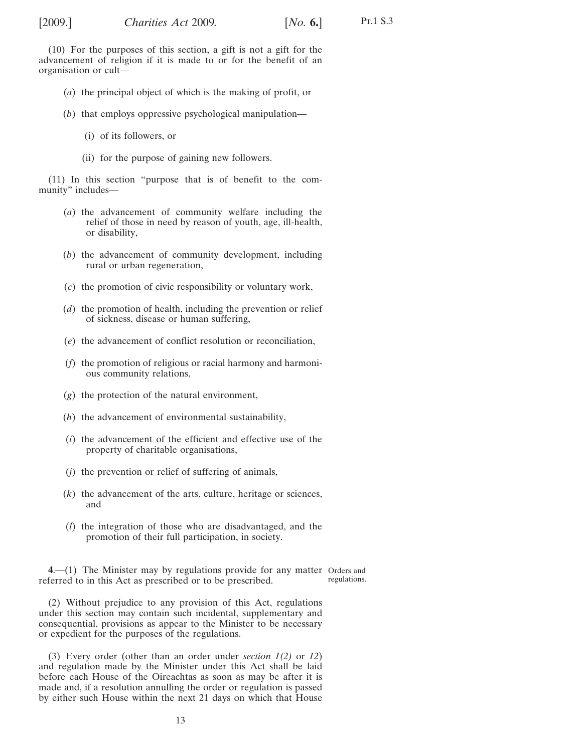(10) For the purposes of this section, a gift is not a gift for the advancement of religion if it is made to or for the benefit of an organisation or cult—

(*a*) the principal object of which is the making of profit, or

(*b*) that employs oppressive psychological manipulation—

(i) of its followers, or

(ii) for the purpose of gaining new followers.

(11) In this section "purpose that is of benefit to the community" includes—

(*a*) the advancement of community welfare including the relief of those in need by reason of youth, age, ill-health, or disability,

(*b*) the advancement of community development, including rural or urban regeneration,

(*c*) the promotion of civic responsibility or voluntary work,

(*d*) the promotion of health, including the prevention or relief of sickness, disease or human suffering,

(*e*) the advancement of conflict resolution or reconciliation,

(*f*) the promotion of religious or racial harmony and harmonious community relations,

(*g*) the protection of the natural environment,

(*h*) the advancement of environmental sustainability,

(*i*) the advancement of the efficient and effective use of the property of charitable organisations,

(*j*) the prevention or relief of suffering of animals,

(*k*) the advancement of the arts, culture, heritage or sciences, and

(*l*) the integration of those who are disadvantaged, and the promotion of their full participation, in society.

Orders and regulations.

**4**.—(1) The Minister may by regulations provide for any matter referred to in this Act as prescribed or to be prescribed.

(2) Without prejudice to any provision of this Act, regulations under this section may contain such incidental, supplementary and consequential, provisions as appear to the Minister to be necessary or expedient for the purposes of the regulations.

(3) Every order (other than an order under *section 1(2)* or *12*) and regulation made by the Minister under this Act shall be laid before each House of the Oireachtas as soon as may be after it is made and, if a resolution annulling the order or regulation is passed by either such House within the next 21 days on which that House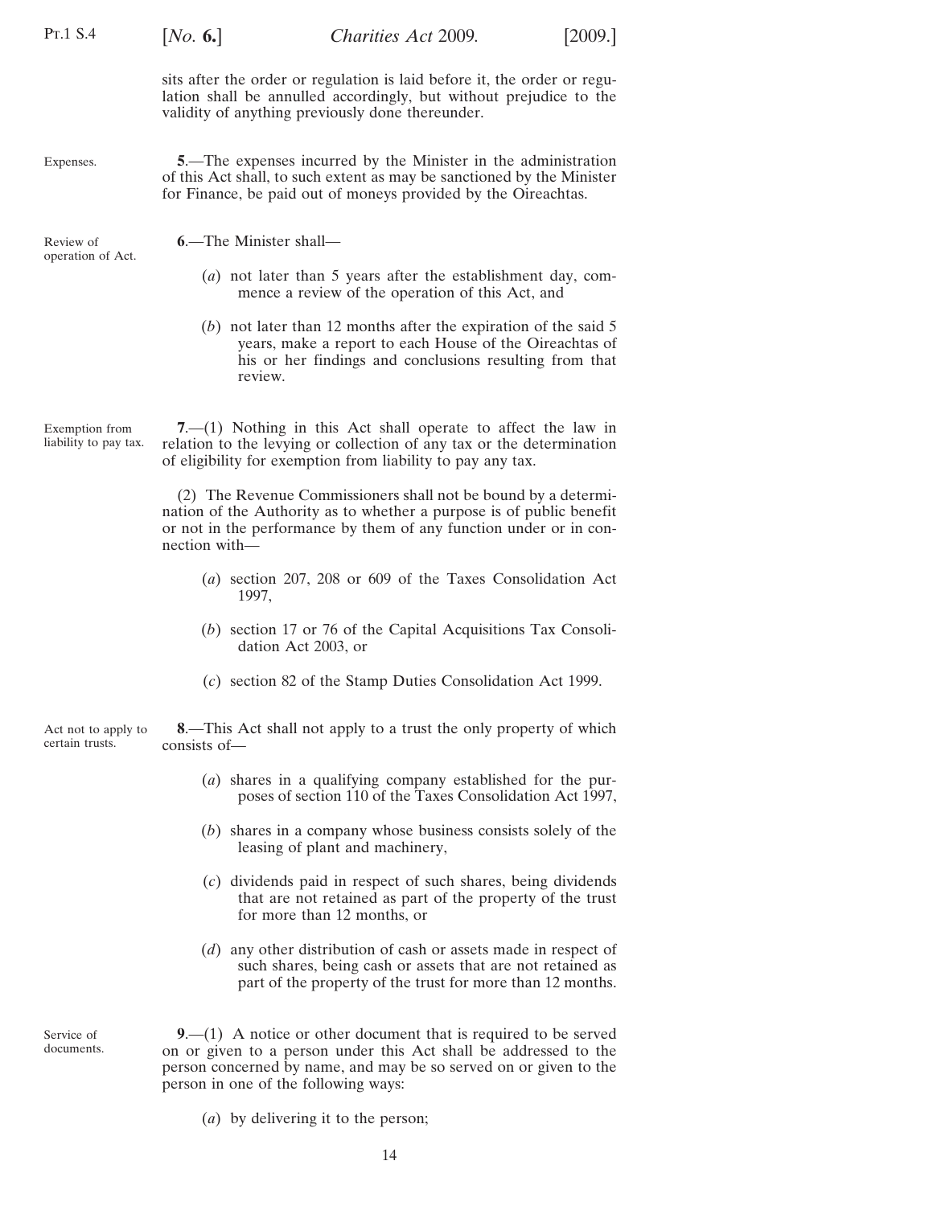sits after the order or regulation is laid before it, the order or regulation shall be annulled accordingly, but without prejudice to the validity of anything previously done thereunder.

Expenses.

**5**.—The expenses incurred by the Minister in the administration of this Act shall, to such extent as may be sanctioned by the Minister for Finance, be paid out of moneys provided by the Oireachtas.

Review of operation of Act.

**6**.—The Minister shall—

(*a*) not later than 5 years after the establishment day, commence a review of the operation of this Act, and

(*b*) not later than 12 months after the expiration of the said 5 years, make a report to each House of the Oireachtas of his or her findings and conclusions resulting from that review.

Exemption from liability to pay tax.

**7**.—(1) Nothing in this Act shall operate to affect the law in relation to the levying or collection of any tax or the determination of eligibility for exemption from liability to pay any tax.

(2) The Revenue Commissioners shall not be bound by a determination of the Authority as to whether a purpose is of public benefit or not in the performance by them of any function under or in connection with—

(*a*) section 207, 208 or 609 of the Taxes Consolidation Act 1997,

(*b*) section 17 or 76 of the Capital Acquisitions Tax Consolidation Act 2003, or

(*c*) section 82 of the Stamp Duties Consolidation Act 1999.

Act not to apply to certain trusts.

**8**.—This Act shall not apply to a trust the only property of which consists of—

(*a*) shares in a qualifying company established for the purposes of section 110 of the Taxes Consolidation Act 1997,

(*b*) shares in a company whose business consists solely of the leasing of plant and machinery,

(*c*) dividends paid in respect of such shares, being dividends that are not retained as part of the property of the trust for more than 12 months, or

(*d*) any other distribution of cash or assets made in respect of such shares, being cash or assets that are not retained as part of the property of the trust for more than 12 months.

Service of documents.

**9**.—(1) A notice or other document that is required to be served on or given to a person under this Act shall be addressed to the person concerned by name, and may be so served on or given to the person in one of the following ways:

(*a*) by delivering it to the person;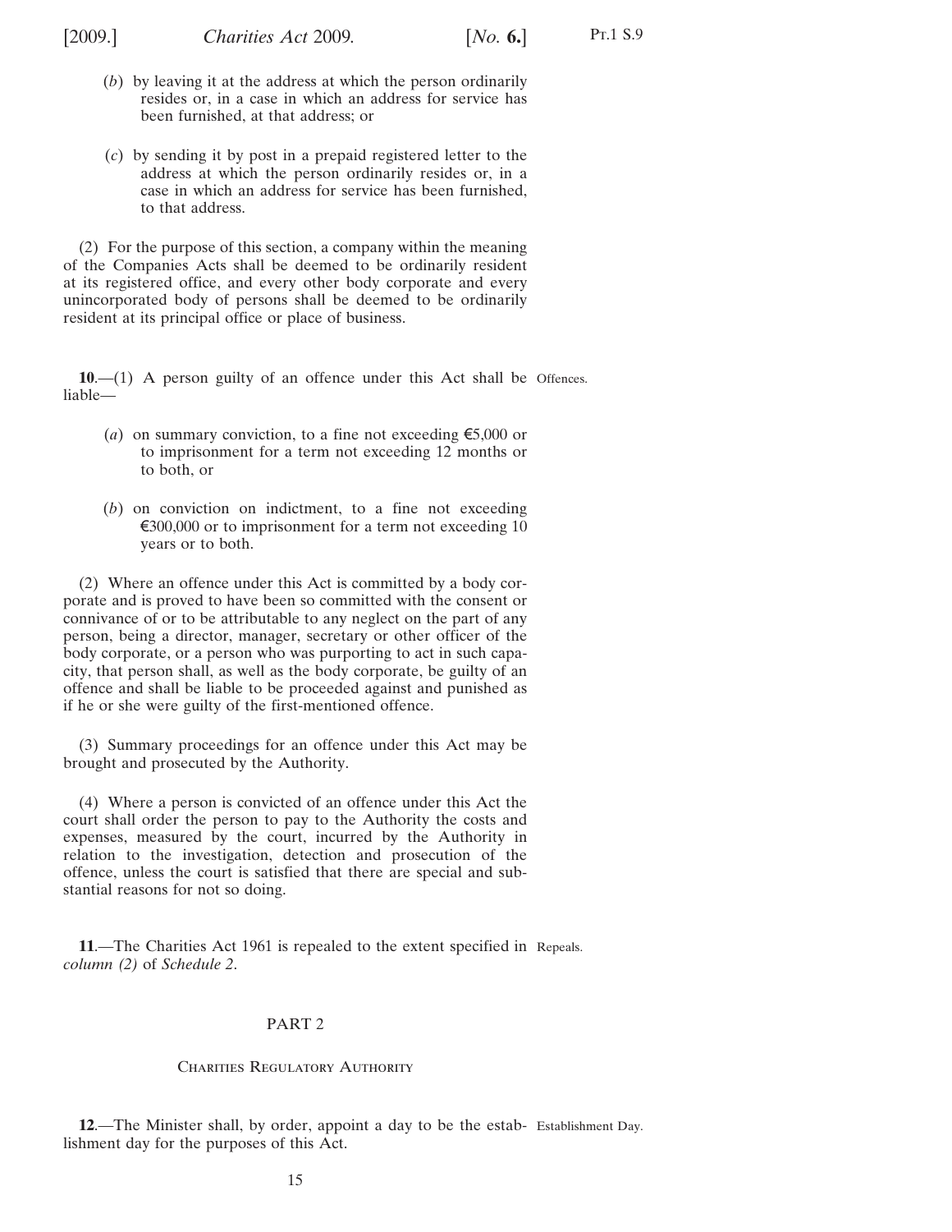(*b*) by leaving it at the address at which the person ordinarily resides or, in a case in which an address for service has been furnished, at that address; or

(*c*) by sending it by post in a prepaid registered letter to the address at which the person ordinarily resides or, in a case in which an address for service has been furnished, to that address.

(2) For the purpose of this section, a company within the meaning of the Companies Acts shall be deemed to be ordinarily resident at its registered office, and every other body corporate and every unincorporated body of persons shall be deemed to be ordinarily resident at its principal office or place of business.

**10**.—(1) A person guilty of an offence under this Act shall be liable— Offences.

(*a*) on summary conviction, to a fine not exceeding €5,000 or to imprisonment for a term not exceeding 12 months or to both, or

(*b*) on conviction on indictment, to a fine not exceeding €300,000 or to imprisonment for a term not exceeding 10 years or to both.

(2) Where an offence under this Act is committed by a body corporate and is proved to have been so committed with the consent or connivance of or to be attributable to any neglect on the part of any person, being a director, manager, secretary or other officer of the body corporate, or a person who was purporting to act in such capacity, that person shall, as well as the body corporate, be guilty of an offence and shall be liable to be proceeded against and punished as if he or she were guilty of the first-mentioned offence.

(3) Summary proceedings for an offence under this Act may be brought and prosecuted by the Authority.

(4) Where a person is convicted of an offence under this Act the court shall order the person to pay to the Authority the costs and expenses, measured by the court, incurred by the Authority in relation to the investigation, detection and prosecution of the offence, unless the court is satisfied that there are special and substantial reasons for not so doing.

**11**.—The Charities Act 1961 is repealed to the extent specified in *column (2)* of *Schedule 2*. Repeals.

## PART 2

### Charities Regulatory Authority

**12**.—The Minister shall, by order, appoint a day to be the establishment day for the purposes of this Act. Establishment Day.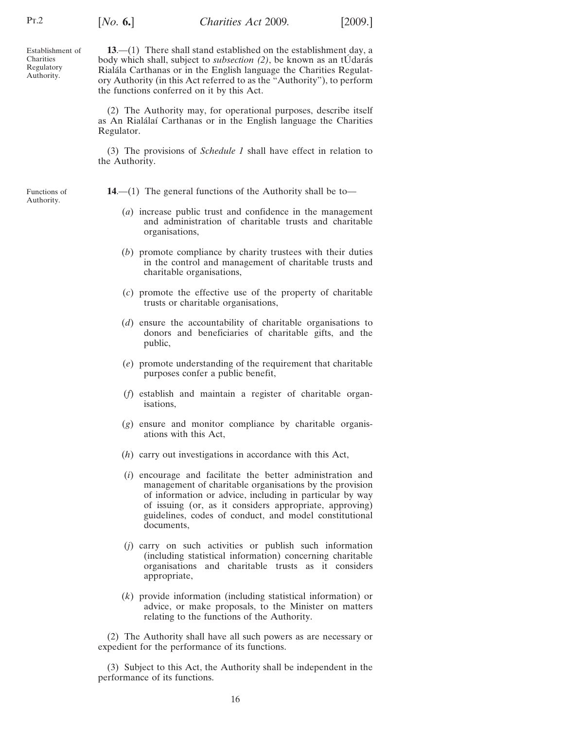Establishment of Charities Regulatory Authority.

**13**.—(1) There shall stand established on the establishment day, a body which shall, subject to *subsection (2)*, be known as an tÚdarás Rialála Carthanas or in the English language the Charities Regulatory Authority (in this Act referred to as the "Authority"), to perform the functions conferred on it by this Act.

(2) The Authority may, for operational purposes, describe itself as An Rialálaí Carthanas or in the English language the Charities Regulator.

(3) The provisions of *Schedule 1* shall have effect in relation to the Authority.

Functions of Authority.

**14**.—(1) The general functions of the Authority shall be to—

(*a*) increase public trust and confidence in the management and administration of charitable trusts and charitable organisations,

(*b*) promote compliance by charity trustees with their duties in the control and management of charitable trusts and charitable organisations,

(*c*) promote the effective use of the property of charitable trusts or charitable organisations,

(*d*) ensure the accountability of charitable organisations to donors and beneficiaries of charitable gifts, and the public,

(*e*) promote understanding of the requirement that charitable purposes confer a public benefit,

(*f*) establish and maintain a register of charitable organisations,

(*g*) ensure and monitor compliance by charitable organisations with this Act,

(*h*) carry out investigations in accordance with this Act,

(*i*) encourage and facilitate the better administration and management of charitable organisations by the provision of information or advice, including in particular by way of issuing (or, as it considers appropriate, approving) guidelines, codes of conduct, and model constitutional documents,

(*j*) carry on such activities or publish such information (including statistical information) concerning charitable organisations and charitable trusts as it considers appropriate,

(*k*) provide information (including statistical information) or advice, or make proposals, to the Minister on matters relating to the functions of the Authority.

(2) The Authority shall have all such powers as are necessary or expedient for the performance of its functions.

(3) Subject to this Act, the Authority shall be independent in the performance of its functions.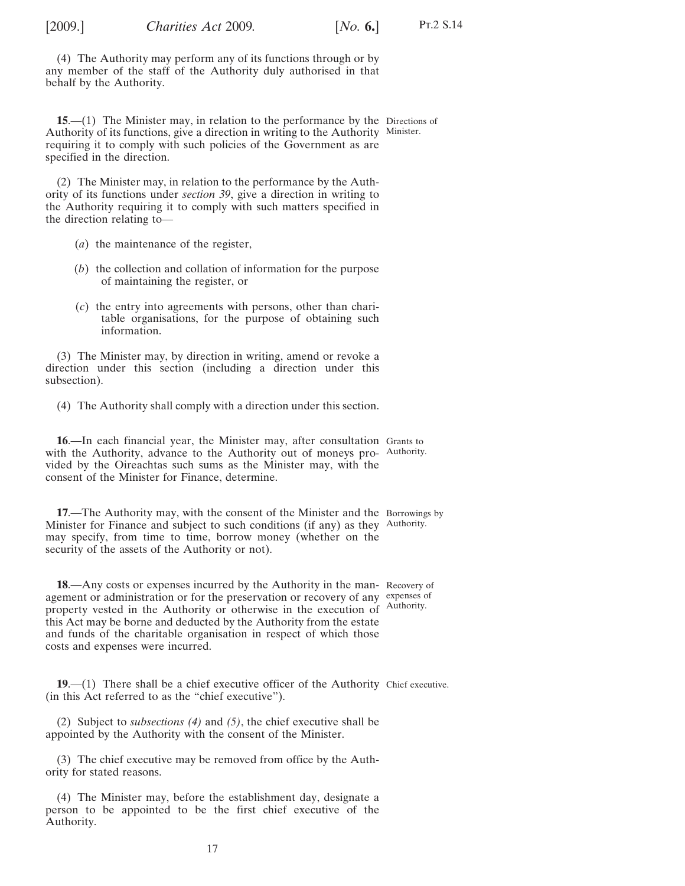(4) The Authority may perform any of its functions through or by any member of the staff of the Authority duly authorised in that behalf by the Authority.

**15**.—(1) The Minister may, in relation to the performance by the Authority of its functions, give a direction in writing to the Authority requiring it to comply with such policies of the Government as are specified in the direction.

Directions of Minister.

(2) The Minister may, in relation to the performance by the Authority of its functions under *section 39*, give a direction in writing to the Authority requiring it to comply with such matters specified in the direction relating to—

(*a*) the maintenance of the register,

(*b*) the collection and collation of information for the purpose of maintaining the register, or

(*c*) the entry into agreements with persons, other than charitable organisations, for the purpose of obtaining such information.

(3) The Minister may, by direction in writing, amend or revoke a direction under this section (including a direction under this subsection).

(4) The Authority shall comply with a direction under this section.

**16**.—In each financial year, the Minister may, after consultation with the Authority, advance to the Authority out of moneys provided by the Oireachtas such sums as the Minister may, with the consent of the Minister for Finance, determine.

Grants to Authority.

**17**.—The Authority may, with the consent of the Minister and the Minister for Finance and subject to such conditions (if any) as they may specify, from time to time, borrow money (whether on the security of the assets of the Authority or not).

Borrowings by Authority.

**18**.—Any costs or expenses incurred by the Authority in the management or administration or for the preservation or recovery of any property vested in the Authority or otherwise in the execution of this Act may be borne and deducted by the Authority from the estate and funds of the charitable organisation in respect of which those costs and expenses were incurred.

Recovery of expenses of Authority.

**19**.—(1) There shall be a chief executive officer of the Authority (in this Act referred to as the "chief executive").

Chief executive.

(2) Subject to *subsections (4)* and *(5)*, the chief executive shall be appointed by the Authority with the consent of the Minister.

(3) The chief executive may be removed from office by the Authority for stated reasons.

(4) The Minister may, before the establishment day, designate a person to be appointed to be the first chief executive of the Authority.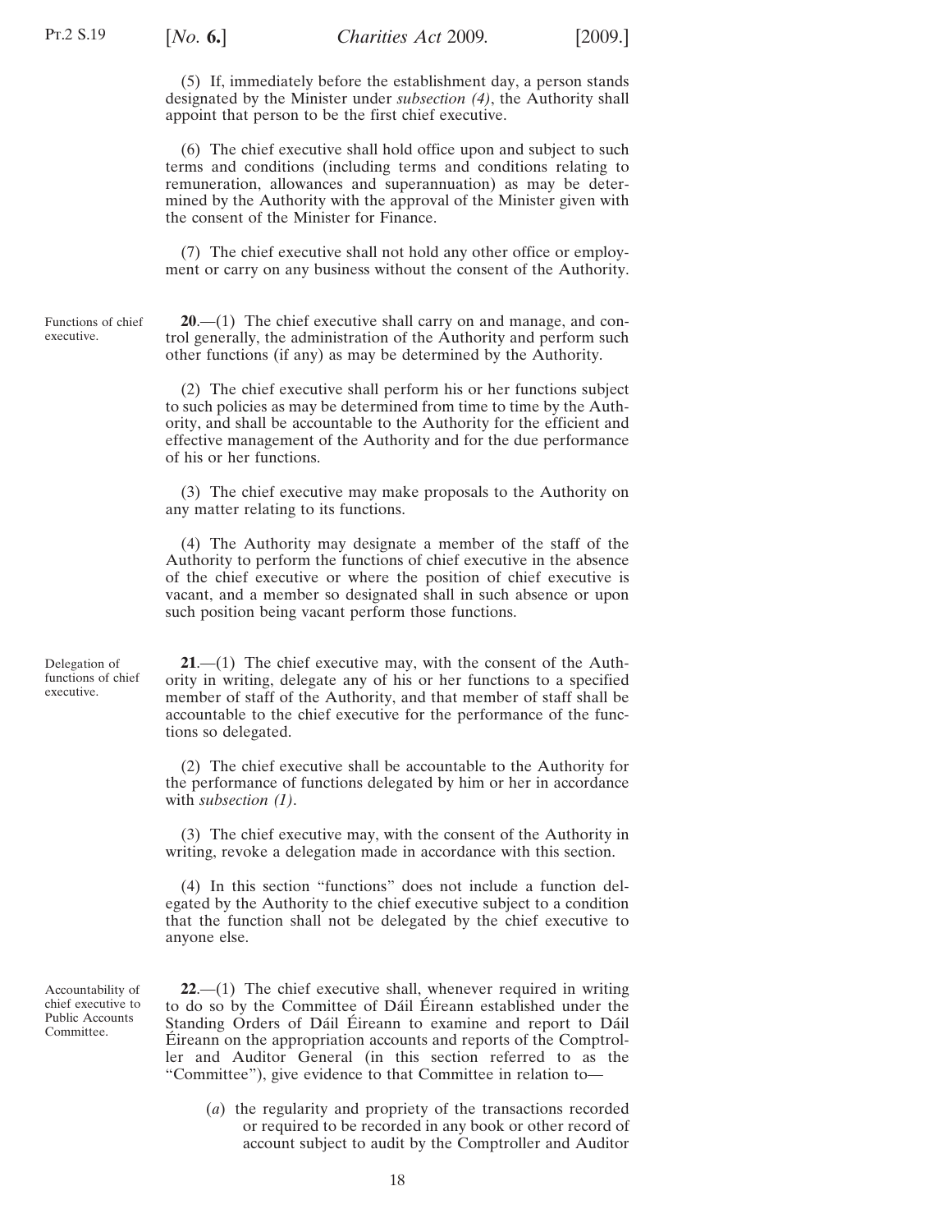(5) If, immediately before the establishment day, a person stands designated by the Minister under *subsection (4)*, the Authority shall appoint that person to be the first chief executive.

(6) The chief executive shall hold office upon and subject to such terms and conditions (including terms and conditions relating to remuneration, allowances and superannuation) as may be determined by the Authority with the approval of the Minister given with the consent of the Minister for Finance.

(7) The chief executive shall not hold any other office or employment or carry on any business without the consent of the Authority.

Functions of chief executive.

**20**.—(1) The chief executive shall carry on and manage, and control generally, the administration of the Authority and perform such other functions (if any) as may be determined by the Authority.

(2) The chief executive shall perform his or her functions subject to such policies as may be determined from time to time by the Authority, and shall be accountable to the Authority for the efficient and effective management of the Authority and for the due performance of his or her functions.

(3) The chief executive may make proposals to the Authority on any matter relating to its functions.

(4) The Authority may designate a member of the staff of the Authority to perform the functions of chief executive in the absence of the chief executive or where the position of chief executive is vacant, and a member so designated shall in such absence or upon such position being vacant perform those functions.

Delegation of functions of chief executive.

**21**.—(1) The chief executive may, with the consent of the Authority in writing, delegate any of his or her functions to a specified member of staff of the Authority, and that member of staff shall be accountable to the chief executive for the performance of the functions so delegated.

(2) The chief executive shall be accountable to the Authority for the performance of functions delegated by him or her in accordance with *subsection (1)*.

(3) The chief executive may, with the consent of the Authority in writing, revoke a delegation made in accordance with this section.

(4) In this section "functions" does not include a function delegated by the Authority to the chief executive subject to a condition that the function shall not be delegated by the chief executive to anyone else.

Accountability of chief executive to Public Accounts Committee.

**22**.—(1) The chief executive shall, whenever required in writing to do so by the Committee of Dáil Éireann established under the Standing Orders of Dáil Éireann to examine and report to Dáil Éireann on the appropriation accounts and reports of the Comptroller and Auditor General (in this section referred to as the "Committee"), give evidence to that Committee in relation to—

(*a*) the regularity and propriety of the transactions recorded or required to be recorded in any book or other record of account subject to audit by the Comptroller and Auditor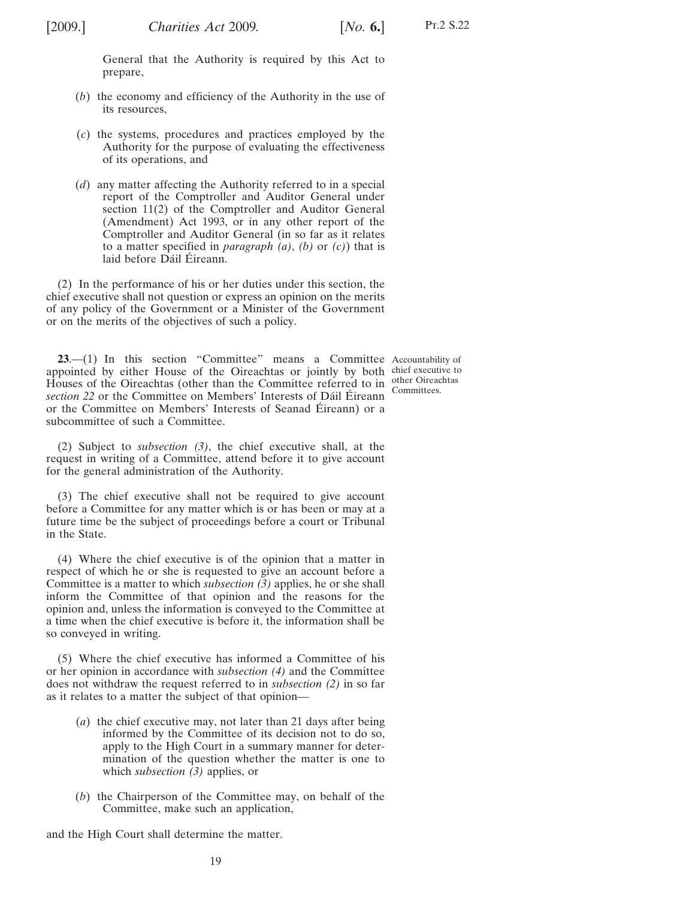General that the Authority is required by this Act to prepare,

(*b*) the economy and efficiency of the Authority in the use of its resources,

(*c*) the systems, procedures and practices employed by the Authority for the purpose of evaluating the effectiveness of its operations, and

(*d*) any matter affecting the Authority referred to in a special report of the Comptroller and Auditor General under section 11(2) of the Comptroller and Auditor General (Amendment) Act 1993, or in any other report of the Comptroller and Auditor General (in so far as it relates to a matter specified in *paragraph (a)*, *(b)* or *(c)*) that is laid before Dáil Éireann.

(2) In the performance of his or her duties under this section, the chief executive shall not question or express an opinion on the merits of any policy of the Government or a Minister of the Government or on the merits of the objectives of such a policy.

Accountability of chief executive to other Oireachtas Committees.

**23**.—(1) In this section "Committee" means a Committee appointed by either House of the Oireachtas or jointly by both Houses of the Oireachtas (other than the Committee referred to in *section 22* or the Committee on Members' Interests of Dáil Éireann or the Committee on Members' Interests of Seanad Éireann) or a subcommittee of such a Committee.

(2) Subject to *subsection (3)*, the chief executive shall, at the request in writing of a Committee, attend before it to give account for the general administration of the Authority.

(3) The chief executive shall not be required to give account before a Committee for any matter which is or has been or may at a future time be the subject of proceedings before a court or Tribunal in the State.

(4) Where the chief executive is of the opinion that a matter in respect of which he or she is requested to give an account before a Committee is a matter to which *subsection (3)* applies, he or she shall inform the Committee of that opinion and the reasons for the opinion and, unless the information is conveyed to the Committee at a time when the chief executive is before it, the information shall be so conveyed in writing.

(5) Where the chief executive has informed a Committee of his or her opinion in accordance with *subsection (4)* and the Committee does not withdraw the request referred to in *subsection (2)* in so far as it relates to a matter the subject of that opinion—

(*a*) the chief executive may, not later than 21 days after being informed by the Committee of its decision not to do so, apply to the High Court in a summary manner for determination of the question whether the matter is one to which *subsection (3)* applies, or

(*b*) the Chairperson of the Committee may, on behalf of the Committee, make such an application,

and the High Court shall determine the matter.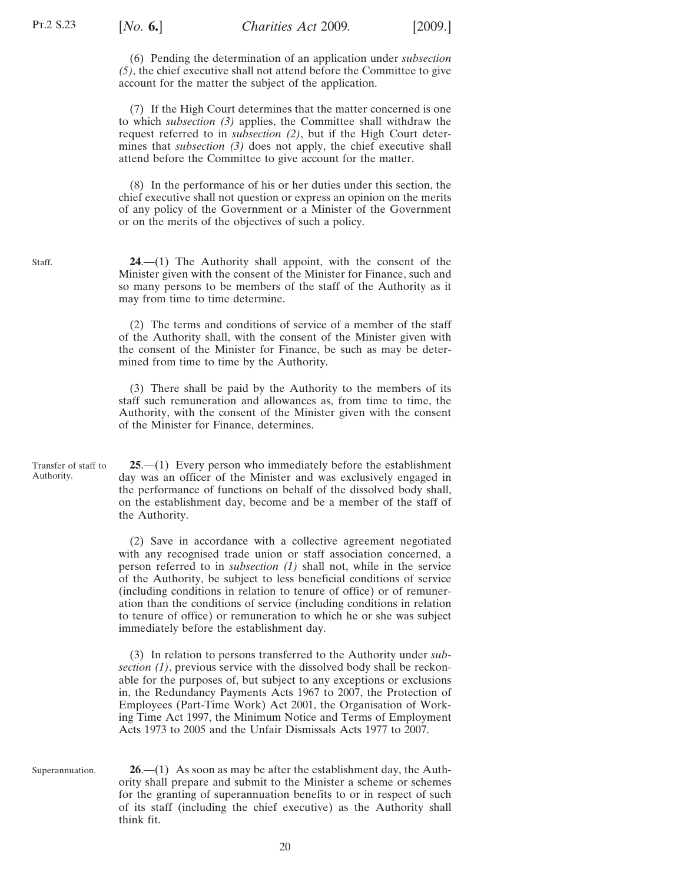(6) Pending the determination of an application under *subsection (5)*, the chief executive shall not attend before the Committee to give account for the matter the subject of the application.

(7) If the High Court determines that the matter concerned is one to which *subsection (3)* applies, the Committee shall withdraw the request referred to in *subsection (2)*, but if the High Court determines that *subsection (3)* does not apply, the chief executive shall attend before the Committee to give account for the matter.

(8) In the performance of his or her duties under this section, the chief executive shall not question or express an opinion on the merits of any policy of the Government or a Minister of the Government or on the merits of the objectives of such a policy.

Staff.

**24**.—(1) The Authority shall appoint, with the consent of the Minister given with the consent of the Minister for Finance, such and so many persons to be members of the staff of the Authority as it may from time to time determine.

(2) The terms and conditions of service of a member of the staff of the Authority shall, with the consent of the Minister given with the consent of the Minister for Finance, be such as may be determined from time to time by the Authority.

(3) There shall be paid by the Authority to the members of its staff such remuneration and allowances as, from time to time, the Authority, with the consent of the Minister given with the consent of the Minister for Finance, determines.

Transfer of staff to Authority.

**25**.—(1) Every person who immediately before the establishment day was an officer of the Minister and was exclusively engaged in the performance of functions on behalf of the dissolved body shall, on the establishment day, become and be a member of the staff of the Authority.

(2) Save in accordance with a collective agreement negotiated with any recognised trade union or staff association concerned, a person referred to in *subsection (1)* shall not, while in the service of the Authority, be subject to less beneficial conditions of service (including conditions in relation to tenure of office) or of remuneration than the conditions of service (including conditions in relation to tenure of office) or remuneration to which he or she was subject immediately before the establishment day.

(3) In relation to persons transferred to the Authority under *subsection (1)*, previous service with the dissolved body shall be reckonable for the purposes of, but subject to any exceptions or exclusions in, the Redundancy Payments Acts 1967 to 2007, the Protection of Employees (Part-Time Work) Act 2001, the Organisation of Working Time Act 1997, the Minimum Notice and Terms of Employment Acts 1973 to 2005 and the Unfair Dismissals Acts 1977 to 2007.

Superannuation.

**26**.—(1) As soon as may be after the establishment day, the Authority shall prepare and submit to the Minister a scheme or schemes for the granting of superannuation benefits to or in respect of such of its staff (including the chief executive) as the Authority shall think fit.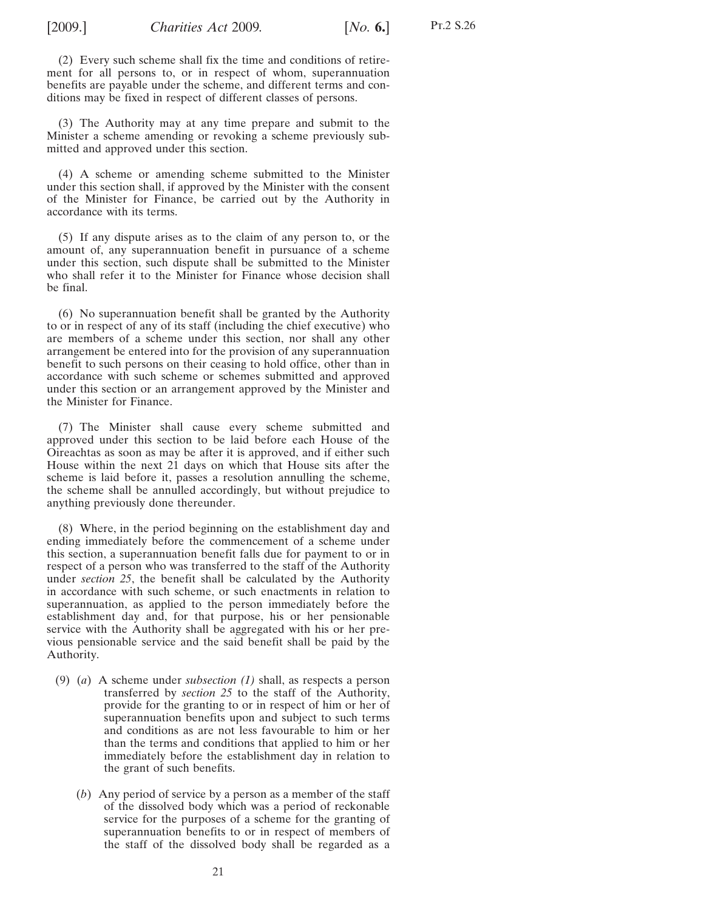(2) Every such scheme shall fix the time and conditions of retirement for all persons to, or in respect of whom, superannuation benefits are payable under the scheme, and different terms and conditions may be fixed in respect of different classes of persons.

(3) The Authority may at any time prepare and submit to the Minister a scheme amending or revoking a scheme previously submitted and approved under this section.

(4) A scheme or amending scheme submitted to the Minister under this section shall, if approved by the Minister with the consent of the Minister for Finance, be carried out by the Authority in accordance with its terms.

(5) If any dispute arises as to the claim of any person to, or the amount of, any superannuation benefit in pursuance of a scheme under this section, such dispute shall be submitted to the Minister who shall refer it to the Minister for Finance whose decision shall be final.

(6) No superannuation benefit shall be granted by the Authority to or in respect of any of its staff (including the chief executive) who are members of a scheme under this section, nor shall any other arrangement be entered into for the provision of any superannuation benefit to such persons on their ceasing to hold office, other than in accordance with such scheme or schemes submitted and approved under this section or an arrangement approved by the Minister and the Minister for Finance.

(7) The Minister shall cause every scheme submitted and approved under this section to be laid before each House of the Oireachtas as soon as may be after it is approved, and if either such House within the next 21 days on which that House sits after the scheme is laid before it, passes a resolution annulling the scheme, the scheme shall be annulled accordingly, but without prejudice to anything previously done thereunder.

(8) Where, in the period beginning on the establishment day and ending immediately before the commencement of a scheme under this section, a superannuation benefit falls due for payment to or in respect of a person who was transferred to the staff of the Authority under *section 25*, the benefit shall be calculated by the Authority in accordance with such scheme, or such enactments in relation to superannuation, as applied to the person immediately before the establishment day and, for that purpose, his or her pensionable service with the Authority shall be aggregated with his or her previous pensionable service and the said benefit shall be paid by the Authority.

(9) (*a*) A scheme under *subsection (1)* shall, as respects a person transferred by *section 25* to the staff of the Authority, provide for the granting to or in respect of him or her of superannuation benefits upon and subject to such terms and conditions as are not less favourable to him or her than the terms and conditions that applied to him or her immediately before the establishment day in relation to the grant of such benefits.

(*b*) Any period of service by a person as a member of the staff of the dissolved body which was a period of reckonable service for the purposes of a scheme for the granting of superannuation benefits to or in respect of members of the staff of the dissolved body shall be regarded as a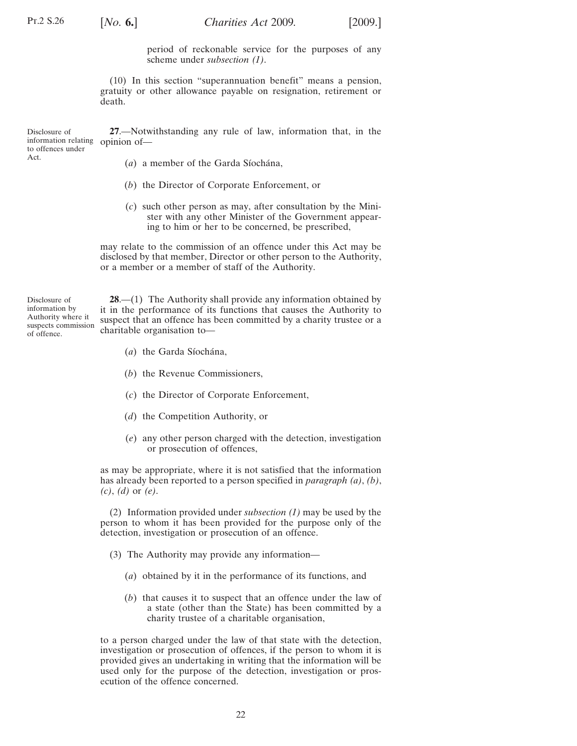period of reckonable service for the purposes of any scheme under *subsection (1)*.

(10) In this section "superannuation benefit" means a pension, gratuity or other allowance payable on resignation, retirement or death.

Disclosure of information relating to offences under Act.

**27**.—Notwithstanding any rule of law, information that, in the opinion of—

(*a*) a member of the Garda Síochána,

(*b*) the Director of Corporate Enforcement, or

(*c*) such other person as may, after consultation by the Minister with any other Minister of the Government appearing to him or her to be concerned, be prescribed,

may relate to the commission of an offence under this Act may be disclosed by that member, Director or other person to the Authority, or a member or a member of staff of the Authority.

Disclosure of information by Authority where it suspects commission of offence.

**28**.—(1) The Authority shall provide any information obtained by it in the performance of its functions that causes the Authority to suspect that an offence has been committed by a charity trustee or a charitable organisation to—

(*a*) the Garda Síochána,

(*b*) the Revenue Commissioners,

(*c*) the Director of Corporate Enforcement,

(*d*) the Competition Authority, or

(*e*) any other person charged with the detection, investigation or prosecution of offences,

as may be appropriate, where it is not satisfied that the information has already been reported to a person specified in *paragraph (a)*, *(b)*, *(c)*, *(d)* or *(e)*.

(2) Information provided under *subsection (1)* may be used by the person to whom it has been provided for the purpose only of the detection, investigation or prosecution of an offence.

(3) The Authority may provide any information—

(*a*) obtained by it in the performance of its functions, and

(*b*) that causes it to suspect that an offence under the law of a state (other than the State) has been committed by a charity trustee of a charitable organisation,

to a person charged under the law of that state with the detection, investigation or prosecution of offences, if the person to whom it is provided gives an undertaking in writing that the information will be used only for the purpose of the detection, investigation or prosecution of the offence concerned.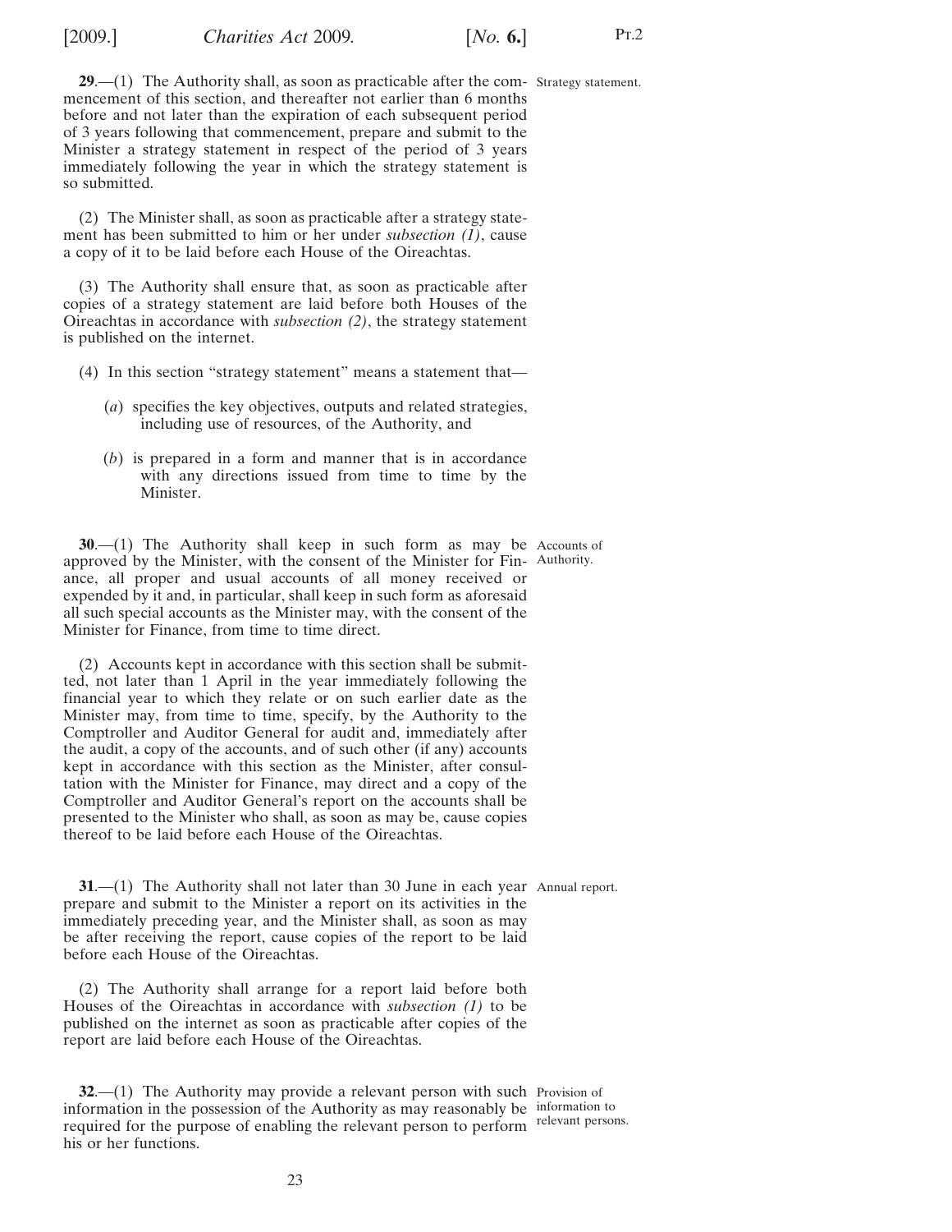**29**.—(1) The Authority shall, as soon as practicable after the commencement of this section, and thereafter not earlier than 6 months before and not later than the expiration of each subsequent period of 3 years following that commencement, prepare and submit to the Minister a strategy statement in respect of the period of 3 years immediately following the year in which the strategy statement is so submitted.

Strategy statement.

(2) The Minister shall, as soon as practicable after a strategy statement has been submitted to him or her under *subsection (1)*, cause a copy of it to be laid before each House of the Oireachtas.

(3) The Authority shall ensure that, as soon as practicable after copies of a strategy statement are laid before both Houses of the Oireachtas in accordance with *subsection (2)*, the strategy statement is published on the internet.

(4) In this section "strategy statement" means a statement that—

(*a*) specifies the key objectives, outputs and related strategies, including use of resources, of the Authority, and

(*b*) is prepared in a form and manner that is in accordance with any directions issued from time to time by the Minister.

**30**.—(1) The Authority shall keep in such form as may be approved by the Minister, with the consent of the Minister for Finance, all proper and usual accounts of all money received or expended by it and, in particular, shall keep in such form as aforesaid all such special accounts as the Minister may, with the consent of the Minister for Finance, from time to time direct.

Accounts of Authority.

(2) Accounts kept in accordance with this section shall be submitted, not later than 1 April in the year immediately following the financial year to which they relate or on such earlier date as the Minister may, from time to time, specify, by the Authority to the Comptroller and Auditor General for audit and, immediately after the audit, a copy of the accounts, and of such other (if any) accounts kept in accordance with this section as the Minister, after consultation with the Minister for Finance, may direct and a copy of the Comptroller and Auditor General's report on the accounts shall be presented to the Minister who shall, as soon as may be, cause copies thereof to be laid before each House of the Oireachtas.

**31**.—(1) The Authority shall not later than 30 June in each year prepare and submit to the Minister a report on its activities in the immediately preceding year, and the Minister shall, as soon as may be after receiving the report, cause copies of the report to be laid before each House of the Oireachtas.

Annual report.

(2) The Authority shall arrange for a report laid before both Houses of the Oireachtas in accordance with *subsection (1)* to be published on the internet as soon as practicable after copies of the report are laid before each House of the Oireachtas.

**32**.—(1) The Authority may provide a relevant person with such information in the possession of the Authority as may reasonably be required for the purpose of enabling the relevant person to perform his or her functions.

Provision of information to relevant persons.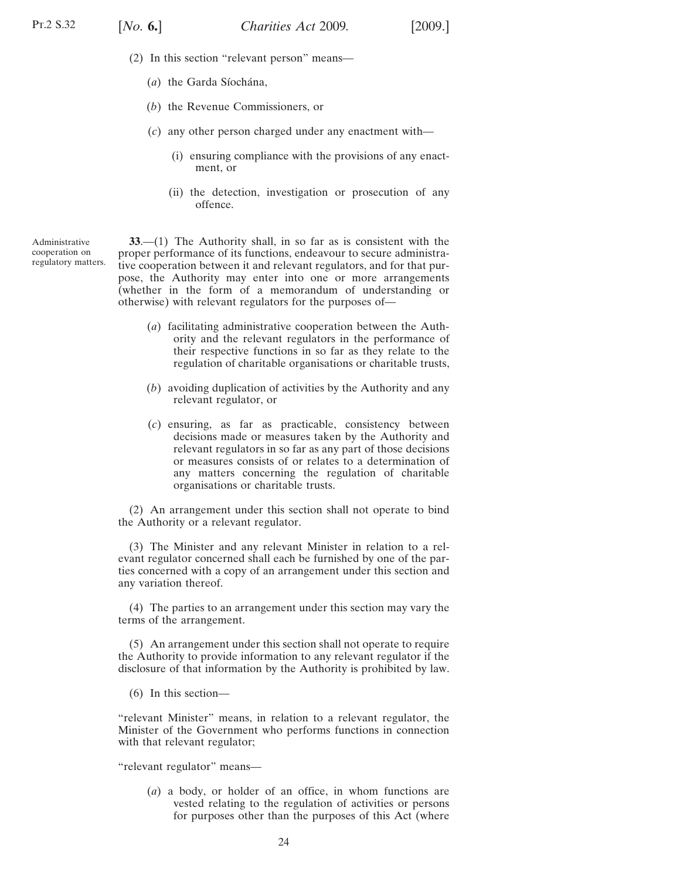(2) In this section "relevant person" means—

(*a*) the Garda Síochána,

(*b*) the Revenue Commissioners, or

(*c*) any other person charged under any enactment with—

(i) ensuring compliance with the provisions of any enactment, or

(ii) the detection, investigation or prosecution of any offence.

Administrative cooperation on regulatory matters.

**33**.—(1) The Authority shall, in so far as is consistent with the proper performance of its functions, endeavour to secure administrative cooperation between it and relevant regulators, and for that purpose, the Authority may enter into one or more arrangements (whether in the form of a memorandum of understanding or otherwise) with relevant regulators for the purposes of—

(*a*) facilitating administrative cooperation between the Authority and the relevant regulators in the performance of their respective functions in so far as they relate to the regulation of charitable organisations or charitable trusts,

(*b*) avoiding duplication of activities by the Authority and any relevant regulator, or

(*c*) ensuring, as far as practicable, consistency between decisions made or measures taken by the Authority and relevant regulators in so far as any part of those decisions or measures consists of or relates to a determination of any matters concerning the regulation of charitable organisations or charitable trusts.

(2) An arrangement under this section shall not operate to bind the Authority or a relevant regulator.

(3) The Minister and any relevant Minister in relation to a relevant regulator concerned shall each be furnished by one of the parties concerned with a copy of an arrangement under this section and any variation thereof.

(4) The parties to an arrangement under this section may vary the terms of the arrangement.

(5) An arrangement under this section shall not operate to require the Authority to provide information to any relevant regulator if the disclosure of that information by the Authority is prohibited by law.

(6) In this section—

"relevant Minister" means, in relation to a relevant regulator, the Minister of the Government who performs functions in connection with that relevant regulator;

"relevant regulator" means—

(*a*) a body, or holder of an office, in whom functions are vested relating to the regulation of activities or persons for purposes other than the purposes of this Act (where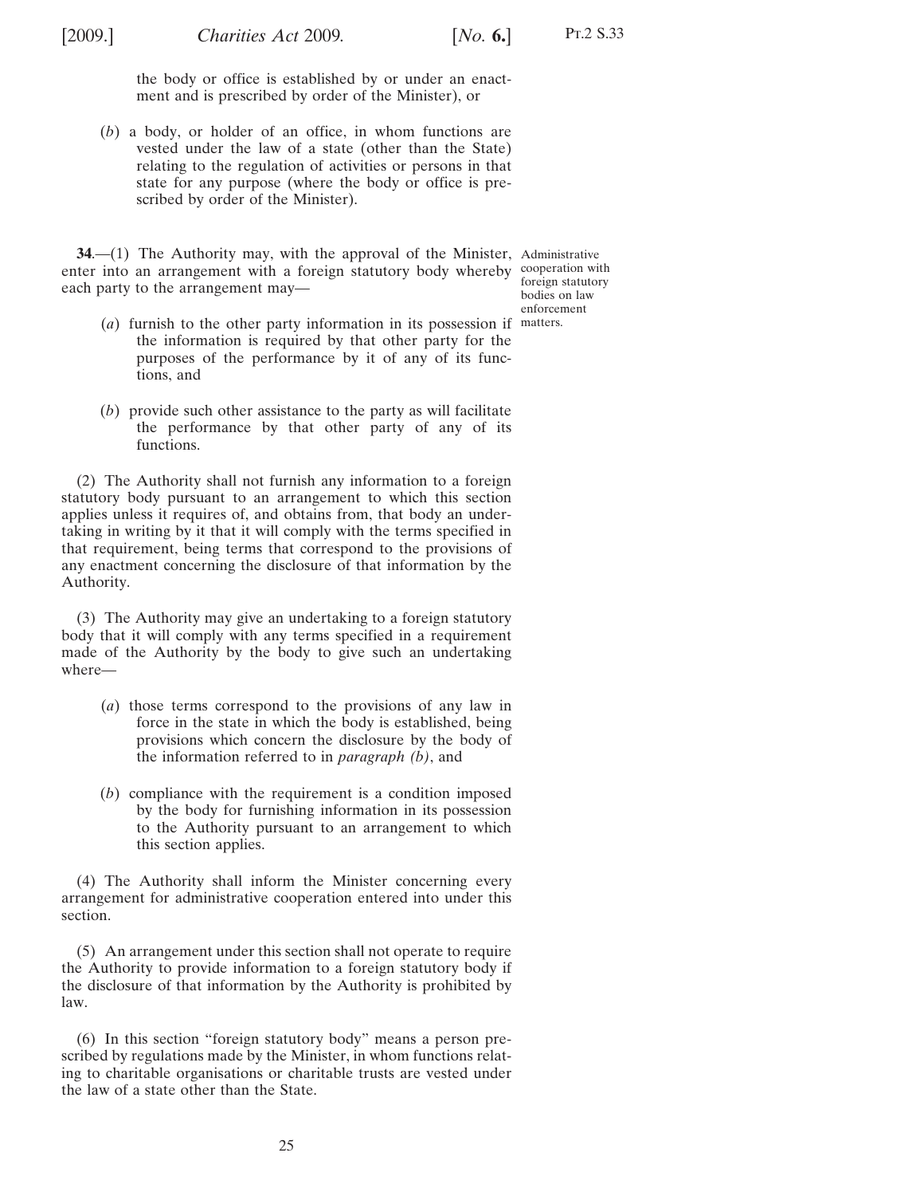the body or office is established by or under an enactment and is prescribed by order of the Minister), or

(*b*) a body, or holder of an office, in whom functions are vested under the law of a state (other than the State) relating to the regulation of activities or persons in that state for any purpose (where the body or office is prescribed by order of the Minister).

Administrative cooperation with foreign statutory bodies on law enforcement matters.

**34**.—(1) The Authority may, with the approval of the Minister, enter into an arrangement with a foreign statutory body whereby each party to the arrangement may—

(*a*) furnish to the other party information in its possession if the information is required by that other party for the purposes of the performance by it of any of its functions, and

(*b*) provide such other assistance to the party as will facilitate the performance by that other party of any of its functions.

(2) The Authority shall not furnish any information to a foreign statutory body pursuant to an arrangement to which this section applies unless it requires of, and obtains from, that body an undertaking in writing by it that it will comply with the terms specified in that requirement, being terms that correspond to the provisions of any enactment concerning the disclosure of that information by the Authority.

(3) The Authority may give an undertaking to a foreign statutory body that it will comply with any terms specified in a requirement made of the Authority by the body to give such an undertaking where—

(*a*) those terms correspond to the provisions of any law in force in the state in which the body is established, being provisions which concern the disclosure by the body of the information referred to in *paragraph (b)*, and

(*b*) compliance with the requirement is a condition imposed by the body for furnishing information in its possession to the Authority pursuant to an arrangement to which this section applies.

(4) The Authority shall inform the Minister concerning every arrangement for administrative cooperation entered into under this section.

(5) An arrangement under this section shall not operate to require the Authority to provide information to a foreign statutory body if the disclosure of that information by the Authority is prohibited by law.

(6) In this section "foreign statutory body" means a person prescribed by regulations made by the Minister, in whom functions relating to charitable organisations or charitable trusts are vested under the law of a state other than the State.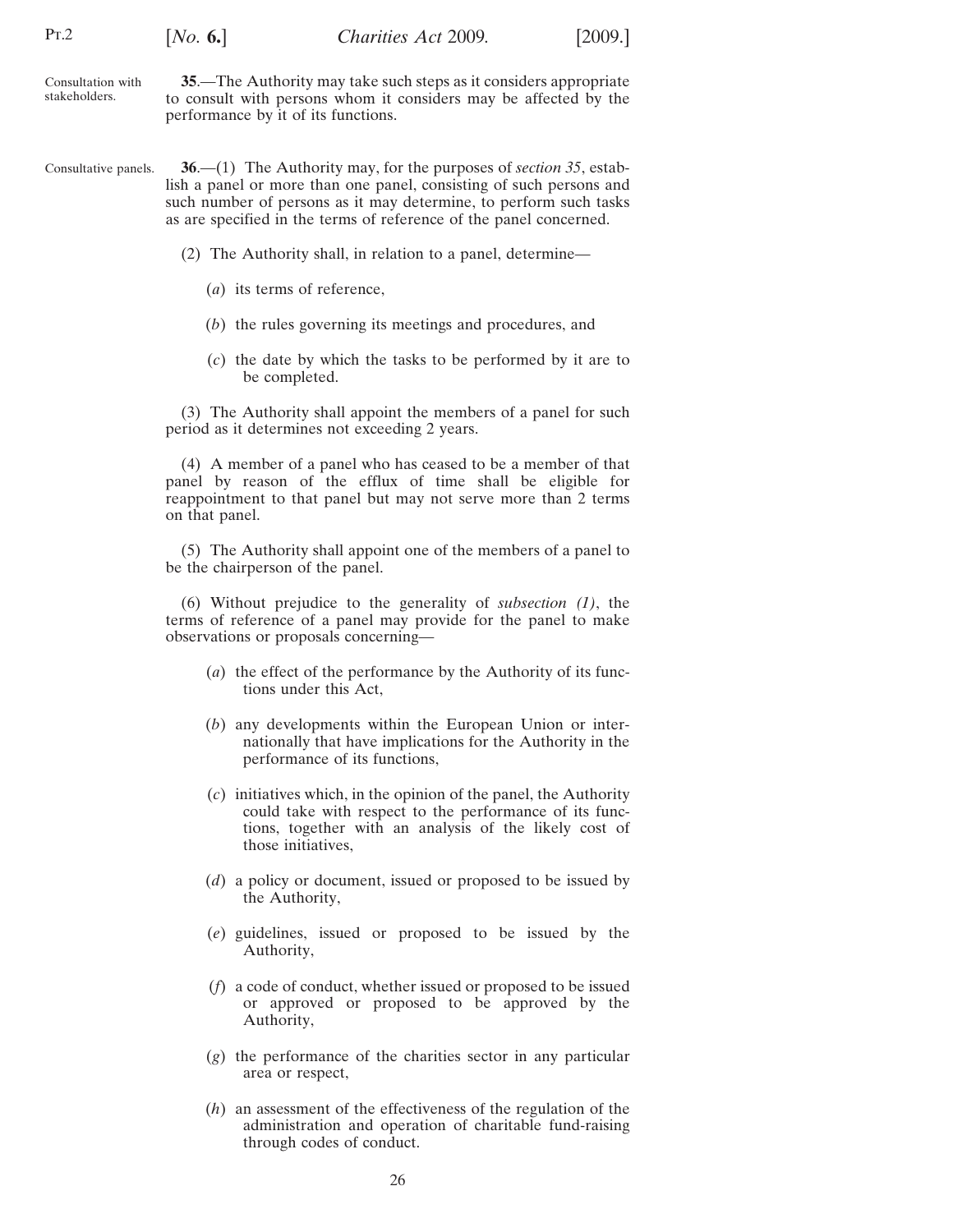Consultation with stakeholders.

**35**.—The Authority may take such steps as it considers appropriate to consult with persons whom it considers may be affected by the performance by it of its functions.

Consultative panels.

**36**.—(1) The Authority may, for the purposes of *section 35*, establish a panel or more than one panel, consisting of such persons and such number of persons as it may determine, to perform such tasks as are specified in the terms of reference of the panel concerned.

(2) The Authority shall, in relation to a panel, determine—

(*a*) its terms of reference,

(*b*) the rules governing its meetings and procedures, and

(*c*) the date by which the tasks to be performed by it are to be completed.

(3) The Authority shall appoint the members of a panel for such period as it determines not exceeding 2 years.

(4) A member of a panel who has ceased to be a member of that panel by reason of the efflux of time shall be eligible for reappointment to that panel but may not serve more than 2 terms on that panel.

(5) The Authority shall appoint one of the members of a panel to be the chairperson of the panel.

(6) Without prejudice to the generality of *subsection (1)*, the terms of reference of a panel may provide for the panel to make observations or proposals concerning—

(*a*) the effect of the performance by the Authority of its functions under this Act,

(*b*) any developments within the European Union or internationally that have implications for the Authority in the performance of its functions,

(*c*) initiatives which, in the opinion of the panel, the Authority could take with respect to the performance of its functions, together with an analysis of the likely cost of those initiatives,

(*d*) a policy or document, issued or proposed to be issued by the Authority,

(*e*) guidelines, issued or proposed to be issued by the Authority,

(*f*) a code of conduct, whether issued or proposed to be issued or approved or proposed to be approved by the Authority,

(*g*) the performance of the charities sector in any particular area or respect,

(*h*) an assessment of the effectiveness of the regulation of the administration and operation of charitable fund-raising through codes of conduct.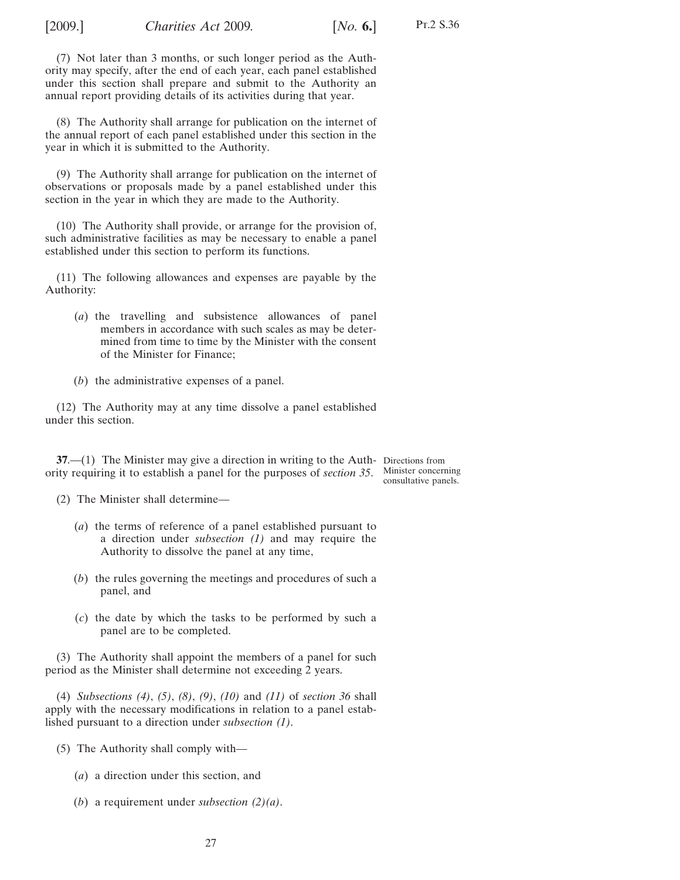(7) Not later than 3 months, or such longer period as the Authority may specify, after the end of each year, each panel established under this section shall prepare and submit to the Authority an annual report providing details of its activities during that year.

(8) The Authority shall arrange for publication on the internet of the annual report of each panel established under this section in the year in which it is submitted to the Authority.

(9) The Authority shall arrange for publication on the internet of observations or proposals made by a panel established under this section in the year in which they are made to the Authority.

(10) The Authority shall provide, or arrange for the provision of, such administrative facilities as may be necessary to enable a panel established under this section to perform its functions.

(11) The following allowances and expenses are payable by the Authority:

(*a*) the travelling and subsistence allowances of panel members in accordance with such scales as may be determined from time to time by the Minister with the consent of the Minister for Finance;

(*b*) the administrative expenses of a panel.

(12) The Authority may at any time dissolve a panel established under this section.

Directions from Minister concerning consultative panels.

**37**.—(1) The Minister may give a direction in writing to the Authority requiring it to establish a panel for the purposes of *section 35*.

(2) The Minister shall determine—

(*a*) the terms of reference of a panel established pursuant to a direction under *subsection (1)* and may require the Authority to dissolve the panel at any time,

(*b*) the rules governing the meetings and procedures of such a panel, and

(*c*) the date by which the tasks to be performed by such a panel are to be completed.

(3) The Authority shall appoint the members of a panel for such period as the Minister shall determine not exceeding 2 years.

(4) *Subsections (4)*, *(5)*, *(8)*, *(9)*, *(10)* and *(11)* of *section 36* shall apply with the necessary modifications in relation to a panel established pursuant to a direction under *subsection (1)*.

(5) The Authority shall comply with—

(*a*) a direction under this section, and

(*b*) a requirement under *subsection (2)(a)*.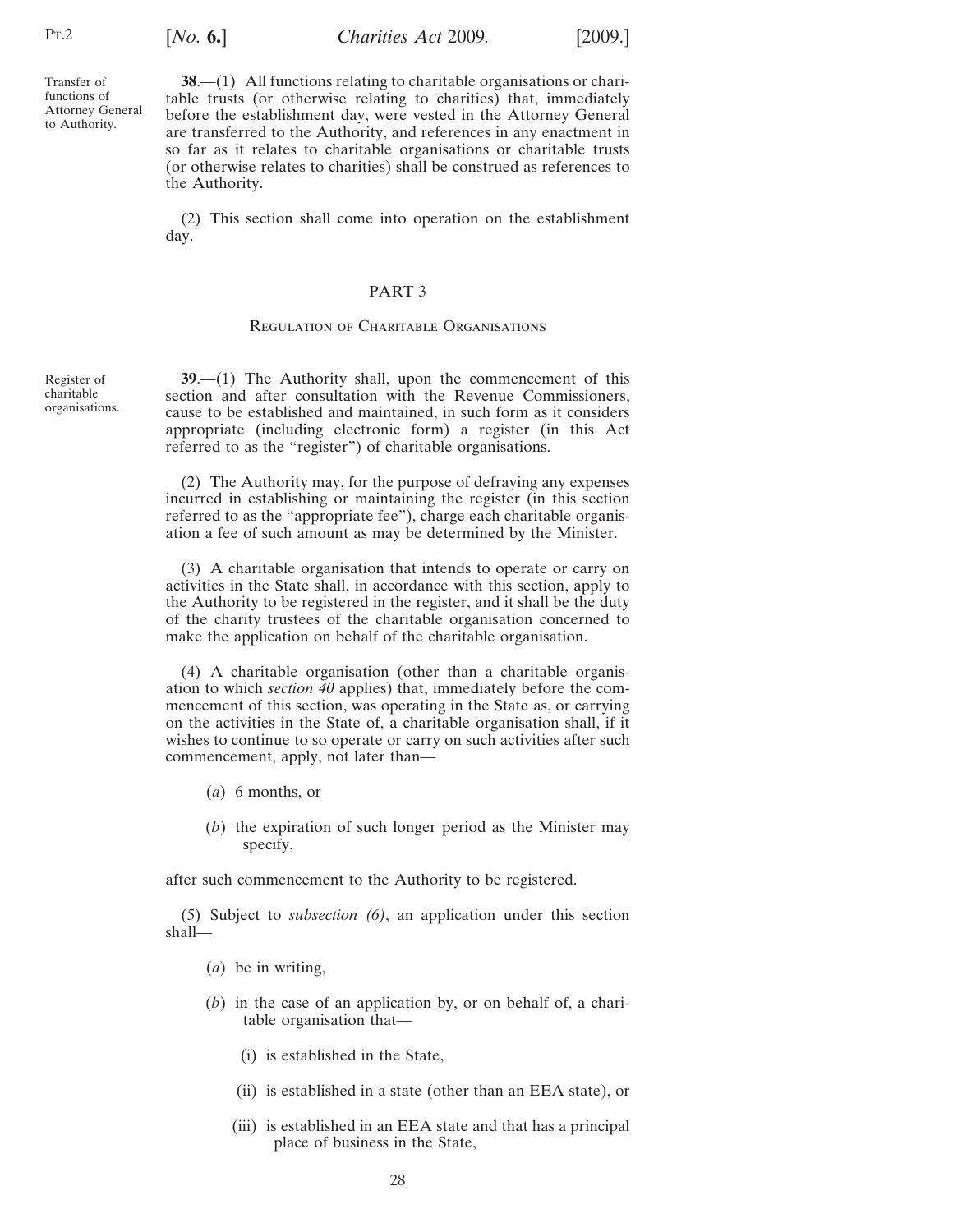Transfer of functions of Attorney General to Authority.

**38**.—(1) All functions relating to charitable organisations or charitable trusts (or otherwise relating to charities) that, immediately before the establishment day, were vested in the Attorney General are transferred to the Authority, and references in any enactment in so far as it relates to charitable organisations or charitable trusts (or otherwise relates to charities) shall be construed as references to the Authority.

(2) This section shall come into operation on the establishment day.

## PART 3

### Regulation of Charitable Organisations

Register of charitable organisations.

**39**.—(1) The Authority shall, upon the commencement of this section and after consultation with the Revenue Commissioners, cause to be established and maintained, in such form as it considers appropriate (including electronic form) a register (in this Act referred to as the "register") of charitable organisations.

(2) The Authority may, for the purpose of defraying any expenses incurred in establishing or maintaining the register (in this section referred to as the "appropriate fee"), charge each charitable organisation a fee of such amount as may be determined by the Minister.

(3) A charitable organisation that intends to operate or carry on activities in the State shall, in accordance with this section, apply to the Authority to be registered in the register, and it shall be the duty of the charity trustees of the charitable organisation concerned to make the application on behalf of the charitable organisation.

(4) A charitable organisation (other than a charitable organisation to which *section 40* applies) that, immediately before the commencement of this section, was operating in the State as, or carrying on the activities in the State of, a charitable organisation shall, if it wishes to continue to so operate or carry on such activities after such commencement, apply, not later than—

(*a*) 6 months, or

(*b*) the expiration of such longer period as the Minister may specify,

after such commencement to the Authority to be registered.

(5) Subject to *subsection (6)*, an application under this section shall—

(*a*) be in writing,

(*b*) in the case of an application by, or on behalf of, a charitable organisation that—

(i) is established in the State,

(ii) is established in a state (other than an EEA state), or

(iii) is established in an EEA state and that has a principal place of business in the State,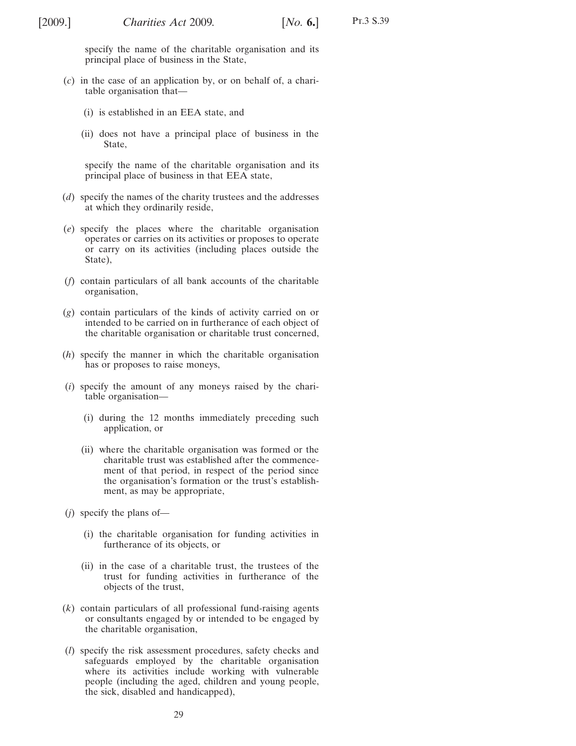specify the name of the charitable organisation and its principal place of business in the State,

(*c*) in the case of an application by, or on behalf of, a charitable organisation that—

(i) is established in an EEA state, and

(ii) does not have a principal place of business in the State,

specify the name of the charitable organisation and its principal place of business in that EEA state,

(*d*) specify the names of the charity trustees and the addresses at which they ordinarily reside,

(*e*) specify the places where the charitable organisation operates or carries on its activities or proposes to operate or carry on its activities (including places outside the State),

(*f*) contain particulars of all bank accounts of the charitable organisation,

(*g*) contain particulars of the kinds of activity carried on or intended to be carried on in furtherance of each object of the charitable organisation or charitable trust concerned,

(*h*) specify the manner in which the charitable organisation has or proposes to raise moneys,

(*i*) specify the amount of any moneys raised by the charitable organisation—

(i) during the 12 months immediately preceding such application, or

(ii) where the charitable organisation was formed or the charitable trust was established after the commencement of that period, in respect of the period since the organisation's formation or the trust's establishment, as may be appropriate,

(*j*) specify the plans of—

(i) the charitable organisation for funding activities in furtherance of its objects, or

(ii) in the case of a charitable trust, the trustees of the trust for funding activities in furtherance of the objects of the trust,

(*k*) contain particulars of all professional fund-raising agents or consultants engaged by or intended to be engaged by the charitable organisation,

(*l*) specify the risk assessment procedures, safety checks and safeguards employed by the charitable organisation where its activities include working with vulnerable people (including the aged, children and young people, the sick, disabled and handicapped),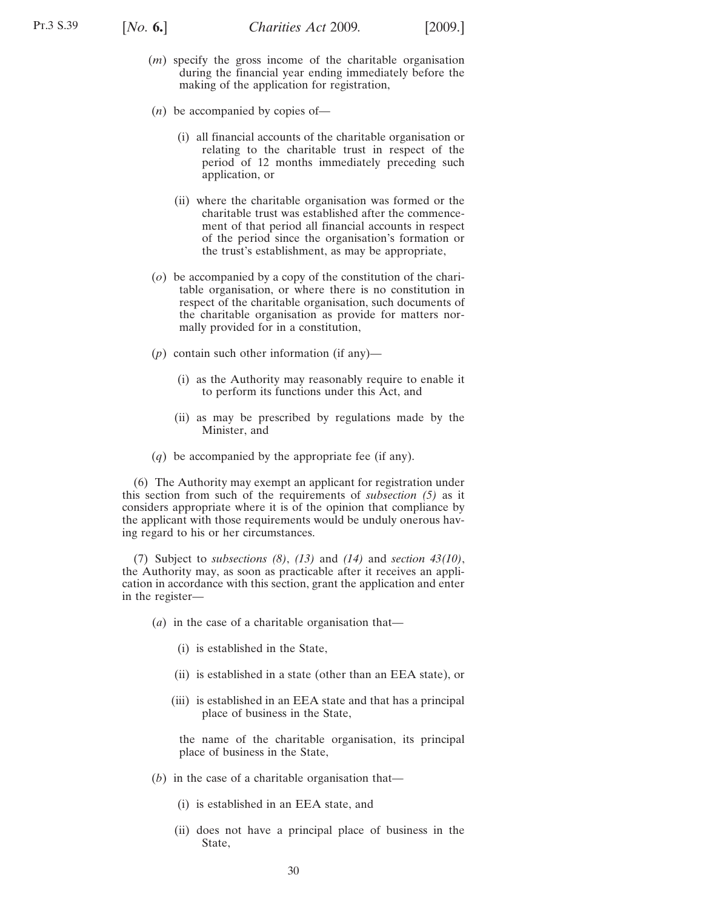(*m*) specify the gross income of the charitable organisation during the financial year ending immediately before the making of the application for registration,

(*n*) be accompanied by copies of—

(i) all financial accounts of the charitable organisation or relating to the charitable trust in respect of the period of 12 months immediately preceding such application, or

(ii) where the charitable organisation was formed or the charitable trust was established after the commencement of that period all financial accounts in respect of the period since the organisation's formation or the trust's establishment, as may be appropriate,

(*o*) be accompanied by a copy of the constitution of the charitable organisation, or where there is no constitution in respect of the charitable organisation, such documents of the charitable organisation as provide for matters normally provided for in a constitution,

(*p*) contain such other information (if any)—

(i) as the Authority may reasonably require to enable it to perform its functions under this Act, and

(ii) as may be prescribed by regulations made by the Minister, and

(*q*) be accompanied by the appropriate fee (if any).

(6) The Authority may exempt an applicant for registration under this section from such of the requirements of *subsection (5)* as it considers appropriate where it is of the opinion that compliance by the applicant with those requirements would be unduly onerous having regard to his or her circumstances.

(7) Subject to *subsections (8)*, *(13)* and *(14)* and *section 43(10)*, the Authority may, as soon as practicable after it receives an application in accordance with this section, grant the application and enter in the register—

(*a*) in the case of a charitable organisation that—

(i) is established in the State,

(ii) is established in a state (other than an EEA state), or

(iii) is established in an EEA state and that has a principal place of business in the State,

the name of the charitable organisation, its principal place of business in the State,

(*b*) in the case of a charitable organisation that—

(i) is established in an EEA state, and

(ii) does not have a principal place of business in the State,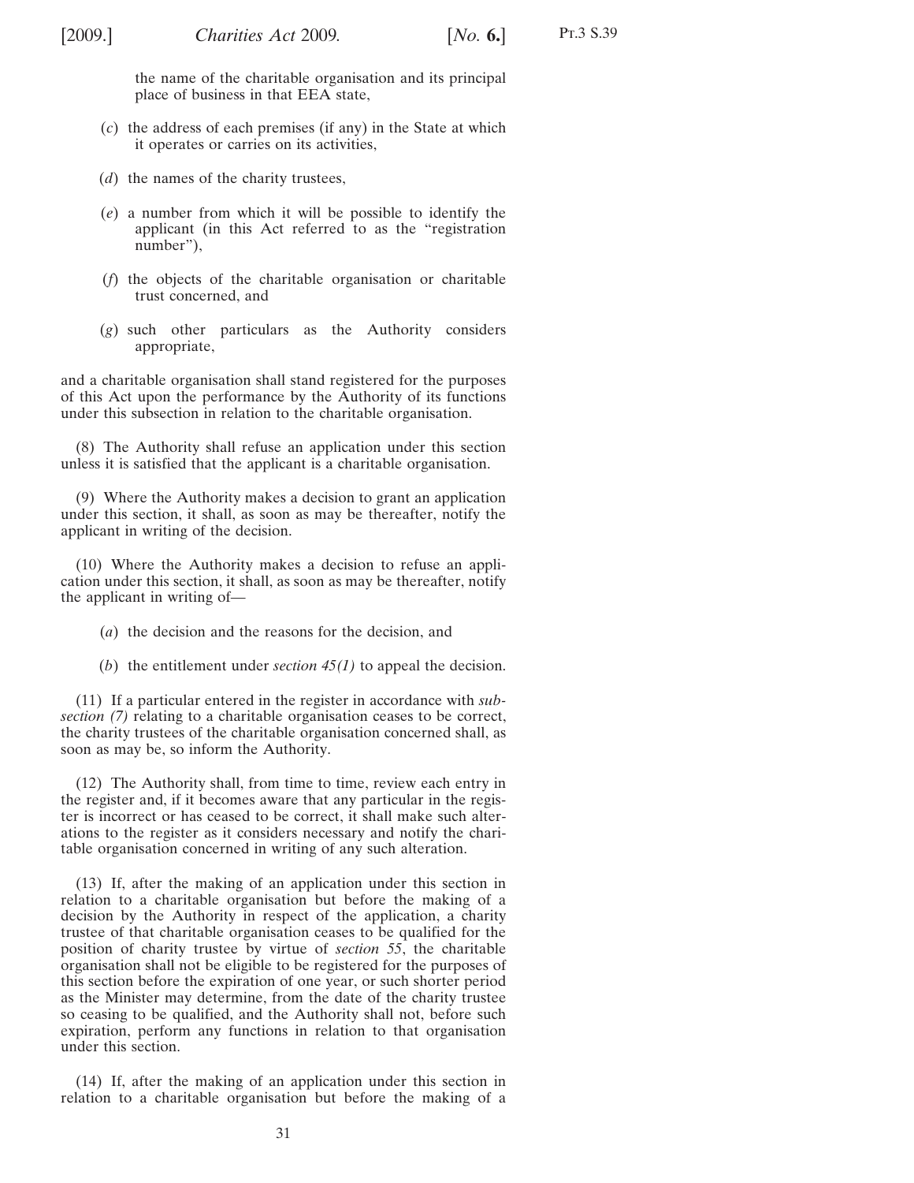the name of the charitable organisation and its principal place of business in that EEA state,

(*c*) the address of each premises (if any) in the State at which it operates or carries on its activities,

(*d*) the names of the charity trustees,

(*e*) a number from which it will be possible to identify the applicant (in this Act referred to as the "registration number"),

(*f*) the objects of the charitable organisation or charitable trust concerned, and

(*g*) such other particulars as the Authority considers appropriate,

and a charitable organisation shall stand registered for the purposes of this Act upon the performance by the Authority of its functions under this subsection in relation to the charitable organisation.

(8) The Authority shall refuse an application under this section unless it is satisfied that the applicant is a charitable organisation.

(9) Where the Authority makes a decision to grant an application under this section, it shall, as soon as may be thereafter, notify the applicant in writing of the decision.

(10) Where the Authority makes a decision to refuse an application under this section, it shall, as soon as may be thereafter, notify the applicant in writing of—

(*a*) the decision and the reasons for the decision, and

(*b*) the entitlement under *section 45(1)* to appeal the decision.

(11) If a particular entered in the register in accordance with *subsection (7)* relating to a charitable organisation ceases to be correct, the charity trustees of the charitable organisation concerned shall, as soon as may be, so inform the Authority.

(12) The Authority shall, from time to time, review each entry in the register and, if it becomes aware that any particular in the register is incorrect or has ceased to be correct, it shall make such alterations to the register as it considers necessary and notify the charitable organisation concerned in writing of any such alteration.

(13) If, after the making of an application under this section in relation to a charitable organisation but before the making of a decision by the Authority in respect of the application, a charity trustee of that charitable organisation ceases to be qualified for the position of charity trustee by virtue of *section 55*, the charitable organisation shall not be eligible to be registered for the purposes of this section before the expiration of one year, or such shorter period as the Minister may determine, from the date of the charity trustee so ceasing to be qualified, and the Authority shall not, before such expiration, perform any functions in relation to that organisation under this section.

(14) If, after the making of an application under this section in relation to a charitable organisation but before the making of a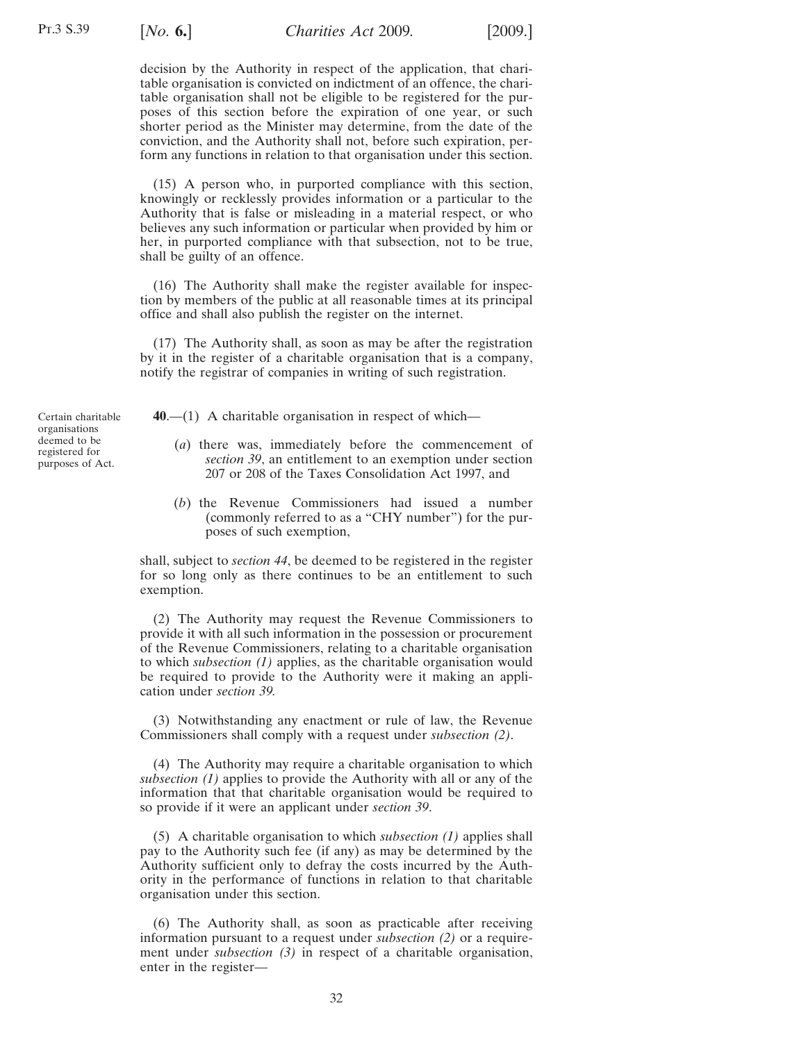decision by the Authority in respect of the application, that charitable organisation is convicted on indictment of an offence, the charitable organisation shall not be eligible to be registered for the purposes of this section before the expiration of one year, or such shorter period as the Minister may determine, from the date of the conviction, and the Authority shall not, before such expiration, perform any functions in relation to that organisation under this section.

(15) A person who, in purported compliance with this section, knowingly or recklessly provides information or a particular to the Authority that is false or misleading in a material respect, or who believes any such information or particular when provided by him or her, in purported compliance with that subsection, not to be true, shall be guilty of an offence.

(16) The Authority shall make the register available for inspection by members of the public at all reasonable times at its principal office and shall also publish the register on the internet.

(17) The Authority shall, as soon as may be after the registration by it in the register of a charitable organisation that is a company, notify the registrar of companies in writing of such registration.

Certain charitable organisations deemed to be registered for purposes of Act.

**40**.—(1) A charitable organisation in respect of which—

(*a*) there was, immediately before the commencement of *section 39*, an entitlement to an exemption under section 207 or 208 of the Taxes Consolidation Act 1997, and

(*b*) the Revenue Commissioners had issued a number (commonly referred to as a "CHY number") for the purposes of such exemption,

shall, subject to *section 44*, be deemed to be registered in the register for so long only as there continues to be an entitlement to such exemption.

(2) The Authority may request the Revenue Commissioners to provide it with all such information in the possession or procurement of the Revenue Commissioners, relating to a charitable organisation to which *subsection (1)* applies, as the charitable organisation would be required to provide to the Authority were it making an application under *section 39*.

(3) Notwithstanding any enactment or rule of law, the Revenue Commissioners shall comply with a request under *subsection (2)*.

(4) The Authority may require a charitable organisation to which *subsection (1)* applies to provide the Authority with all or any of the information that that charitable organisation would be required to so provide if it were an applicant under *section 39*.

(5) A charitable organisation to which *subsection (1)* applies shall pay to the Authority such fee (if any) as may be determined by the Authority sufficient only to defray the costs incurred by the Authority in the performance of functions in relation to that charitable organisation under this section.

(6) The Authority shall, as soon as practicable after receiving information pursuant to a request under *subsection (2)* or a requirement under *subsection (3)* in respect of a charitable organisation, enter in the register—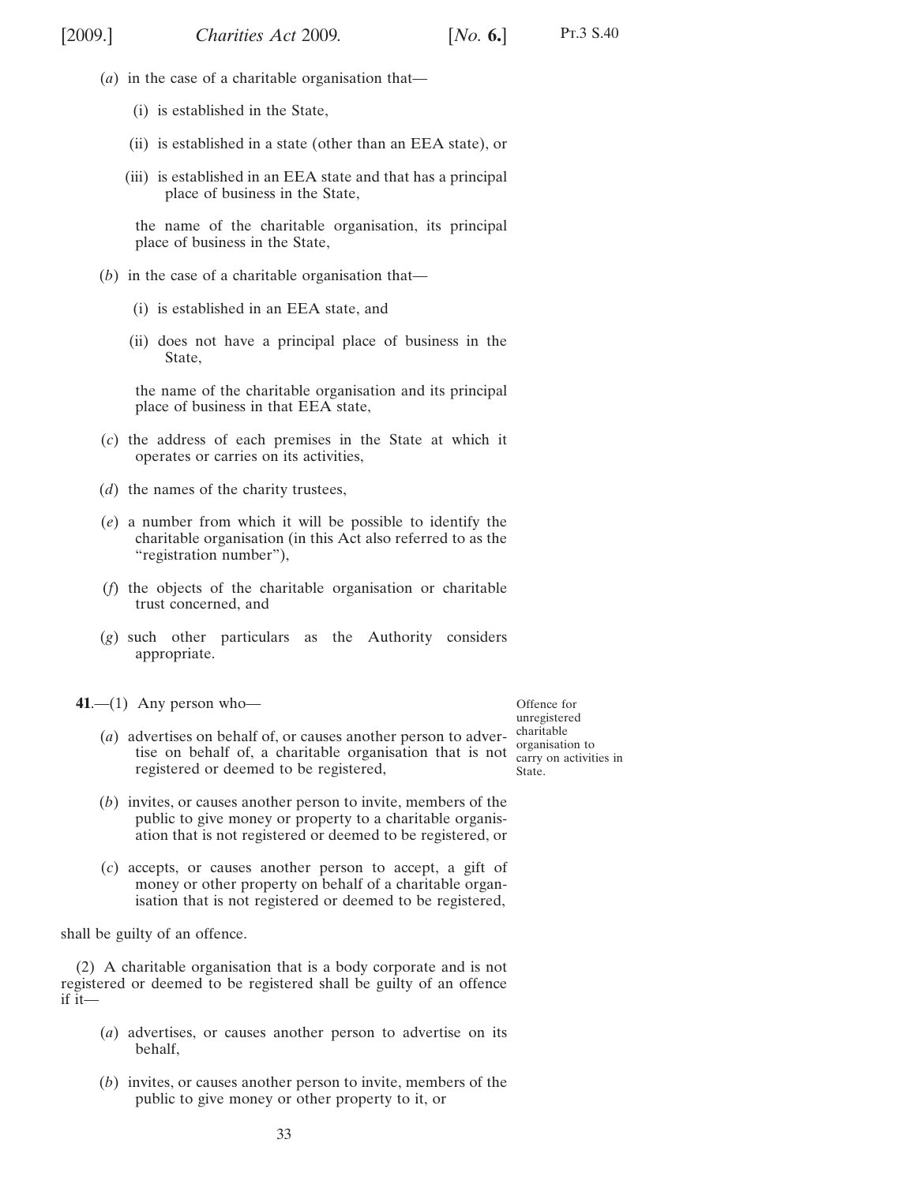(*a*) in the case of a charitable organisation that—

(i) is established in the State,

(ii) is established in a state (other than an EEA state), or

(iii) is established in an EEA state and that has a principal place of business in the State,

the name of the charitable organisation, its principal place of business in the State,

(*b*) in the case of a charitable organisation that—

(i) is established in an EEA state, and

(ii) does not have a principal place of business in the State,

the name of the charitable organisation and its principal place of business in that EEA state,

(*c*) the address of each premises in the State at which it operates or carries on its activities,

(*d*) the names of the charity trustees,

(*e*) a number from which it will be possible to identify the charitable organisation (in this Act also referred to as the "registration number"),

(*f*) the objects of the charitable organisation or charitable trust concerned, and

(*g*) such other particulars as the Authority considers appropriate.

Offence for unregistered charitable organisation to carry on activities in State.

**41**.—(1) Any person who—

(*a*) advertises on behalf of, or causes another person to advertise on behalf of, a charitable organisation that is not registered or deemed to be registered,

(*b*) invites, or causes another person to invite, members of the public to give money or property to a charitable organisation that is not registered or deemed to be registered, or

(*c*) accepts, or causes another person to accept, a gift of money or other property on behalf of a charitable organisation that is not registered or deemed to be registered,

shall be guilty of an offence.

(2) A charitable organisation that is a body corporate and is not registered or deemed to be registered shall be guilty of an offence if it—

(*a*) advertises, or causes another person to advertise on its behalf,

(*b*) invites, or causes another person to invite, members of the public to give money or other property to it, or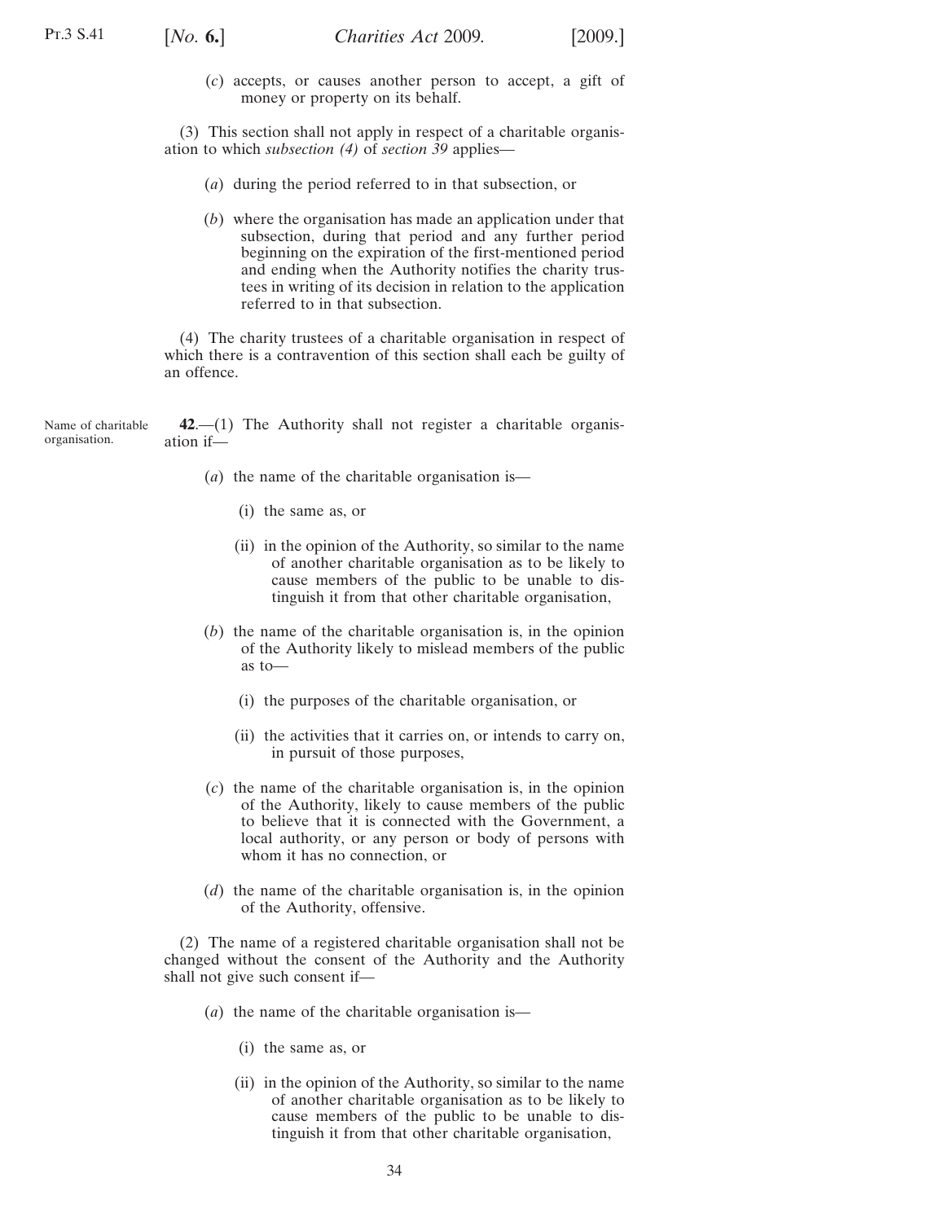(*c*) accepts, or causes another person to accept, a gift of money or property on its behalf.

(3) This section shall not apply in respect of a charitable organisation to which *subsection (4)* of *section 39* applies—

(*a*) during the period referred to in that subsection, or

(*b*) where the organisation has made an application under that subsection, during that period and any further period beginning on the expiration of the first-mentioned period and ending when the Authority notifies the charity trustees in writing of its decision in relation to the application referred to in that subsection.

(4) The charity trustees of a charitable organisation in respect of which there is a contravention of this section shall each be guilty of an offence.

Name of charitable organisation.

**42**.—(1) The Authority shall not register a charitable organisation if—

(*a*) the name of the charitable organisation is—

(i) the same as, or

(ii) in the opinion of the Authority, so similar to the name of another charitable organisation as to be likely to cause members of the public to be unable to distinguish it from that other charitable organisation,

(*b*) the name of the charitable organisation is, in the opinion of the Authority likely to mislead members of the public as to—

(i) the purposes of the charitable organisation, or

(ii) the activities that it carries on, or intends to carry on, in pursuit of those purposes,

(*c*) the name of the charitable organisation is, in the opinion of the Authority, likely to cause members of the public to believe that it is connected with the Government, a local authority, or any person or body of persons with whom it has no connection, or

(*d*) the name of the charitable organisation is, in the opinion of the Authority, offensive.

(2) The name of a registered charitable organisation shall not be changed without the consent of the Authority and the Authority shall not give such consent if—

(*a*) the name of the charitable organisation is—

(i) the same as, or

(ii) in the opinion of the Authority, so similar to the name of another charitable organisation as to be likely to cause members of the public to be unable to distinguish it from that other charitable organisation,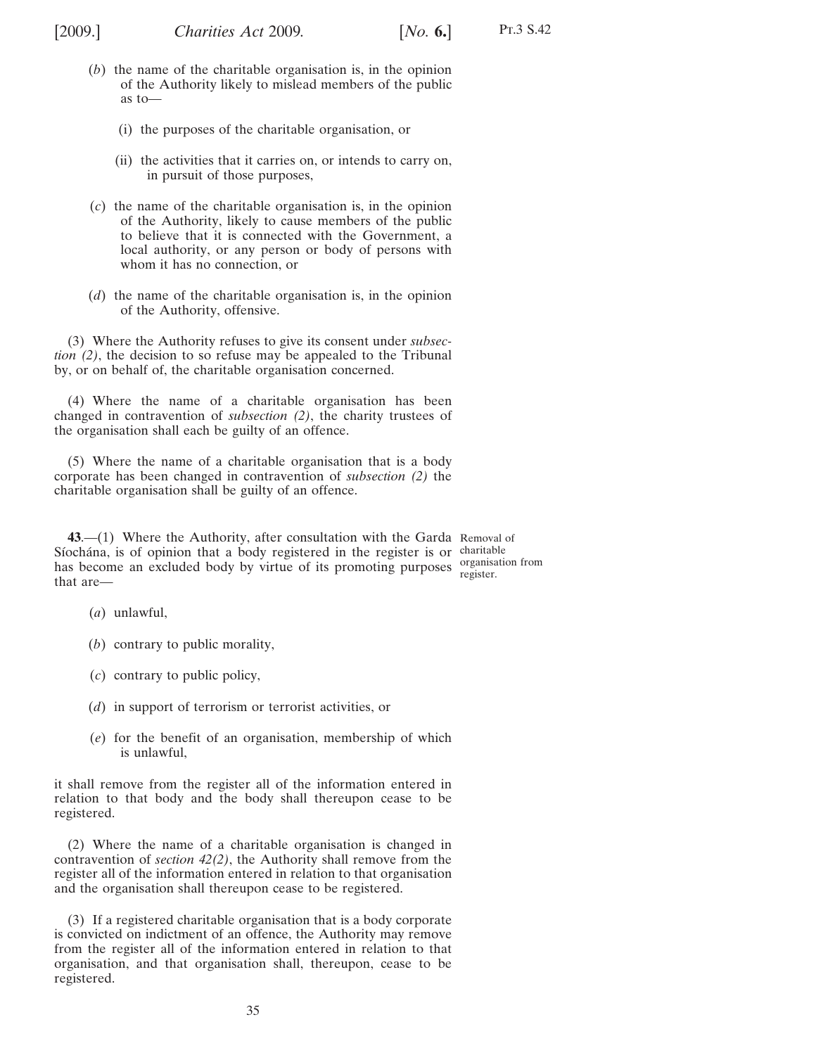(*b*) the name of the charitable organisation is, in the opinion of the Authority likely to mislead members of the public as to—

(i) the purposes of the charitable organisation, or

(ii) the activities that it carries on, or intends to carry on, in pursuit of those purposes,

(*c*) the name of the charitable organisation is, in the opinion of the Authority, likely to cause members of the public to believe that it is connected with the Government, a local authority, or any person or body of persons with whom it has no connection, or

(*d*) the name of the charitable organisation is, in the opinion of the Authority, offensive.

(3) Where the Authority refuses to give its consent under *subsection (2)*, the decision to so refuse may be appealed to the Tribunal by, or on behalf of, the charitable organisation concerned.

(4) Where the name of a charitable organisation has been changed in contravention of *subsection (2)*, the charity trustees of the organisation shall each be guilty of an offence.

(5) Where the name of a charitable organisation that is a body corporate has been changed in contravention of *subsection (2)* the charitable organisation shall be guilty of an offence.

Removal of charitable organisation from register.

**43**.—(1) Where the Authority, after consultation with the Garda Síochána, is of opinion that a body registered in the register is or has become an excluded body by virtue of its promoting purposes that are—

(*a*) unlawful,

(*b*) contrary to public morality,

(*c*) contrary to public policy,

(*d*) in support of terrorism or terrorist activities, or

(*e*) for the benefit of an organisation, membership of which is unlawful,

it shall remove from the register all of the information entered in relation to that body and the body shall thereupon cease to be registered.

(2) Where the name of a charitable organisation is changed in contravention of *section 42(2)*, the Authority shall remove from the register all of the information entered in relation to that organisation and the organisation shall thereupon cease to be registered.

(3) If a registered charitable organisation that is a body corporate is convicted on indictment of an offence, the Authority may remove from the register all of the information entered in relation to that organisation, and that organisation shall, thereupon, cease to be registered.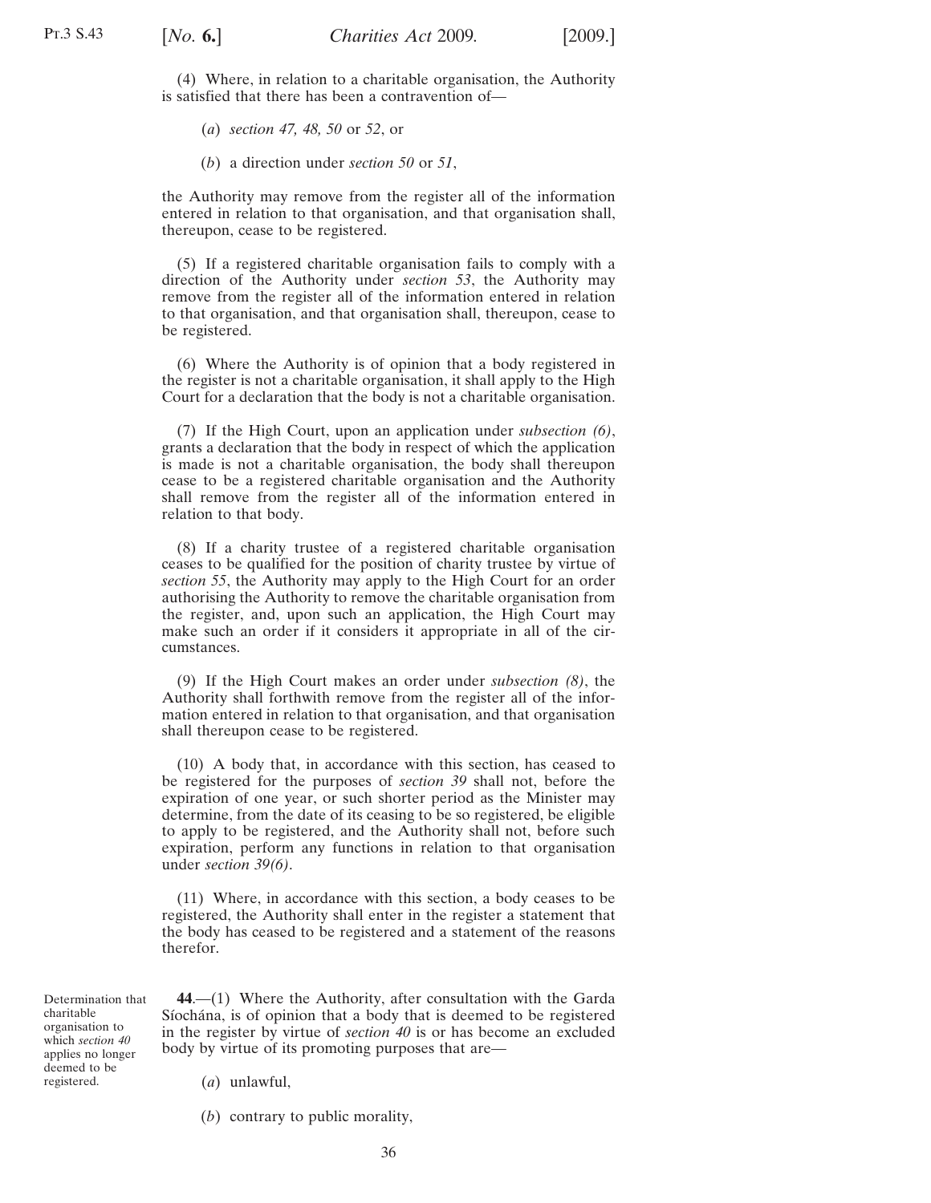(4) Where, in relation to a charitable organisation, the Authority is satisfied that there has been a contravention of—

(*a*) *section 47, 48, 50* or *52*, or

(*b*) a direction under *section 50* or *51*,

the Authority may remove from the register all of the information entered in relation to that organisation, and that organisation shall, thereupon, cease to be registered.

(5) If a registered charitable organisation fails to comply with a direction of the Authority under *section 53*, the Authority may remove from the register all of the information entered in relation to that organisation, and that organisation shall, thereupon, cease to be registered.

(6) Where the Authority is of opinion that a body registered in the register is not a charitable organisation, it shall apply to the High Court for a declaration that the body is not a charitable organisation.

(7) If the High Court, upon an application under *subsection (6)*, grants a declaration that the body in respect of which the application is made is not a charitable organisation, the body shall thereupon cease to be a registered charitable organisation and the Authority shall remove from the register all of the information entered in relation to that body.

(8) If a charity trustee of a registered charitable organisation ceases to be qualified for the position of charity trustee by virtue of *section 55*, the Authority may apply to the High Court for an order authorising the Authority to remove the charitable organisation from the register, and, upon such an application, the High Court may make such an order if it considers it appropriate in all of the circumstances.

(9) If the High Court makes an order under *subsection (8)*, the Authority shall forthwith remove from the register all of the information entered in relation to that organisation, and that organisation shall thereupon cease to be registered.

(10) A body that, in accordance with this section, has ceased to be registered for the purposes of *section 39* shall not, before the expiration of one year, or such shorter period as the Minister may determine, from the date of its ceasing to be so registered, be eligible to apply to be registered, and the Authority shall not, before such expiration, perform any functions in relation to that organisation under *section 39(6)*.

(11) Where, in accordance with this section, a body ceases to be registered, the Authority shall enter in the register a statement that the body has ceased to be registered and a statement of the reasons therefor.

Determination that charitable organisation to which *section 40* applies no longer deemed to be registered.

**44**.—(1) Where the Authority, after consultation with the Garda Síochána, is of opinion that a body that is deemed to be registered in the register by virtue of *section 40* is or has become an excluded body by virtue of its promoting purposes that are—

(*a*) unlawful,

(*b*) contrary to public morality,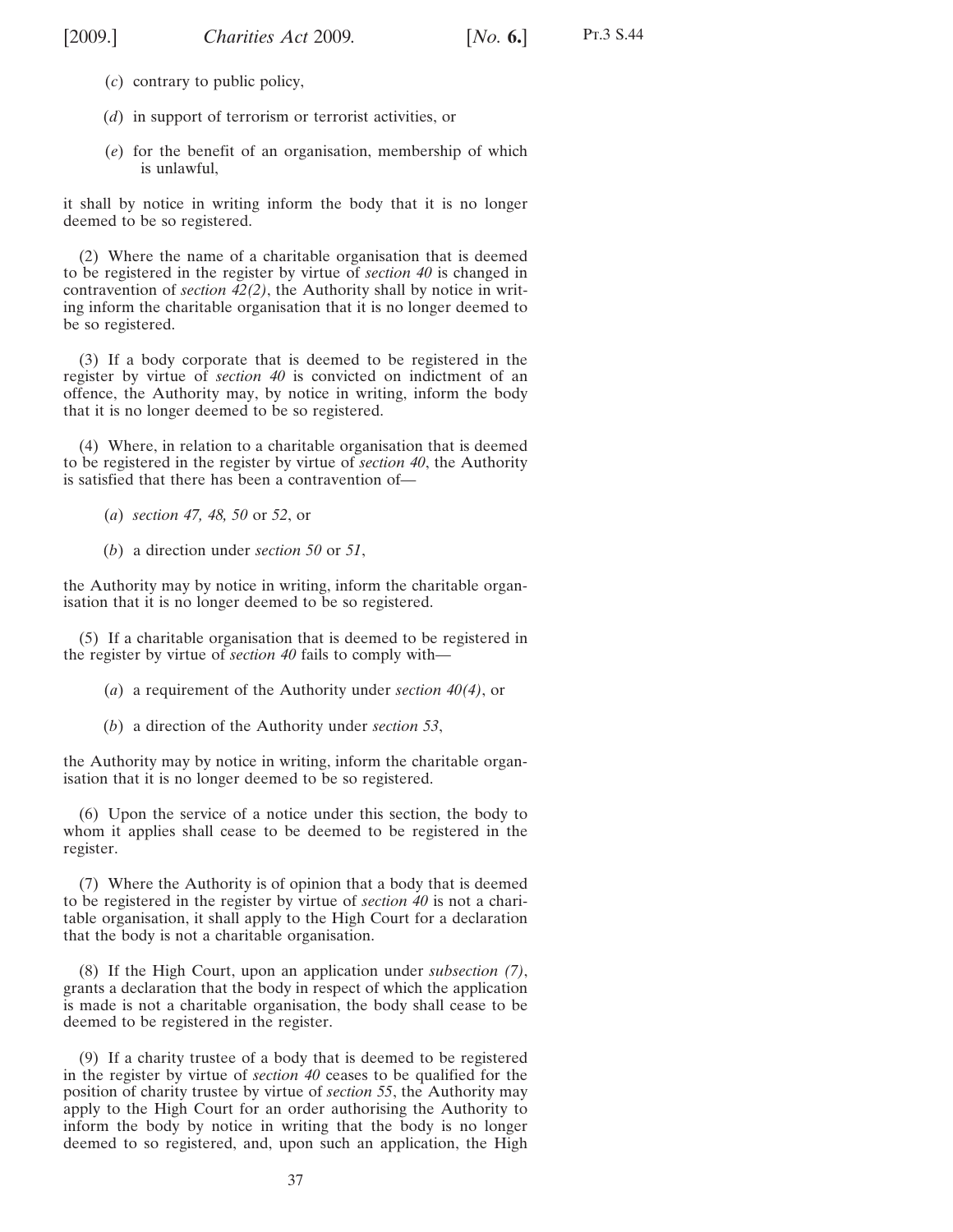(*c*) contrary to public policy,

(*d*) in support of terrorism or terrorist activities, or

(*e*) for the benefit of an organisation, membership of which is unlawful,

it shall by notice in writing inform the body that it is no longer deemed to be so registered.

(2) Where the name of a charitable organisation that is deemed to be registered in the register by virtue of *section 40* is changed in contravention of *section 42(2)*, the Authority shall by notice in writing inform the charitable organisation that it is no longer deemed to be so registered.

(3) If a body corporate that is deemed to be registered in the register by virtue of *section 40* is convicted on indictment of an offence, the Authority may, by notice in writing, inform the body that it is no longer deemed to be so registered.

(4) Where, in relation to a charitable organisation that is deemed to be registered in the register by virtue of *section 40*, the Authority is satisfied that there has been a contravention of—

(*a*) *section 47, 48, 50* or *52*, or

(*b*) a direction under *section 50* or *51*,

the Authority may by notice in writing, inform the charitable organisation that it is no longer deemed to be so registered.

(5) If a charitable organisation that is deemed to be registered in the register by virtue of *section 40* fails to comply with—

(*a*) a requirement of the Authority under *section 40(4)*, or

(*b*) a direction of the Authority under *section 53*,

the Authority may by notice in writing, inform the charitable organisation that it is no longer deemed to be so registered.

(6) Upon the service of a notice under this section, the body to whom it applies shall cease to be deemed to be registered in the register.

(7) Where the Authority is of opinion that a body that is deemed to be registered in the register by virtue of *section 40* is not a charitable organisation, it shall apply to the High Court for a declaration that the body is not a charitable organisation.

(8) If the High Court, upon an application under *subsection (7)*, grants a declaration that the body in respect of which the application is made is not a charitable organisation, the body shall cease to be deemed to be registered in the register.

(9) If a charity trustee of a body that is deemed to be registered in the register by virtue of *section 40* ceases to be qualified for the position of charity trustee by virtue of *section 55*, the Authority may apply to the High Court for an order authorising the Authority to inform the body by notice in writing that the body is no longer deemed to so registered, and, upon such an application, the High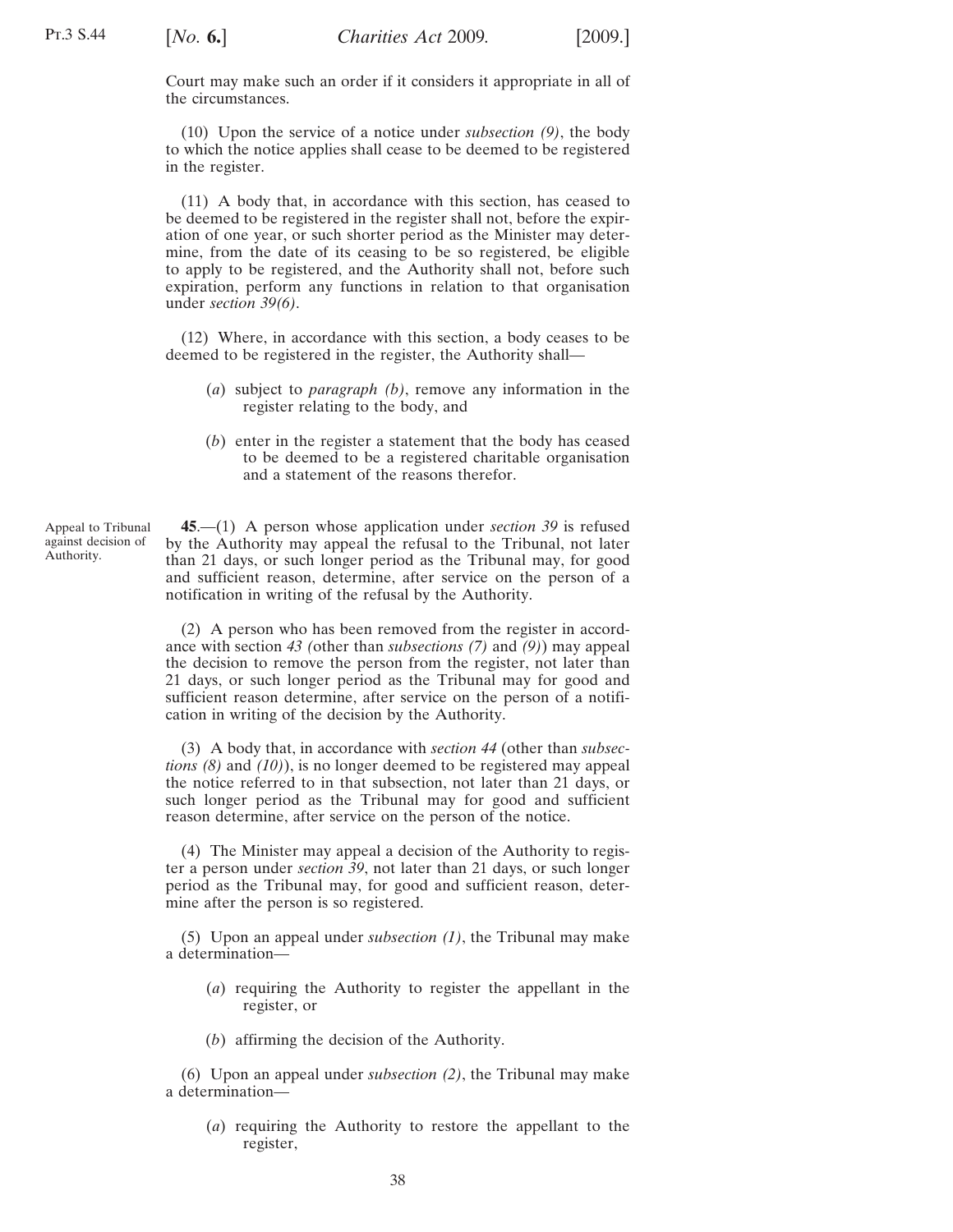Court may make such an order if it considers it appropriate in all of the circumstances.

(10) Upon the service of a notice under *subsection (9)*, the body to which the notice applies shall cease to be deemed to be registered in the register.

(11) A body that, in accordance with this section, has ceased to be deemed to be registered in the register shall not, before the expiration of one year, or such shorter period as the Minister may determine, from the date of its ceasing to be so registered, be eligible to apply to be registered, and the Authority shall not, before such expiration, perform any functions in relation to that organisation under *section 39(6)*.

(12) Where, in accordance with this section, a body ceases to be deemed to be registered in the register, the Authority shall—

(*a*) subject to *paragraph (b)*, remove any information in the register relating to the body, and

(*b*) enter in the register a statement that the body has ceased to be deemed to be a registered charitable organisation and a statement of the reasons therefor.

Appeal to Tribunal against decision of Authority.

**45**.—(1) A person whose application under *section 39* is refused by the Authority may appeal the refusal to the Tribunal, not later than 21 days, or such longer period as the Tribunal may, for good and sufficient reason, determine, after service on the person of a notification in writing of the refusal by the Authority.

(2) A person who has been removed from the register in accordance with section *43 (*other than *subsections (7)* and *(9)*) may appeal the decision to remove the person from the register, not later than 21 days, or such longer period as the Tribunal may for good and sufficient reason determine, after service on the person of a notification in writing of the decision by the Authority.

(3) A body that, in accordance with *section 44* (other than *subsections (8)* and *(10)*), is no longer deemed to be registered may appeal the notice referred to in that subsection, not later than 21 days, or such longer period as the Tribunal may for good and sufficient reason determine, after service on the person of the notice.

(4) The Minister may appeal a decision of the Authority to register a person under *section 39*, not later than 21 days, or such longer period as the Tribunal may, for good and sufficient reason, determine after the person is so registered.

(5) Upon an appeal under *subsection (1)*, the Tribunal may make a determination—

(*a*) requiring the Authority to register the appellant in the register, or

(*b*) affirming the decision of the Authority.

(6) Upon an appeal under *subsection (2)*, the Tribunal may make a determination—

(*a*) requiring the Authority to restore the appellant to the register,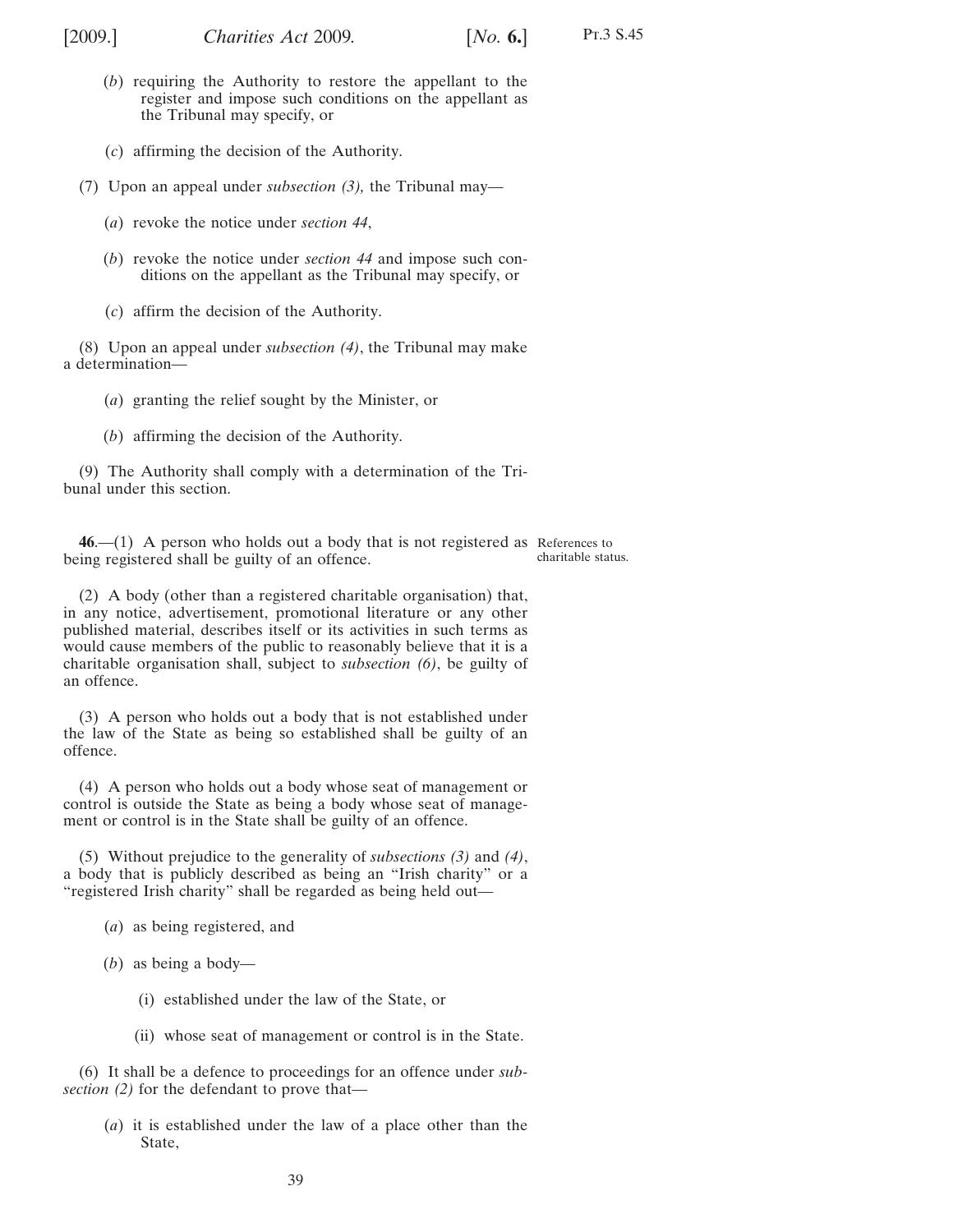(*b*) requiring the Authority to restore the appellant to the register and impose such conditions on the appellant as the Tribunal may specify, or

(*c*) affirming the decision of the Authority.

(7) Upon an appeal under *subsection (3),* the Tribunal may—

(*a*) revoke the notice under *section 44*,

(*b*) revoke the notice under *section 44* and impose such conditions on the appellant as the Tribunal may specify, or

(*c*) affirm the decision of the Authority.

(8) Upon an appeal under *subsection (4)*, the Tribunal may make a determination—

(*a*) granting the relief sought by the Minister, or

(*b*) affirming the decision of the Authority.

(9) The Authority shall comply with a determination of the Tribunal under this section.

References to charitable status.

**46**.—(1) A person who holds out a body that is not registered as being registered shall be guilty of an offence.

(2) A body (other than a registered charitable organisation) that, in any notice, advertisement, promotional literature or any other published material, describes itself or its activities in such terms as would cause members of the public to reasonably believe that it is a charitable organisation shall, subject to *subsection (6)*, be guilty of an offence.

(3) A person who holds out a body that is not established under the law of the State as being so established shall be guilty of an offence.

(4) A person who holds out a body whose seat of management or control is outside the State as being a body whose seat of management or control is in the State shall be guilty of an offence.

(5) Without prejudice to the generality of *subsections (3)* and *(4)*, a body that is publicly described as being an "Irish charity" or a "registered Irish charity" shall be regarded as being held out—

(*a*) as being registered, and

(*b*) as being a body—

(i) established under the law of the State, or

(ii) whose seat of management or control is in the State.

(6) It shall be a defence to proceedings for an offence under *subsection (2)* for the defendant to prove that—

(*a*) it is established under the law of a place other than the State,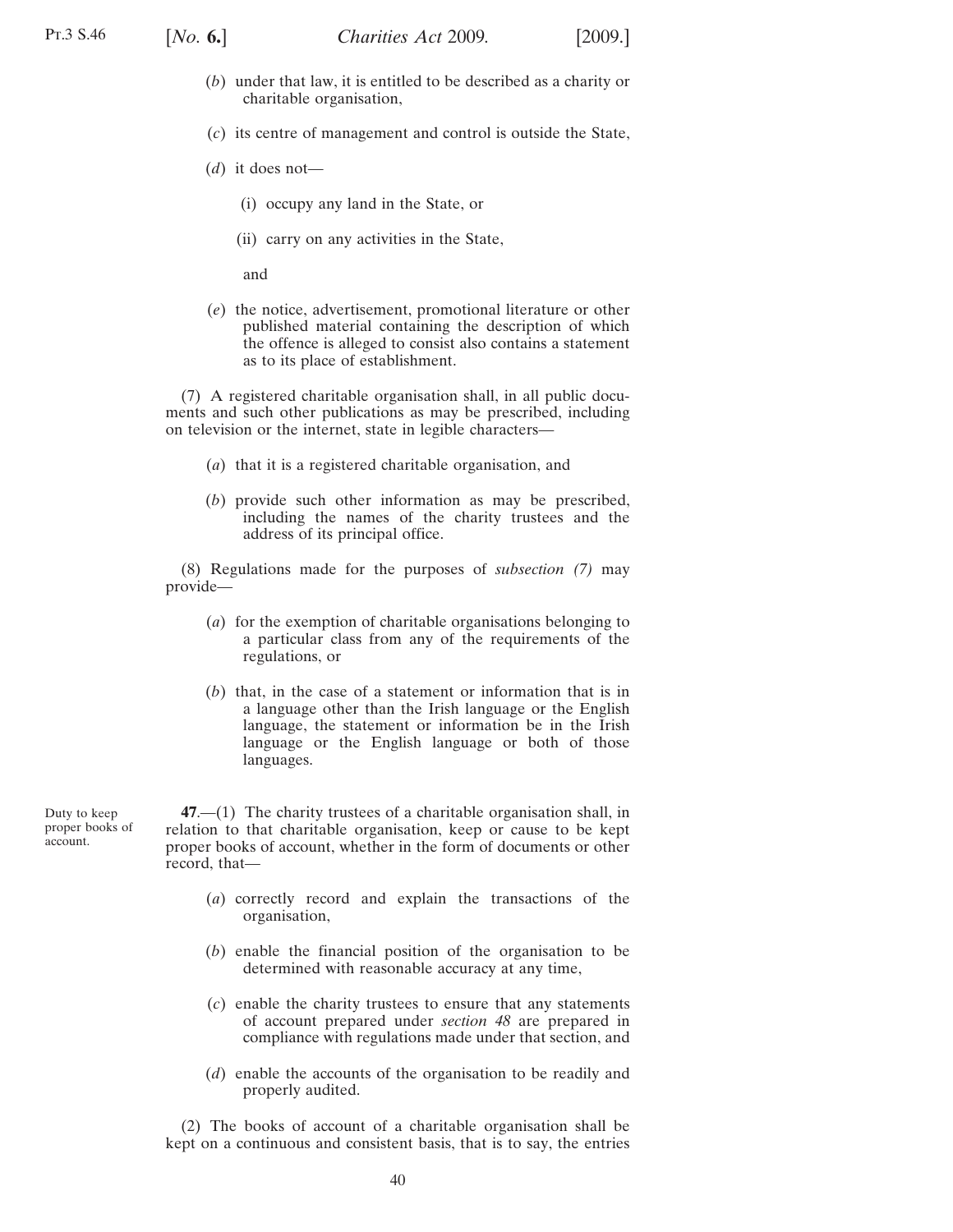(*b*) under that law, it is entitled to be described as a charity or charitable organisation,

(*c*) its centre of management and control is outside the State,

(*d*) it does not—

(i) occupy any land in the State, or

(ii) carry on any activities in the State,

and

(*e*) the notice, advertisement, promotional literature or other published material containing the description of which the offence is alleged to consist also contains a statement as to its place of establishment.

(7) A registered charitable organisation shall, in all public documents and such other publications as may be prescribed, including on television or the internet, state in legible characters—

(*a*) that it is a registered charitable organisation, and

(*b*) provide such other information as may be prescribed, including the names of the charity trustees and the address of its principal office.

(8) Regulations made for the purposes of *subsection (7)* may provide—

(*a*) for the exemption of charitable organisations belonging to a particular class from any of the requirements of the regulations, or

(*b*) that, in the case of a statement or information that is in a language other than the Irish language or the English language, the statement or information be in the Irish language or the English language or both of those languages.

Duty to keep proper books of account.

**47**.—(1) The charity trustees of a charitable organisation shall, in relation to that charitable organisation, keep or cause to be kept proper books of account, whether in the form of documents or other record, that—

(*a*) correctly record and explain the transactions of the organisation,

(*b*) enable the financial position of the organisation to be determined with reasonable accuracy at any time,

(*c*) enable the charity trustees to ensure that any statements of account prepared under *section 48* are prepared in compliance with regulations made under that section, and

(*d*) enable the accounts of the organisation to be readily and properly audited.

(2) The books of account of a charitable organisation shall be kept on a continuous and consistent basis, that is to say, the entries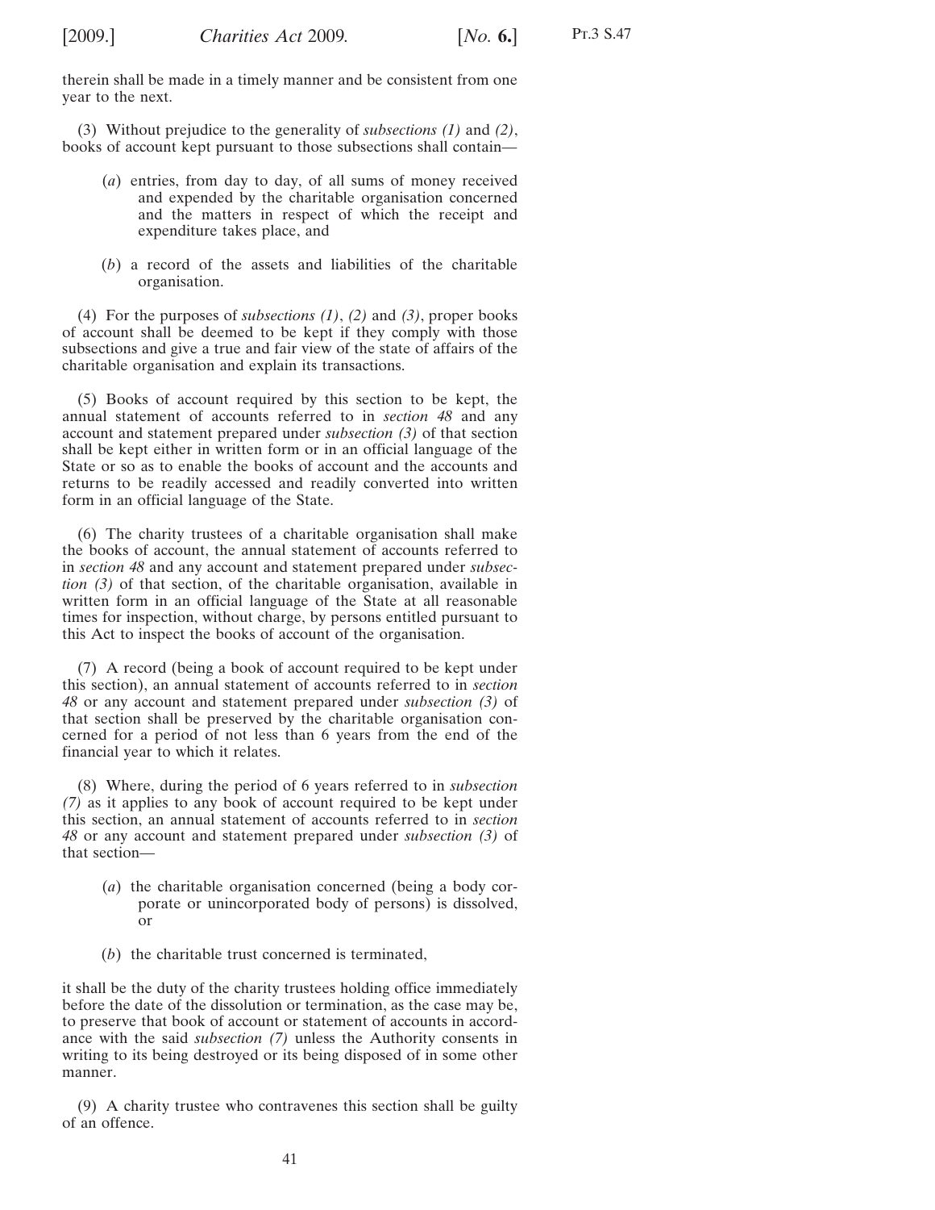therein shall be made in a timely manner and be consistent from one year to the next.

(3) Without prejudice to the generality of *subsections (1)* and *(2)*, books of account kept pursuant to those subsections shall contain—

(*a*) entries, from day to day, of all sums of money received and expended by the charitable organisation concerned and the matters in respect of which the receipt and expenditure takes place, and

(*b*) a record of the assets and liabilities of the charitable organisation.

(4) For the purposes of *subsections (1)*, *(2)* and *(3)*, proper books of account shall be deemed to be kept if they comply with those subsections and give a true and fair view of the state of affairs of the charitable organisation and explain its transactions.

(5) Books of account required by this section to be kept, the annual statement of accounts referred to in *section 48* and any account and statement prepared under *subsection (3)* of that section shall be kept either in written form or in an official language of the State or so as to enable the books of account and the accounts and returns to be readily accessed and readily converted into written form in an official language of the State.

(6) The charity trustees of a charitable organisation shall make the books of account, the annual statement of accounts referred to in *section 48* and any account and statement prepared under *subsection (3)* of that section, of the charitable organisation, available in written form in an official language of the State at all reasonable times for inspection, without charge, by persons entitled pursuant to this Act to inspect the books of account of the organisation.

(7) A record (being a book of account required to be kept under this section), an annual statement of accounts referred to in *section 48* or any account and statement prepared under *subsection (3)* of that section shall be preserved by the charitable organisation concerned for a period of not less than 6 years from the end of the financial year to which it relates.

(8) Where, during the period of 6 years referred to in *subsection (7)* as it applies to any book of account required to be kept under this section, an annual statement of accounts referred to in *section 48* or any account and statement prepared under *subsection (3)* of that section—

(*a*) the charitable organisation concerned (being a body corporate or unincorporated body of persons) is dissolved, or

(*b*) the charitable trust concerned is terminated,

it shall be the duty of the charity trustees holding office immediately before the date of the dissolution or termination, as the case may be, to preserve that book of account or statement of accounts in accordance with the said *subsection (7)* unless the Authority consents in writing to its being destroyed or its being disposed of in some other manner.

(9) A charity trustee who contravenes this section shall be guilty of an offence.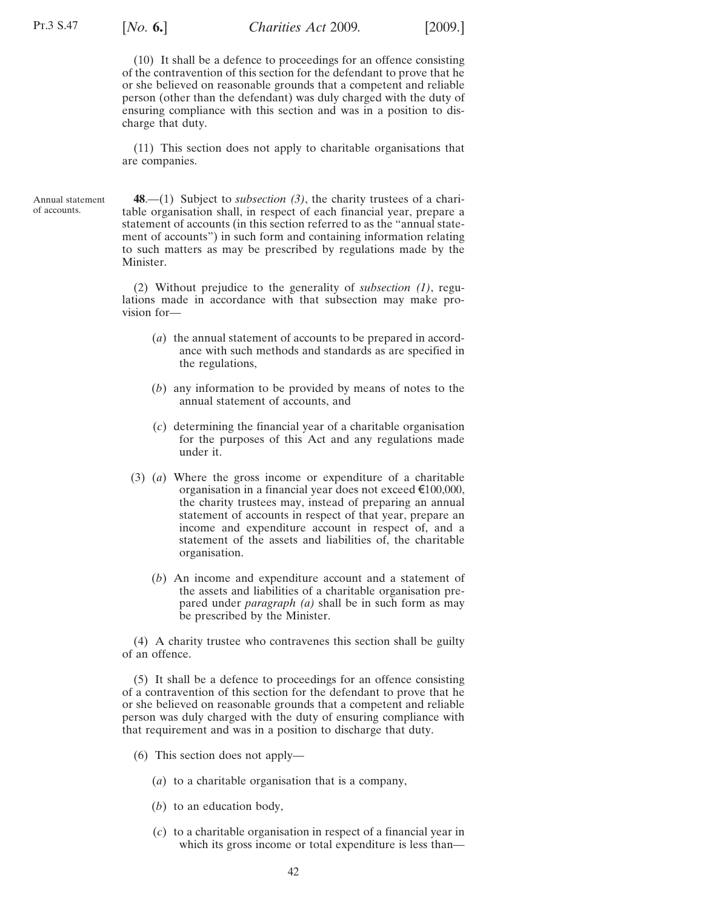(10) It shall be a defence to proceedings for an offence consisting of the contravention of this section for the defendant to prove that he or she believed on reasonable grounds that a competent and reliable person (other than the defendant) was duly charged with the duty of ensuring compliance with this section and was in a position to discharge that duty.

(11) This section does not apply to charitable organisations that are companies.

Annual statement of accounts.

**48**.—(1) Subject to *subsection (3)*, the charity trustees of a charitable organisation shall, in respect of each financial year, prepare a statement of accounts (in this section referred to as the "annual statement of accounts") in such form and containing information relating to such matters as may be prescribed by regulations made by the Minister.

(2) Without prejudice to the generality of *subsection (1)*, regulations made in accordance with that subsection may make provision for—

(*a*) the annual statement of accounts to be prepared in accordance with such methods and standards as are specified in the regulations,

(*b*) any information to be provided by means of notes to the annual statement of accounts, and

(*c*) determining the financial year of a charitable organisation for the purposes of this Act and any regulations made under it.

(3) (*a*) Where the gross income or expenditure of a charitable organisation in a financial year does not exceed €100,000, the charity trustees may, instead of preparing an annual statement of accounts in respect of that year, prepare an income and expenditure account in respect of, and a statement of the assets and liabilities of, the charitable organisation.

(*b*) An income and expenditure account and a statement of the assets and liabilities of a charitable organisation prepared under *paragraph (a)* shall be in such form as may be prescribed by the Minister.

(4) A charity trustee who contravenes this section shall be guilty of an offence.

(5) It shall be a defence to proceedings for an offence consisting of a contravention of this section for the defendant to prove that he or she believed on reasonable grounds that a competent and reliable person was duly charged with the duty of ensuring compliance with that requirement and was in a position to discharge that duty.

(6) This section does not apply—

(*a*) to a charitable organisation that is a company,

(*b*) to an education body,

(*c*) to a charitable organisation in respect of a financial year in which its gross income or total expenditure is less than—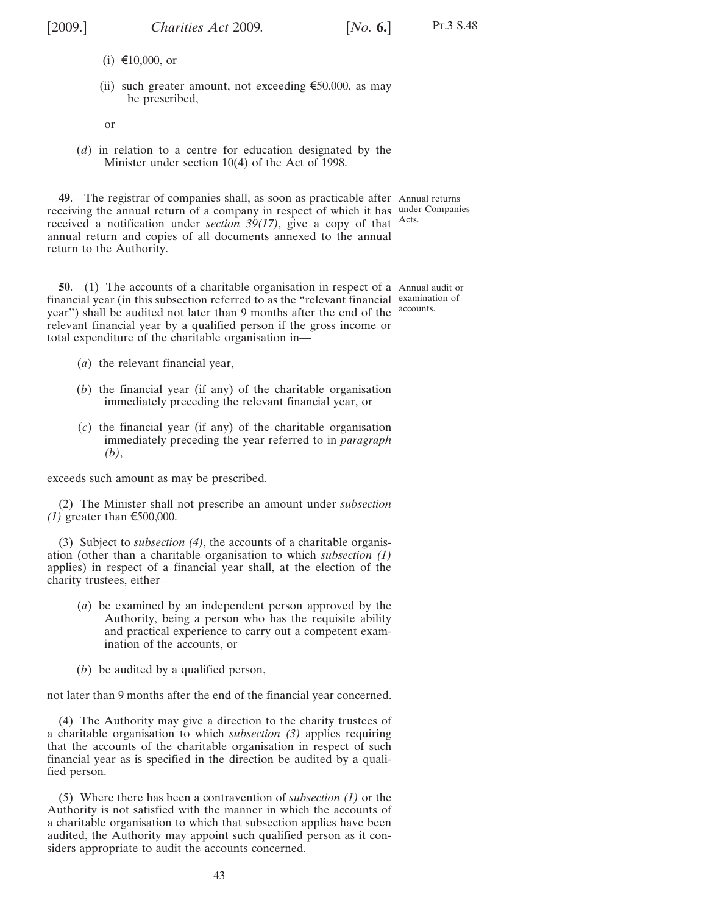(i) €10,000, or

(ii) such greater amount, not exceeding €50,000, as may be prescribed,

or

(*d*) in relation to a centre for education designated by the Minister under section 10(4) of the Act of 1998.

**49**.—The registrar of companies shall, as soon as practicable after receiving the annual return of a company in respect of which it has received a notification under *section 39(17)*, give a copy of that annual return and copies of all documents annexed to the annual return to the Authority.

Annual returns under Companies Acts.

**50**.—(1) The accounts of a charitable organisation in respect of a financial year (in this subsection referred to as the "relevant financial year") shall be audited not later than 9 months after the end of the relevant financial year by a qualified person if the gross income or total expenditure of the charitable organisation in—

Annual audit or examination of accounts.

(*a*) the relevant financial year,

(*b*) the financial year (if any) of the charitable organisation immediately preceding the relevant financial year, or

(*c*) the financial year (if any) of the charitable organisation immediately preceding the year referred to in *paragraph (b)*,

exceeds such amount as may be prescribed.

(2) The Minister shall not prescribe an amount under *subsection (1)* greater than €500,000.

(3) Subject to *subsection (4)*, the accounts of a charitable organisation (other than a charitable organisation to which *subsection (1)* applies) in respect of a financial year shall, at the election of the charity trustees, either—

(*a*) be examined by an independent person approved by the Authority, being a person who has the requisite ability and practical experience to carry out a competent examination of the accounts, or

(*b*) be audited by a qualified person,

not later than 9 months after the end of the financial year concerned.

(4) The Authority may give a direction to the charity trustees of a charitable organisation to which *subsection (3)* applies requiring that the accounts of the charitable organisation in respect of such financial year as is specified in the direction be audited by a qualified person.

(5) Where there has been a contravention of *subsection (1)* or the Authority is not satisfied with the manner in which the accounts of a charitable organisation to which that subsection applies have been audited, the Authority may appoint such qualified person as it considers appropriate to audit the accounts concerned.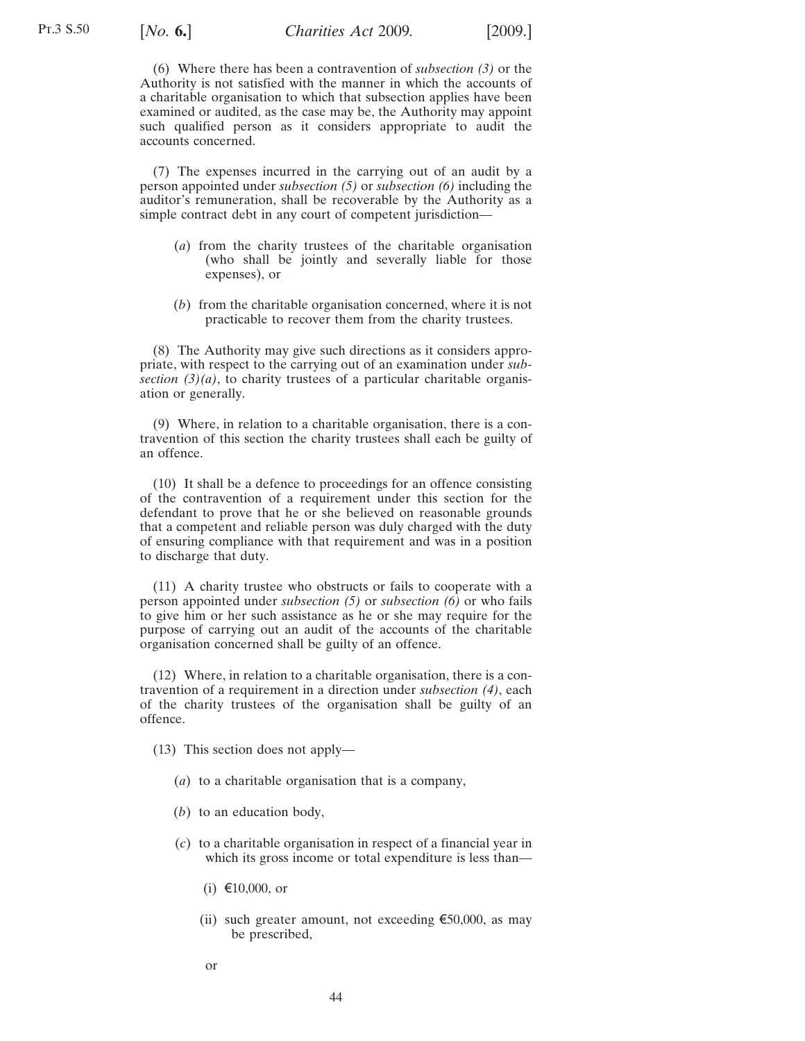(6) Where there has been a contravention of *subsection (3)* or the Authority is not satisfied with the manner in which the accounts of a charitable organisation to which that subsection applies have been examined or audited, as the case may be, the Authority may appoint such qualified person as it considers appropriate to audit the accounts concerned.

(7) The expenses incurred in the carrying out of an audit by a person appointed under *subsection (5)* or *subsection (6)* including the auditor's remuneration, shall be recoverable by the Authority as a simple contract debt in any court of competent jurisdiction—

(*a*) from the charity trustees of the charitable organisation (who shall be jointly and severally liable for those expenses), or

(*b*) from the charitable organisation concerned, where it is not practicable to recover them from the charity trustees.

(8) The Authority may give such directions as it considers appropriate, with respect to the carrying out of an examination under *subsection (3)(a)*, to charity trustees of a particular charitable organisation or generally.

(9) Where, in relation to a charitable organisation, there is a contravention of this section the charity trustees shall each be guilty of an offence.

(10) It shall be a defence to proceedings for an offence consisting of the contravention of a requirement under this section for the defendant to prove that he or she believed on reasonable grounds that a competent and reliable person was duly charged with the duty of ensuring compliance with that requirement and was in a position to discharge that duty.

(11) A charity trustee who obstructs or fails to cooperate with a person appointed under *subsection (5)* or *subsection (6)* or who fails to give him or her such assistance as he or she may require for the purpose of carrying out an audit of the accounts of the charitable organisation concerned shall be guilty of an offence.

(12) Where, in relation to a charitable organisation, there is a contravention of a requirement in a direction under *subsection (4)*, each of the charity trustees of the organisation shall be guilty of an offence.

(13) This section does not apply—

(*a*) to a charitable organisation that is a company,

(*b*) to an education body,

(*c*) to a charitable organisation in respect of a financial year in which its gross income or total expenditure is less than—

(i) €10,000, or

(ii) such greater amount, not exceeding €50,000, as may be prescribed,

or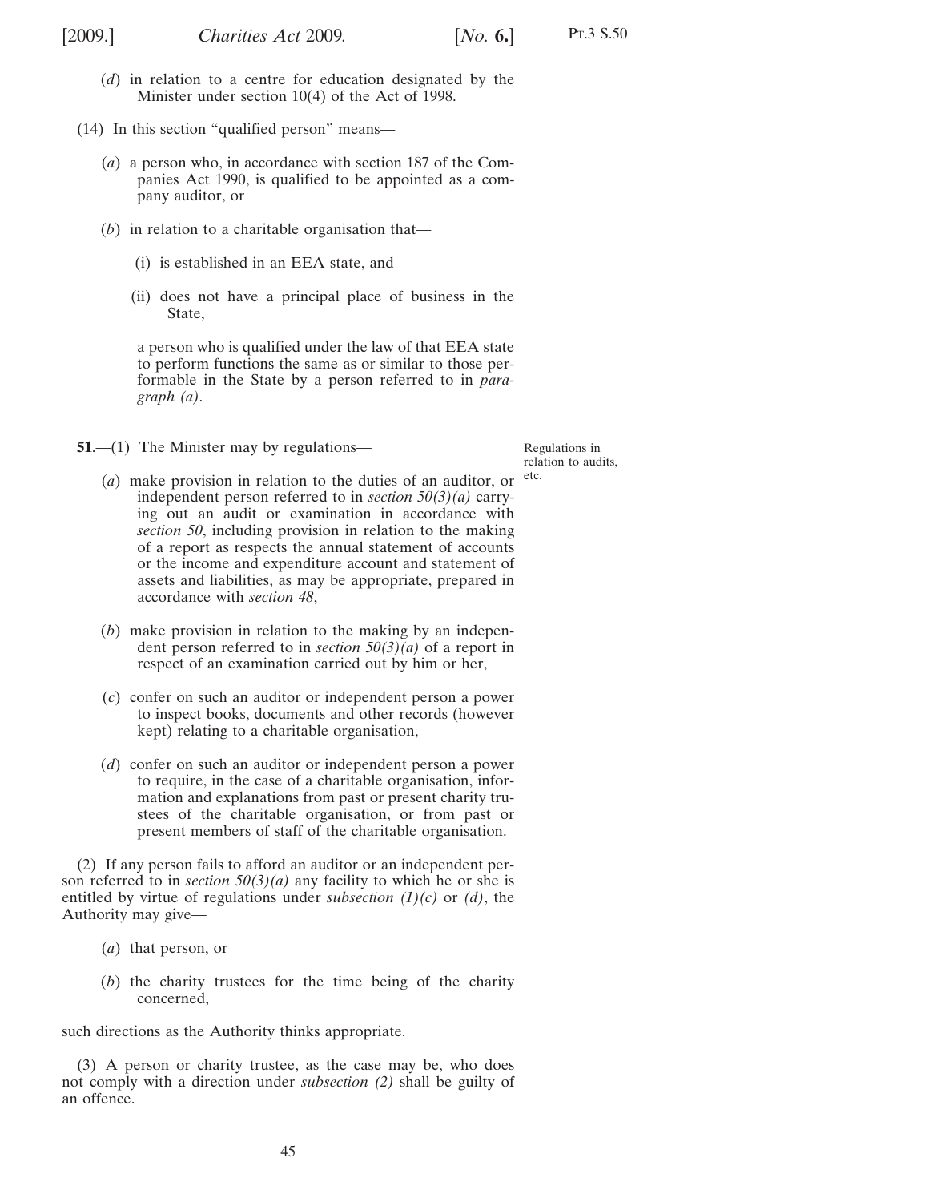(*d*) in relation to a centre for education designated by the Minister under section 10(4) of the Act of 1998.

(14) In this section "qualified person" means—

(*a*) a person who, in accordance with section 187 of the Companies Act 1990, is qualified to be appointed as a company auditor, or

(*b*) in relation to a charitable organisation that—

(i) is established in an EEA state, and

(ii) does not have a principal place of business in the State,

a person who is qualified under the law of that EEA state to perform functions the same as or similar to those performable in the State by a person referred to in *paragraph (a)*.

Regulations in relation to audits, etc.

**51**.—(1) The Minister may by regulations—

(*a*) make provision in relation to the duties of an auditor, or independent person referred to in *section 50(3)(a)* carrying out an audit or examination in accordance with *section 50*, including provision in relation to the making of a report as respects the annual statement of accounts or the income and expenditure account and statement of assets and liabilities, as may be appropriate, prepared in accordance with *section 48*,

(*b*) make provision in relation to the making by an independent person referred to in *section 50(3)(a)* of a report in respect of an examination carried out by him or her,

(*c*) confer on such an auditor or independent person a power to inspect books, documents and other records (however kept) relating to a charitable organisation,

(*d*) confer on such an auditor or independent person a power to require, in the case of a charitable organisation, information and explanations from past or present charity trustees of the charitable organisation, or from past or present members of staff of the charitable organisation.

(2) If any person fails to afford an auditor or an independent person referred to in *section 50(3)(a)* any facility to which he or she is entitled by virtue of regulations under *subsection (1)(c)* or *(d)*, the Authority may give—

(*a*) that person, or

(*b*) the charity trustees for the time being of the charity concerned,

such directions as the Authority thinks appropriate.

(3) A person or charity trustee, as the case may be, who does not comply with a direction under *subsection (2)* shall be guilty of an offence.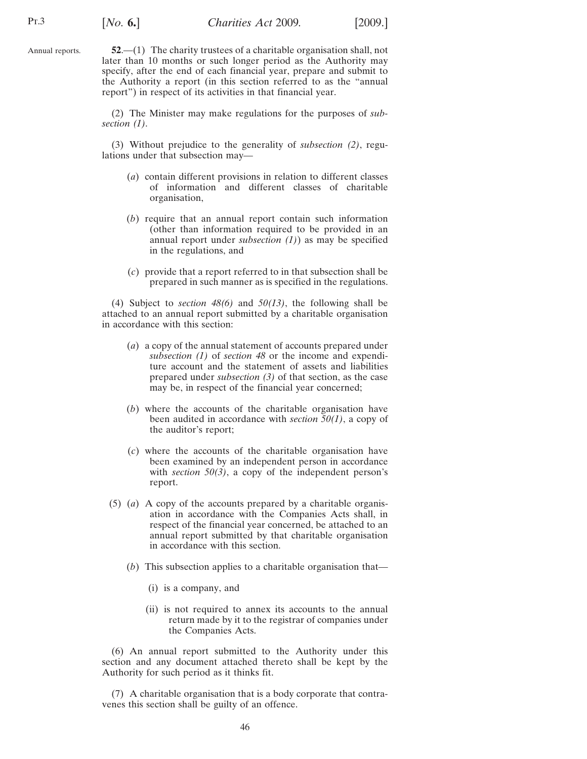Annual reports.

**52**.—(1) The charity trustees of a charitable organisation shall, not later than 10 months or such longer period as the Authority may specify, after the end of each financial year, prepare and submit to the Authority a report (in this section referred to as the "annual report") in respect of its activities in that financial year.

(2) The Minister may make regulations for the purposes of *subsection (1)*.

(3) Without prejudice to the generality of *subsection (2)*, regulations under that subsection may—

(*a*) contain different provisions in relation to different classes of information and different classes of charitable organisation,

(*b*) require that an annual report contain such information (other than information required to be provided in an annual report under *subsection (1)*) as may be specified in the regulations, and

(*c*) provide that a report referred to in that subsection shall be prepared in such manner as is specified in the regulations.

(4) Subject to *section 48(6)* and *50(13)*, the following shall be attached to an annual report submitted by a charitable organisation in accordance with this section:

(*a*) a copy of the annual statement of accounts prepared under *subsection (1)* of *section 48* or the income and expenditure account and the statement of assets and liabilities prepared under *subsection (3)* of that section, as the case may be, in respect of the financial year concerned;

(*b*) where the accounts of the charitable organisation have been audited in accordance with *section 50(1)*, a copy of the auditor's report;

(*c*) where the accounts of the charitable organisation have been examined by an independent person in accordance with *section 50(3)*, a copy of the independent person's report.

(5) (*a*) A copy of the accounts prepared by a charitable organisation in accordance with the Companies Acts shall, in respect of the financial year concerned, be attached to an annual report submitted by that charitable organisation in accordance with this section.

(*b*) This subsection applies to a charitable organisation that—

(i) is a company, and

(ii) is not required to annex its accounts to the annual return made by it to the registrar of companies under the Companies Acts.

(6) An annual report submitted to the Authority under this section and any document attached thereto shall be kept by the Authority for such period as it thinks fit.

(7) A charitable organisation that is a body corporate that contravenes this section shall be guilty of an offence.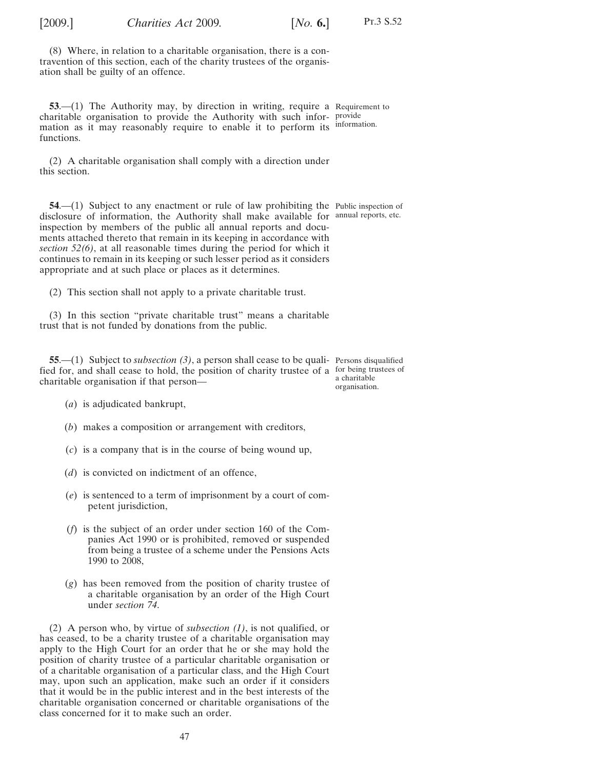(8) Where, in relation to a charitable organisation, there is a contravention of this section, each of the charity trustees of the organisation shall be guilty of an offence.

**53**.—(1) The Authority may, by direction in writing, require a charitable organisation to provide the Authority with such information as it may reasonably require to enable it to perform its functions.

Requirement to provide information.

(2) A charitable organisation shall comply with a direction under this section.

**54**.—(1) Subject to any enactment or rule of law prohibiting the disclosure of information, the Authority shall make available for inspection by members of the public all annual reports and documents attached thereto that remain in its keeping in accordance with *section 52(6)*, at all reasonable times during the period for which it continues to remain in its keeping or such lesser period as it considers appropriate and at such place or places as it determines.

Public inspection of annual reports, etc.

(2) This section shall not apply to a private charitable trust.

(3) In this section "private charitable trust" means a charitable trust that is not funded by donations from the public.

**55**.—(1) Subject to *subsection (3)*, a person shall cease to be qualified for, and shall cease to hold, the position of charity trustee of a charitable organisation if that person—

Persons disqualified for being trustees of a charitable organisation.

(*a*) is adjudicated bankrupt,

(*b*) makes a composition or arrangement with creditors,

(*c*) is a company that is in the course of being wound up,

(*d*) is convicted on indictment of an offence,

(*e*) is sentenced to a term of imprisonment by a court of competent jurisdiction,

(*f*) is the subject of an order under section 160 of the Companies Act 1990 or is prohibited, removed or suspended from being a trustee of a scheme under the Pensions Acts 1990 to 2008,

(*g*) has been removed from the position of charity trustee of a charitable organisation by an order of the High Court under *section 74*.

(2) A person who, by virtue of *subsection (1)*, is not qualified, or has ceased, to be a charity trustee of a charitable organisation may apply to the High Court for an order that he or she may hold the position of charity trustee of a particular charitable organisation or of a charitable organisation of a particular class, and the High Court may, upon such an application, make such an order if it considers that it would be in the public interest and in the best interests of the charitable organisation concerned or charitable organisations of the class concerned for it to make such an order.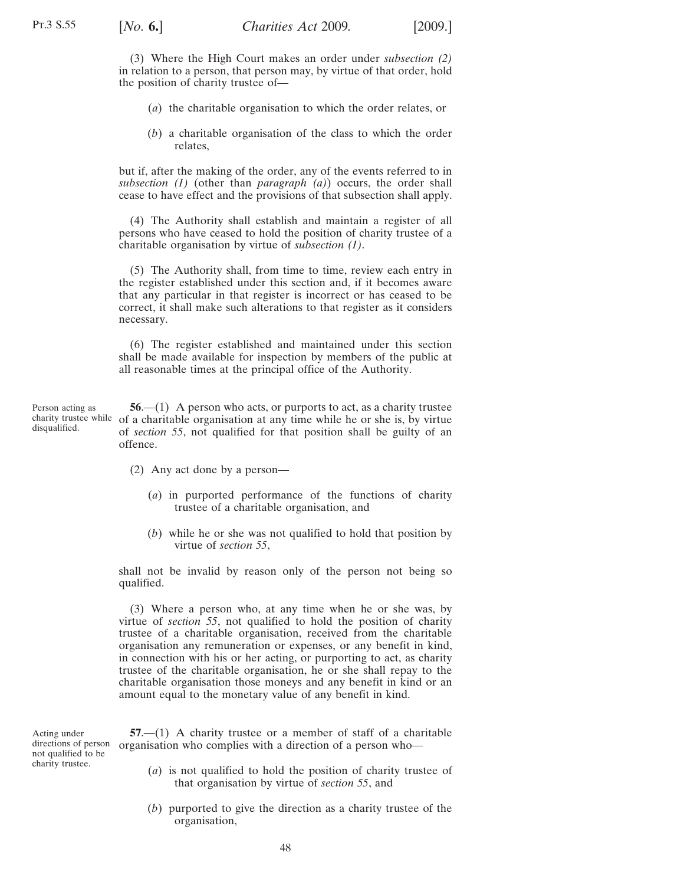(3) Where the High Court makes an order under *subsection (2)* in relation to a person, that person may, by virtue of that order, hold the position of charity trustee of—

(*a*) the charitable organisation to which the order relates, or

(*b*) a charitable organisation of the class to which the order relates,

but if, after the making of the order, any of the events referred to in *subsection (1)* (other than *paragraph (a)*) occurs, the order shall cease to have effect and the provisions of that subsection shall apply.

(4) The Authority shall establish and maintain a register of all persons who have ceased to hold the position of charity trustee of a charitable organisation by virtue of *subsection (1)*.

(5) The Authority shall, from time to time, review each entry in the register established under this section and, if it becomes aware that any particular in that register is incorrect or has ceased to be correct, it shall make such alterations to that register as it considers necessary.

(6) The register established and maintained under this section shall be made available for inspection by members of the public at all reasonable times at the principal office of the Authority.

Person acting as charity trustee while disqualified.

**56**.—(1) A person who acts, or purports to act, as a charity trustee of a charitable organisation at any time while he or she is, by virtue of *section 55*, not qualified for that position shall be guilty of an offence.

(2) Any act done by a person—

(*a*) in purported performance of the functions of charity trustee of a charitable organisation, and

(*b*) while he or she was not qualified to hold that position by virtue of *section 55*,

shall not be invalid by reason only of the person not being so qualified.

(3) Where a person who, at any time when he or she was, by virtue of *section 55*, not qualified to hold the position of charity trustee of a charitable organisation, received from the charitable organisation any remuneration or expenses, or any benefit in kind, in connection with his or her acting, or purporting to act, as charity trustee of the charitable organisation, he or she shall repay to the charitable organisation those moneys and any benefit in kind or an amount equal to the monetary value of any benefit in kind.

Acting under directions of person not qualified to be charity trustee.

**57**.—(1) A charity trustee or a member of staff of a charitable organisation who complies with a direction of a person who—

(*a*) is not qualified to hold the position of charity trustee of that organisation by virtue of *section 55*, and

(*b*) purported to give the direction as a charity trustee of the organisation,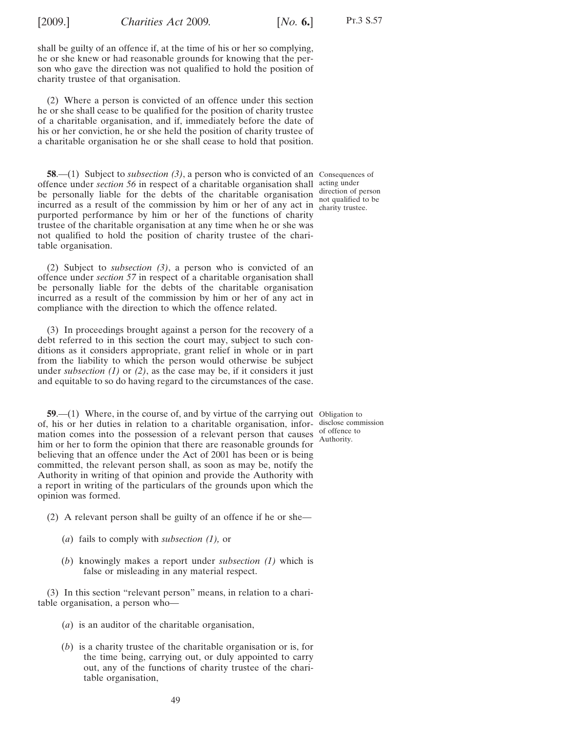shall be guilty of an offence if, at the time of his or her so complying, he or she knew or had reasonable grounds for knowing that the person who gave the direction was not qualified to hold the position of charity trustee of that organisation.

(2) Where a person is convicted of an offence under this section he or she shall cease to be qualified for the position of charity trustee of a charitable organisation, and if, immediately before the date of his or her conviction, he or she held the position of charity trustee of a charitable organisation he or she shall cease to hold that position.

Consequences of acting under direction of person not qualified to be charity trustee.

**58**.—(1) Subject to *subsection (3)*, a person who is convicted of an offence under *section 56* in respect of a charitable organisation shall be personally liable for the debts of the charitable organisation incurred as a result of the commission by him or her of any act in purported performance by him or her of the functions of charity trustee of the charitable organisation at any time when he or she was not qualified to hold the position of charity trustee of the charitable organisation.

(2) Subject to *subsection (3)*, a person who is convicted of an offence under *section 57* in respect of a charitable organisation shall be personally liable for the debts of the charitable organisation incurred as a result of the commission by him or her of any act in compliance with the direction to which the offence related.

(3) In proceedings brought against a person for the recovery of a debt referred to in this section the court may, subject to such conditions as it considers appropriate, grant relief in whole or in part from the liability to which the person would otherwise be subject under *subsection (1)* or *(2)*, as the case may be, if it considers it just and equitable to so do having regard to the circumstances of the case.

Obligation to disclose commission of offence to Authority.

**59**.—(1) Where, in the course of, and by virtue of the carrying out of, his or her duties in relation to a charitable organisation, information comes into the possession of a relevant person that causes him or her to form the opinion that there are reasonable grounds for believing that an offence under the Act of 2001 has been or is being committed, the relevant person shall, as soon as may be, notify the Authority in writing of that opinion and provide the Authority with a report in writing of the particulars of the grounds upon which the opinion was formed.

(2) A relevant person shall be guilty of an offence if he or she—

(*a*) fails to comply with *subsection (1),* or

(*b*) knowingly makes a report under *subsection (1)* which is false or misleading in any material respect.

(3) In this section "relevant person" means, in relation to a charitable organisation, a person who—

(*a*) is an auditor of the charitable organisation,

(*b*) is a charity trustee of the charitable organisation or is, for the time being, carrying out, or duly appointed to carry out, any of the functions of charity trustee of the charitable organisation,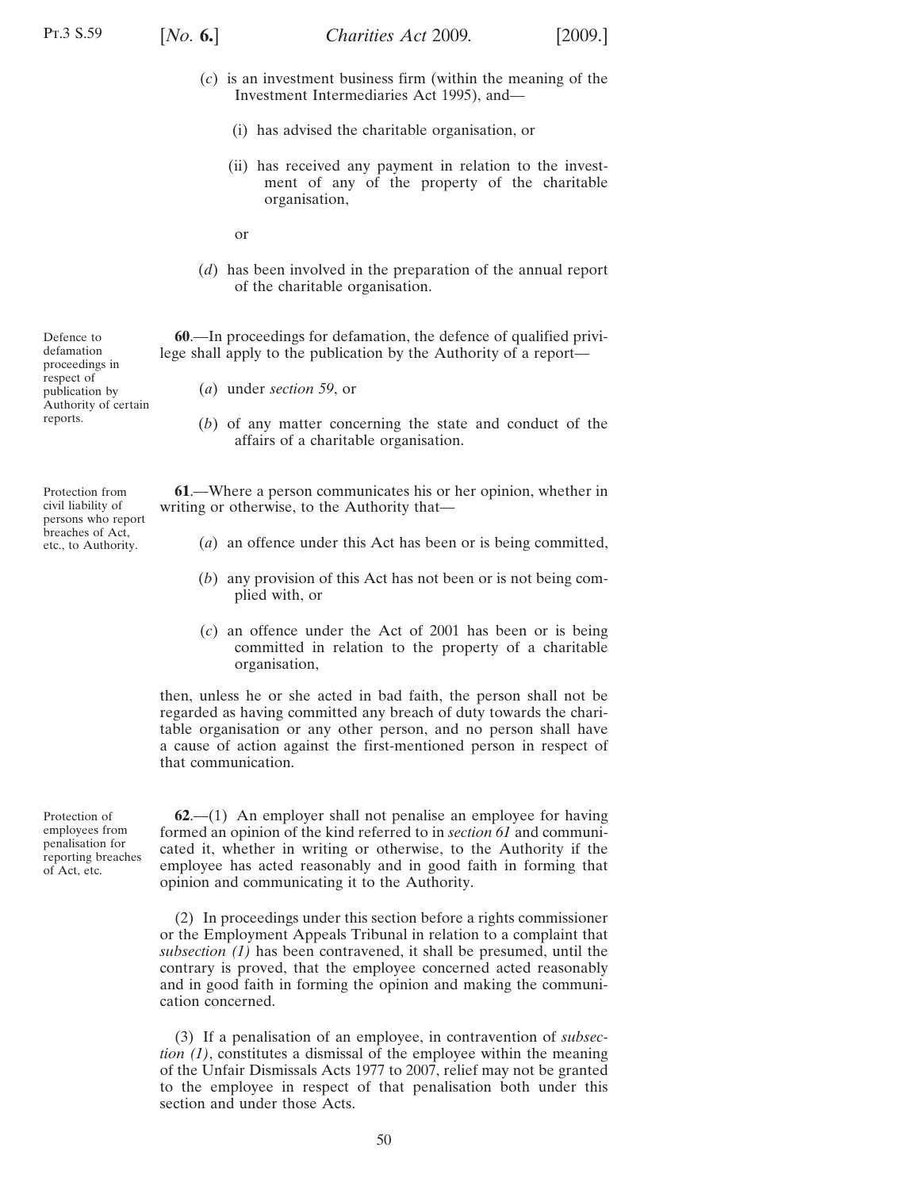(*c*) is an investment business firm (within the meaning of the Investment Intermediaries Act 1995), and—

(i) has advised the charitable organisation, or

(ii) has received any payment in relation to the investment of any of the property of the charitable organisation,

or

(*d*) has been involved in the preparation of the annual report of the charitable organisation.

Defence to defamation proceedings in respect of publication by Authority of certain reports.

**60**.—In proceedings for defamation, the defence of qualified privilege shall apply to the publication by the Authority of a report—

(*a*) under *section 59*, or

(*b*) of any matter concerning the state and conduct of the affairs of a charitable organisation.

Protection from civil liability of persons who report breaches of Act, etc., to Authority.

**61**.—Where a person communicates his or her opinion, whether in writing or otherwise, to the Authority that—

(*a*) an offence under this Act has been or is being committed,

(*b*) any provision of this Act has not been or is not being complied with, or

(*c*) an offence under the Act of 2001 has been or is being committed in relation to the property of a charitable organisation,

then, unless he or she acted in bad faith, the person shall not be regarded as having committed any breach of duty towards the charitable organisation or any other person, and no person shall have a cause of action against the first-mentioned person in respect of that communication.

Protection of employees from penalisation for reporting breaches of Act, etc.

**62**.—(1) An employer shall not penalise an employee for having formed an opinion of the kind referred to in *section 61* and communicated it, whether in writing or otherwise, to the Authority if the employee has acted reasonably and in good faith in forming that opinion and communicating it to the Authority.

(2) In proceedings under this section before a rights commissioner or the Employment Appeals Tribunal in relation to a complaint that *subsection (1)* has been contravened, it shall be presumed, until the contrary is proved, that the employee concerned acted reasonably and in good faith in forming the opinion and making the communication concerned.

(3) If a penalisation of an employee, in contravention of *subsection (1)*, constitutes a dismissal of the employee within the meaning of the Unfair Dismissals Acts 1977 to 2007, relief may not be granted to the employee in respect of that penalisation both under this section and under those Acts.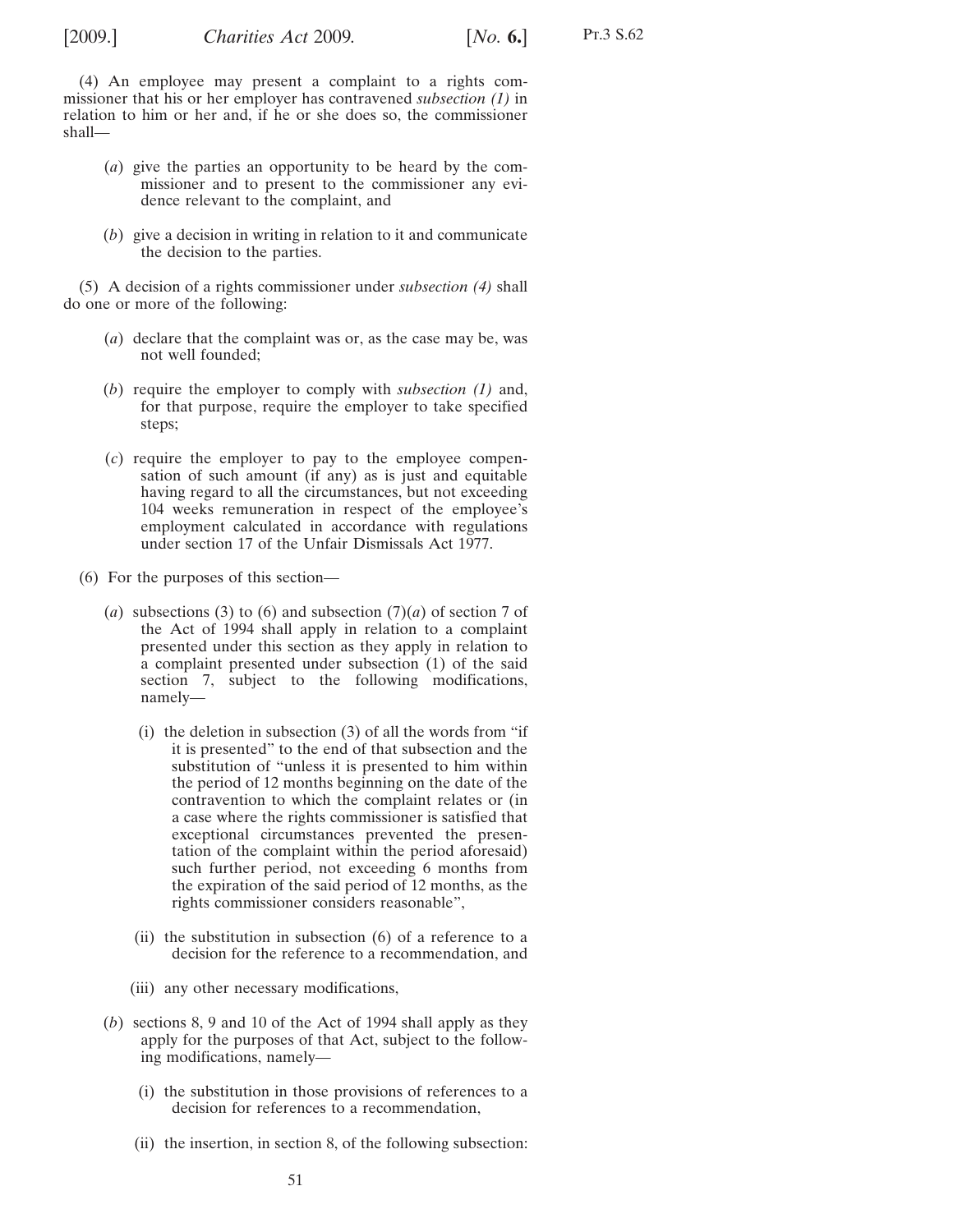(4) An employee may present a complaint to a rights commissioner that his or her employer has contravened *subsection (1)* in relation to him or her and, if he or she does so, the commissioner shall—

(*a*) give the parties an opportunity to be heard by the commissioner and to present to the commissioner any evidence relevant to the complaint, and

(*b*) give a decision in writing in relation to it and communicate the decision to the parties.

(5) A decision of a rights commissioner under *subsection (4)* shall do one or more of the following:

(*a*) declare that the complaint was or, as the case may be, was not well founded;

(*b*) require the employer to comply with *subsection (1)* and, for that purpose, require the employer to take specified steps;

(*c*) require the employer to pay to the employee compensation of such amount (if any) as is just and equitable having regard to all the circumstances, but not exceeding 104 weeks remuneration in respect of the employee's employment calculated in accordance with regulations under section 17 of the Unfair Dismissals Act 1977.

(6) For the purposes of this section—

(*a*) subsections (3) to (6) and subsection (7)(*a*) of section 7 of the Act of 1994 shall apply in relation to a complaint presented under this section as they apply in relation to a complaint presented under subsection (1) of the said section 7, subject to the following modifications, namely—

(i) the deletion in subsection (3) of all the words from "if it is presented" to the end of that subsection and the substitution of "unless it is presented to him within the period of 12 months beginning on the date of the contravention to which the complaint relates or (in a case where the rights commissioner is satisfied that exceptional circumstances prevented the presentation of the complaint within the period aforesaid) such further period, not exceeding 6 months from the expiration of the said period of 12 months, as the rights commissioner considers reasonable",

(ii) the substitution in subsection (6) of a reference to a decision for the reference to a recommendation, and

(iii) any other necessary modifications,

(*b*) sections 8, 9 and 10 of the Act of 1994 shall apply as they apply for the purposes of that Act, subject to the following modifications, namely—

(i) the substitution in those provisions of references to a decision for references to a recommendation,

(ii) the insertion, in section 8, of the following subsection: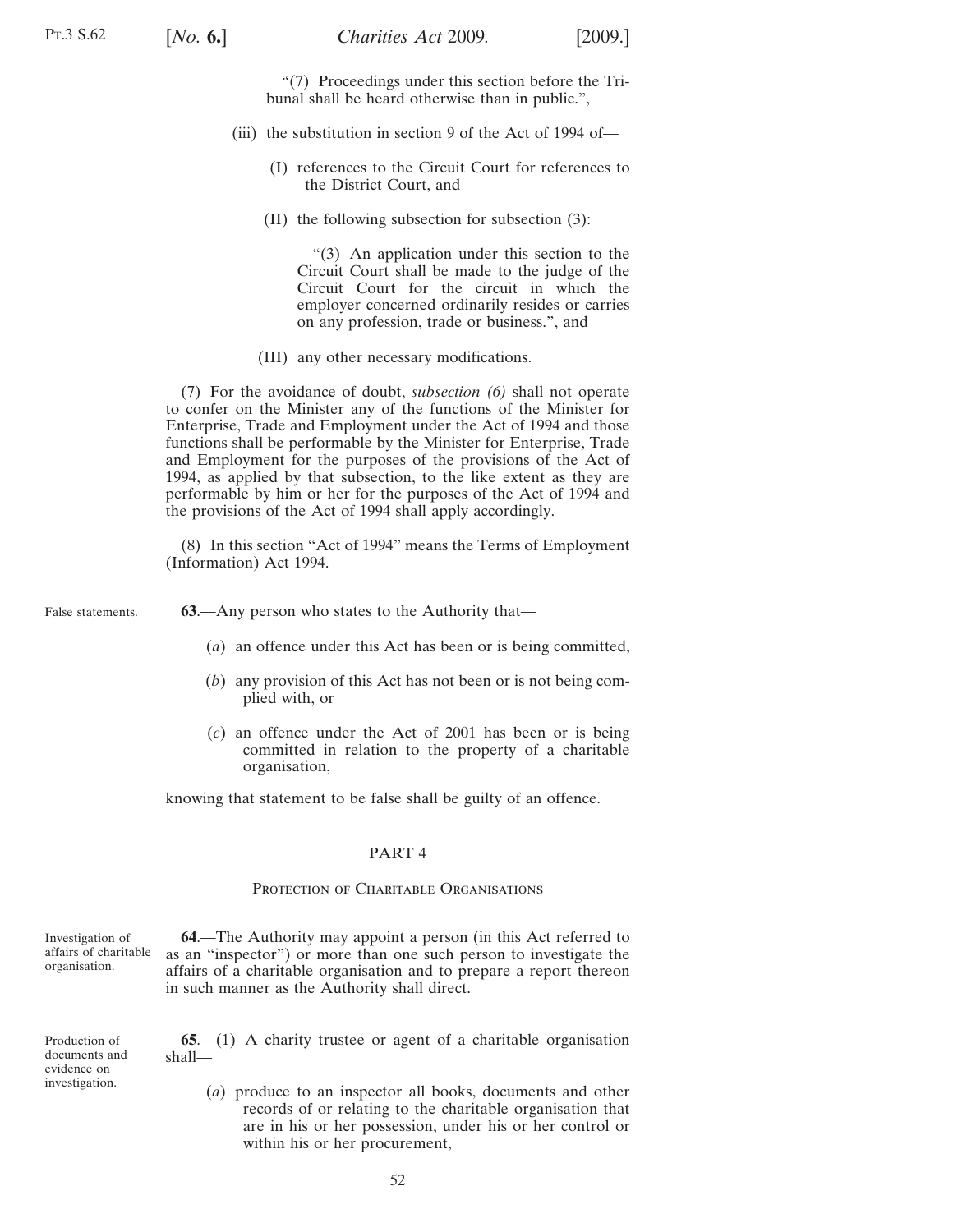"(7) Proceedings under this section before the Tribunal shall be heard otherwise than in public.",

(iii) the substitution in section 9 of the Act of 1994 of—

(I) references to the Circuit Court for references to the District Court, and

(II) the following subsection for subsection (3):

"(3) An application under this section to the Circuit Court shall be made to the judge of the Circuit Court for the circuit in which the employer concerned ordinarily resides or carries on any profession, trade or business.", and

(III) any other necessary modifications.

(7) For the avoidance of doubt, *subsection (6)* shall not operate to confer on the Minister any of the functions of the Minister for Enterprise, Trade and Employment under the Act of 1994 and those functions shall be performable by the Minister for Enterprise, Trade and Employment for the purposes of the provisions of the Act of 1994, as applied by that subsection, to the like extent as they are performable by him or her for the purposes of the Act of 1994 and the provisions of the Act of 1994 shall apply accordingly.

(8) In this section "Act of 1994" means the Terms of Employment (Information) Act 1994.

False statements.

**63**.—Any person who states to the Authority that—

(*a*) an offence under this Act has been or is being committed,

(*b*) any provision of this Act has not been or is not being complied with, or

(*c*) an offence under the Act of 2001 has been or is being committed in relation to the property of a charitable organisation,

knowing that statement to be false shall be guilty of an offence.

## PART 4

### Protection of Charitable Organisations

Investigation of affairs of charitable organisation.

**64**.—The Authority may appoint a person (in this Act referred to as an "inspector") or more than one such person to investigate the affairs of a charitable organisation and to prepare a report thereon in such manner as the Authority shall direct.

Production of documents and evidence on investigation.

**65**.—(1) A charity trustee or agent of a charitable organisation shall—

(*a*) produce to an inspector all books, documents and other records of or relating to the charitable organisation that are in his or her possession, under his or her control or within his or her procurement,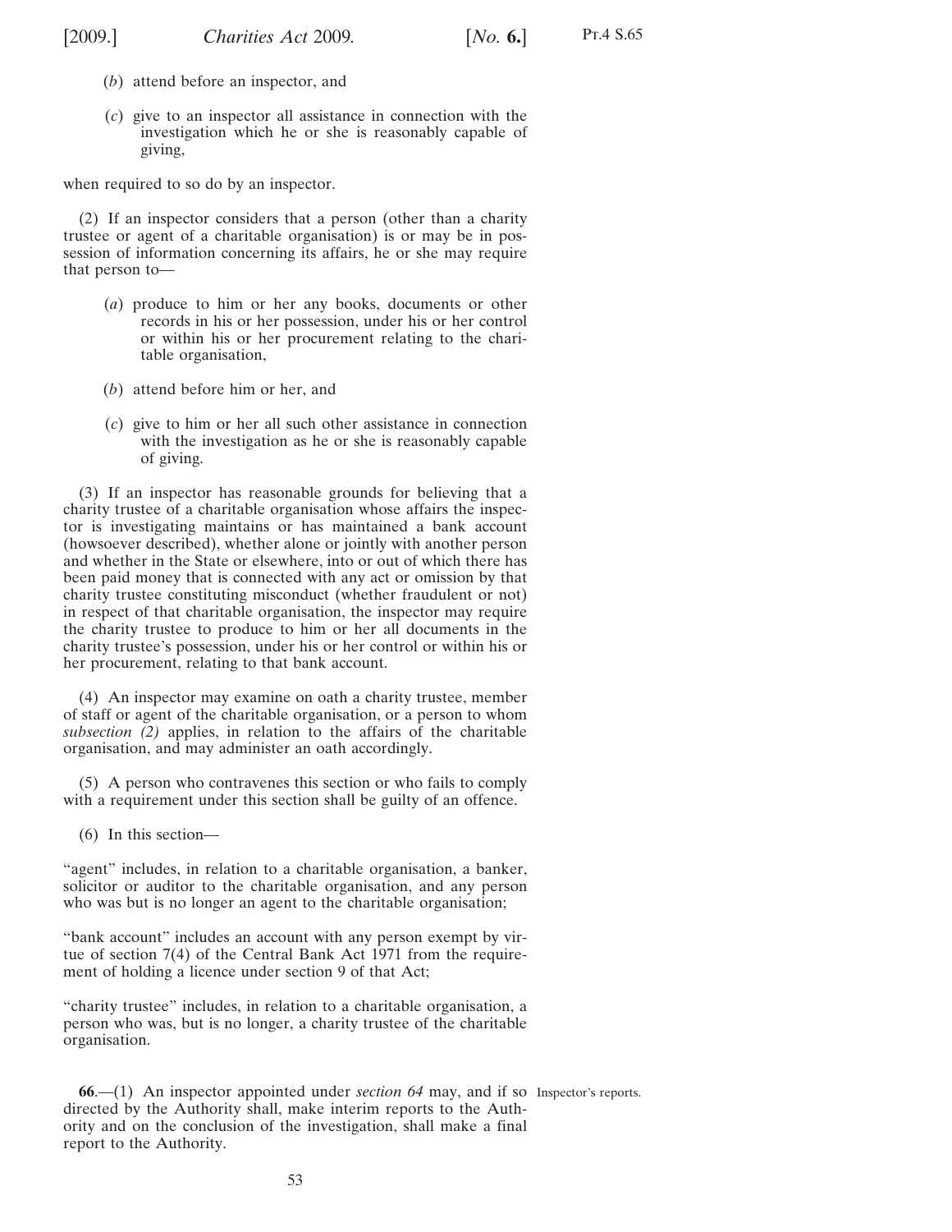(*b*) attend before an inspector, and

(*c*) give to an inspector all assistance in connection with the investigation which he or she is reasonably capable of giving,

when required to so do by an inspector.

(2) If an inspector considers that a person (other than a charity trustee or agent of a charitable organisation) is or may be in possession of information concerning its affairs, he or she may require that person to—

(*a*) produce to him or her any books, documents or other records in his or her possession, under his or her control or within his or her procurement relating to the charitable organisation,

(*b*) attend before him or her, and

(*c*) give to him or her all such other assistance in connection with the investigation as he or she is reasonably capable of giving.

(3) If an inspector has reasonable grounds for believing that a charity trustee of a charitable organisation whose affairs the inspector is investigating maintains or has maintained a bank account (howsoever described), whether alone or jointly with another person and whether in the State or elsewhere, into or out of which there has been paid money that is connected with any act or omission by that charity trustee constituting misconduct (whether fraudulent or not) in respect of that charitable organisation, the inspector may require the charity trustee to produce to him or her all documents in the charity trustee's possession, under his or her control or within his or her procurement, relating to that bank account.

(4) An inspector may examine on oath a charity trustee, member of staff or agent of the charitable organisation, or a person to whom *subsection (2)* applies, in relation to the affairs of the charitable organisation, and may administer an oath accordingly.

(5) A person who contravenes this section or who fails to comply with a requirement under this section shall be guilty of an offence.

(6) In this section—

"agent" includes, in relation to a charitable organisation, a banker, solicitor or auditor to the charitable organisation, and any person who was but is no longer an agent to the charitable organisation;

"bank account" includes an account with any person exempt by virtue of section 7(4) of the Central Bank Act 1971 from the requirement of holding a licence under section 9 of that Act;

"charity trustee" includes, in relation to a charitable organisation, a person who was, but is no longer, a charity trustee of the charitable organisation.

Inspector's reports.

**66**.—(1) An inspector appointed under *section 64* may, and if so directed by the Authority shall, make interim reports to the Authority and on the conclusion of the investigation, shall make a final report to the Authority.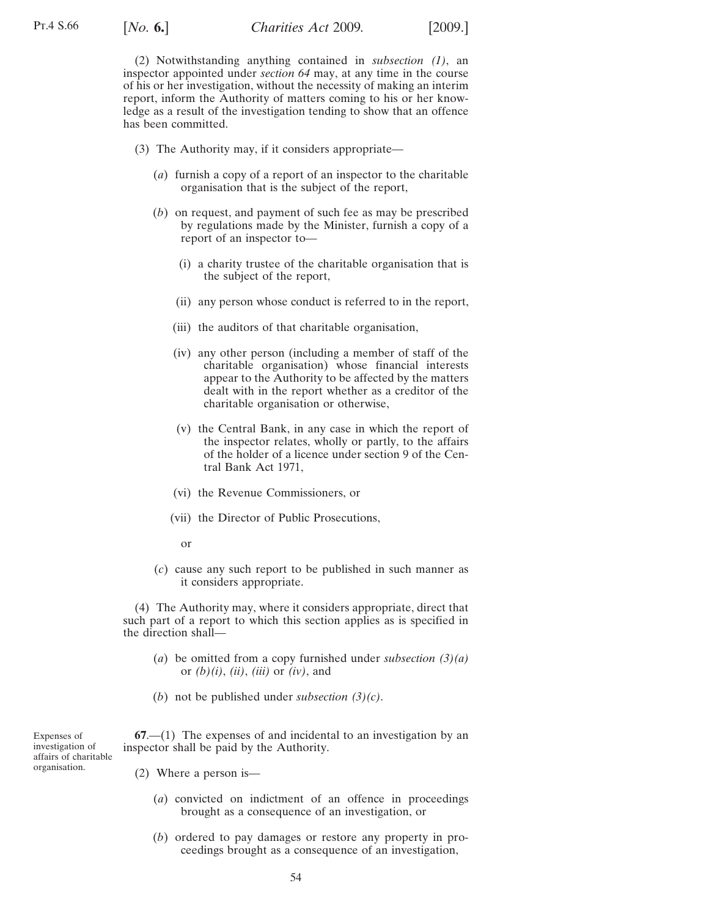(2) Notwithstanding anything contained in *subsection (1)*, an inspector appointed under *section 64* may, at any time in the course of his or her investigation, without the necessity of making an interim report, inform the Authority of matters coming to his or her knowledge as a result of the investigation tending to show that an offence has been committed.

(3) The Authority may, if it considers appropriate—

(*a*) furnish a copy of a report of an inspector to the charitable organisation that is the subject of the report,

(*b*) on request, and payment of such fee as may be prescribed by regulations made by the Minister, furnish a copy of a report of an inspector to—

(i) a charity trustee of the charitable organisation that is the subject of the report,

(ii) any person whose conduct is referred to in the report,

(iii) the auditors of that charitable organisation,

(iv) any other person (including a member of staff of the charitable organisation) whose financial interests appear to the Authority to be affected by the matters dealt with in the report whether as a creditor of the charitable organisation or otherwise,

(v) the Central Bank, in any case in which the report of the inspector relates, wholly or partly, to the affairs of the holder of a licence under section 9 of the Central Bank Act 1971,

(vi) the Revenue Commissioners, or

(vii) the Director of Public Prosecutions,

or

(*c*) cause any such report to be published in such manner as it considers appropriate.

(4) The Authority may, where it considers appropriate, direct that such part of a report to which this section applies as is specified in the direction shall—

(*a*) be omitted from a copy furnished under *subsection (3)(a)* or *(b)(i)*, *(ii)*, *(iii)* or *(iv)*, and

(*b*) not be published under *subsection (3)(c)*.

Expenses of investigation of affairs of charitable organisation.

**67**.—(1) The expenses of and incidental to an investigation by an inspector shall be paid by the Authority.

(2) Where a person is—

(*a*) convicted on indictment of an offence in proceedings brought as a consequence of an investigation, or

(*b*) ordered to pay damages or restore any property in proceedings brought as a consequence of an investigation,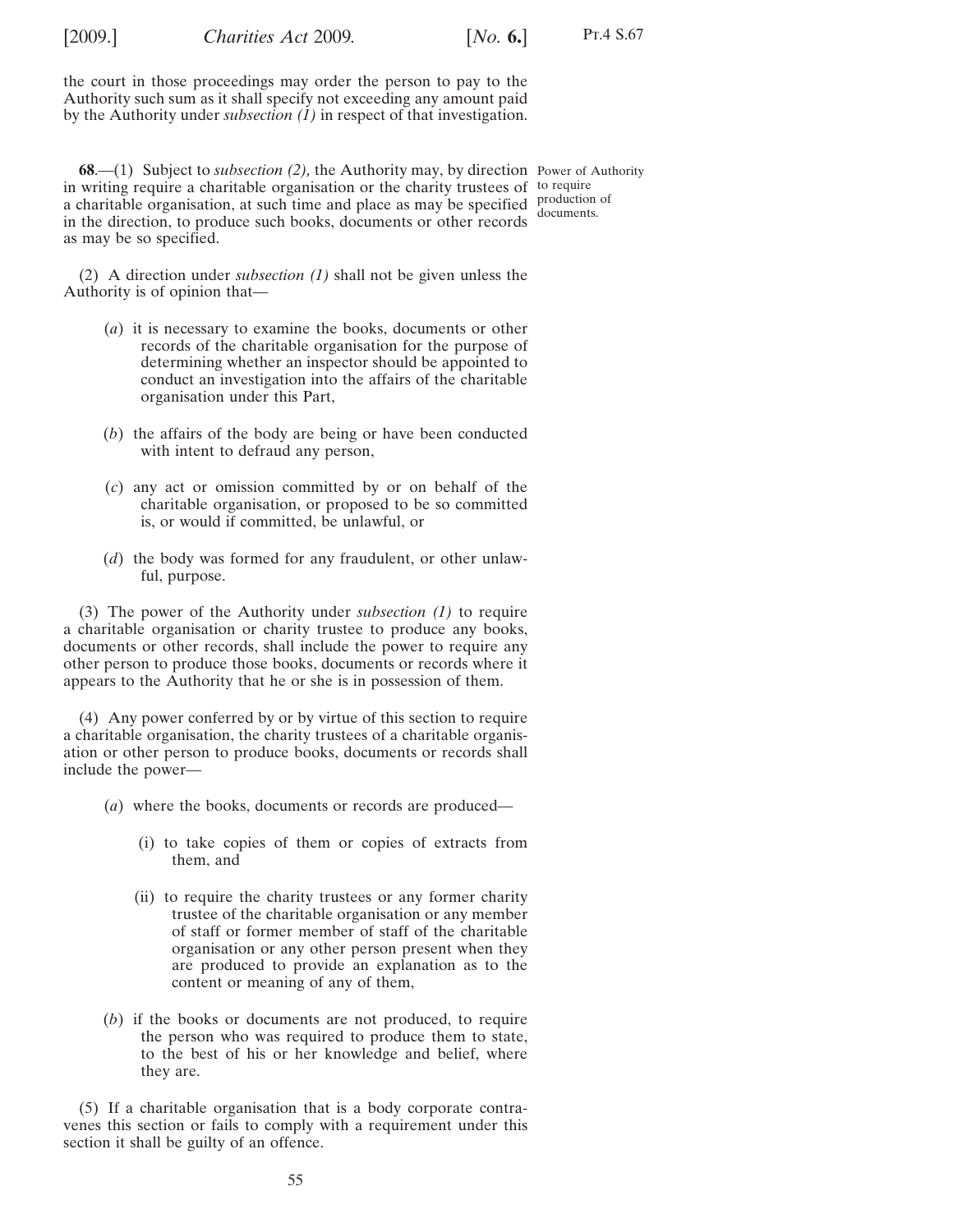the court in those proceedings may order the person to pay to the Authority such sum as it shall specify not exceeding any amount paid by the Authority under *subsection (1)* in respect of that investigation.

**68**.—(1) Subject to *subsection (2),* the Authority may, by direction in writing require a charitable organisation or the charity trustees of a charitable organisation, at such time and place as may be specified in the direction, to produce such books, documents or other records as may be so specified.

Power of Authority to require production of documents.

(2) A direction under *subsection (1)* shall not be given unless the Authority is of opinion that—

(*a*) it is necessary to examine the books, documents or other records of the charitable organisation for the purpose of determining whether an inspector should be appointed to conduct an investigation into the affairs of the charitable organisation under this Part,

(*b*) the affairs of the body are being or have been conducted with intent to defraud any person,

(*c*) any act or omission committed by or on behalf of the charitable organisation, or proposed to be so committed is, or would if committed, be unlawful, or

(*d*) the body was formed for any fraudulent, or other unlawful, purpose.

(3) The power of the Authority under *subsection (1)* to require a charitable organisation or charity trustee to produce any books, documents or other records, shall include the power to require any other person to produce those books, documents or records where it appears to the Authority that he or she is in possession of them.

(4) Any power conferred by or by virtue of this section to require a charitable organisation, the charity trustees of a charitable organisation or other person to produce books, documents or records shall include the power—

(*a*) where the books, documents or records are produced—

(i) to take copies of them or copies of extracts from them, and

(ii) to require the charity trustees or any former charity trustee of the charitable organisation or any member of staff or former member of staff of the charitable organisation or any other person present when they are produced to provide an explanation as to the content or meaning of any of them,

(*b*) if the books or documents are not produced, to require the person who was required to produce them to state, to the best of his or her knowledge and belief, where they are.

(5) If a charitable organisation that is a body corporate contravenes this section or fails to comply with a requirement under this section it shall be guilty of an offence.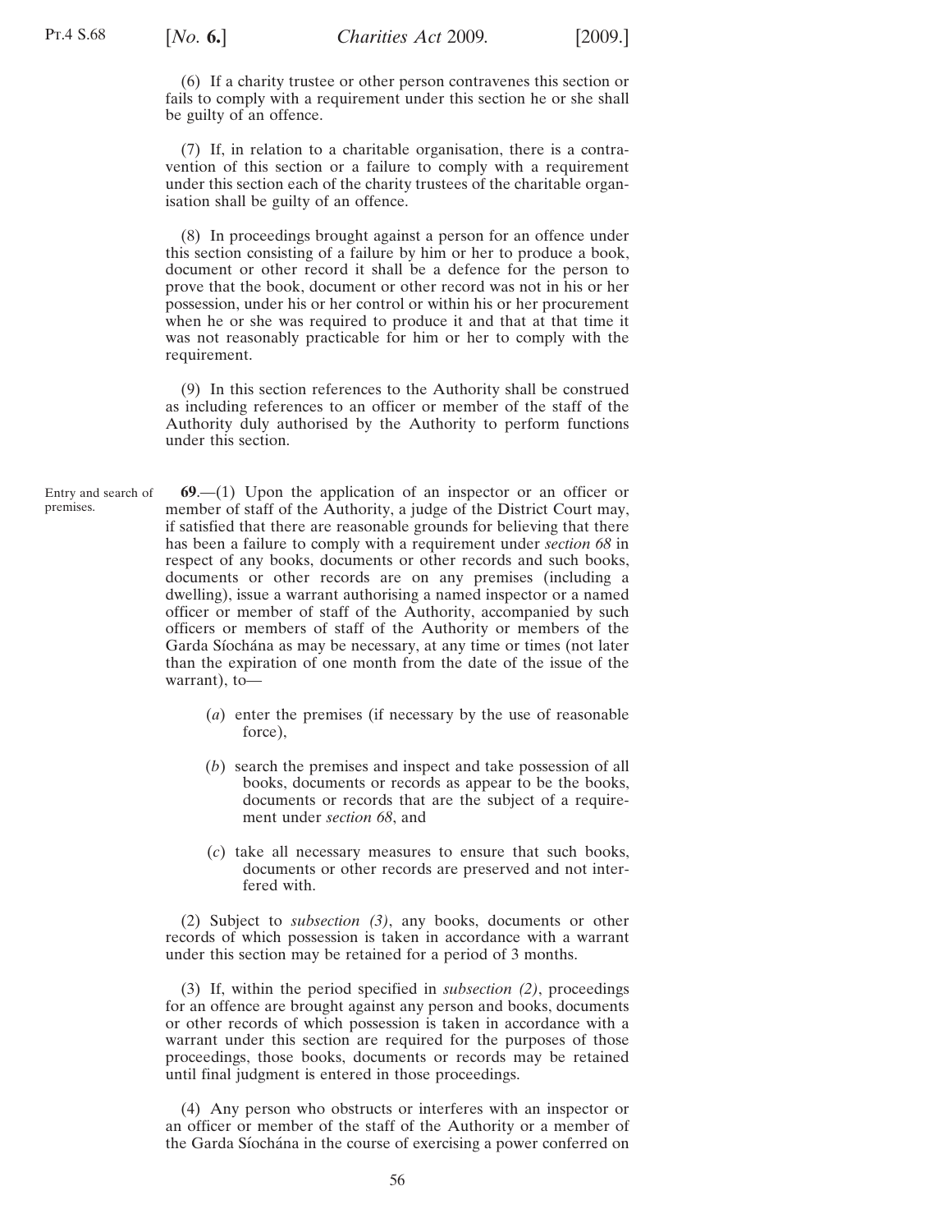(6) If a charity trustee or other person contravenes this section or fails to comply with a requirement under this section he or she shall be guilty of an offence.

(7) If, in relation to a charitable organisation, there is a contravention of this section or a failure to comply with a requirement under this section each of the charity trustees of the charitable organisation shall be guilty of an offence.

(8) In proceedings brought against a person for an offence under this section consisting of a failure by him or her to produce a book, document or other record it shall be a defence for the person to prove that the book, document or other record was not in his or her possession, under his or her control or within his or her procurement when he or she was required to produce it and that at that time it was not reasonably practicable for him or her to comply with the requirement.

(9) In this section references to the Authority shall be construed as including references to an officer or member of the staff of the Authority duly authorised by the Authority to perform functions under this section.

Entry and search of premises.

**69**.—(1) Upon the application of an inspector or an officer or member of staff of the Authority, a judge of the District Court may, if satisfied that there are reasonable grounds for believing that there has been a failure to comply with a requirement under *section 68* in respect of any books, documents or other records and such books, documents or other records are on any premises (including a dwelling), issue a warrant authorising a named inspector or a named officer or member of staff of the Authority, accompanied by such officers or members of staff of the Authority or members of the Garda Síochána as may be necessary, at any time or times (not later than the expiration of one month from the date of the issue of the warrant), to—

(*a*) enter the premises (if necessary by the use of reasonable force),

(*b*) search the premises and inspect and take possession of all books, documents or records as appear to be the books, documents or records that are the subject of a requirement under *section 68*, and

(*c*) take all necessary measures to ensure that such books, documents or other records are preserved and not interfered with.

(2) Subject to *subsection (3)*, any books, documents or other records of which possession is taken in accordance with a warrant under this section may be retained for a period of 3 months.

(3) If, within the period specified in *subsection (2)*, proceedings for an offence are brought against any person and books, documents or other records of which possession is taken in accordance with a warrant under this section are required for the purposes of those proceedings, those books, documents or records may be retained until final judgment is entered in those proceedings.

(4) Any person who obstructs or interferes with an inspector or an officer or member of the staff of the Authority or a member of the Garda Síochána in the course of exercising a power conferred on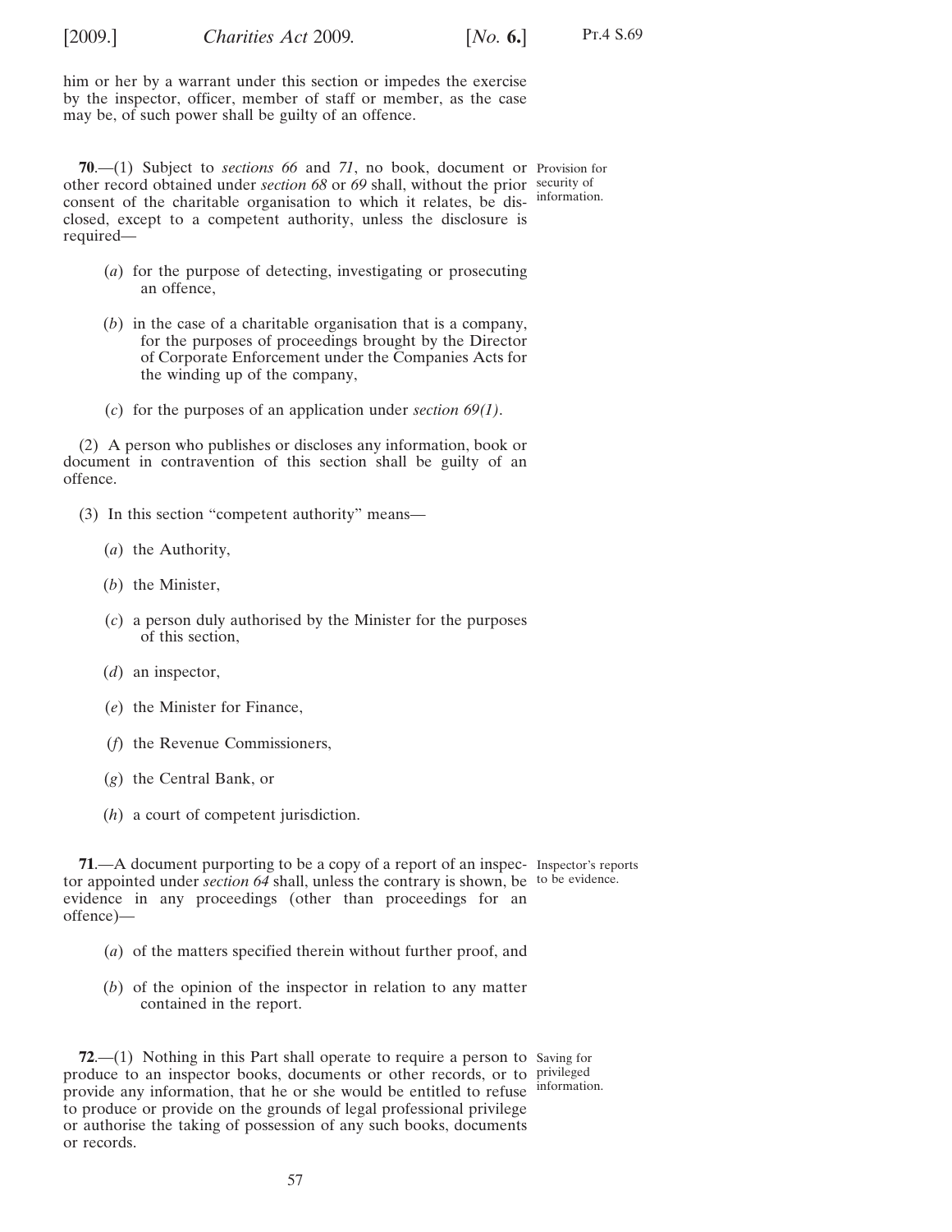him or her by a warrant under this section or impedes the exercise by the inspector, officer, member of staff or member, as the case may be, of such power shall be guilty of an offence.

**70**.—(1) Subject to *sections 66* and *71*, no book, document or other record obtained under *section 68* or *69* shall, without the prior consent of the charitable organisation to which it relates, be disclosed, except to a competent authority, unless the disclosure is required—

Provision for security of information.

(*a*) for the purpose of detecting, investigating or prosecuting an offence,

(*b*) in the case of a charitable organisation that is a company, for the purposes of proceedings brought by the Director of Corporate Enforcement under the Companies Acts for the winding up of the company,

(*c*) for the purposes of an application under *section 69(1)*.

(2) A person who publishes or discloses any information, book or document in contravention of this section shall be guilty of an offence.

(3) In this section "competent authority" means—

(*a*) the Authority,

(*b*) the Minister,

(*c*) a person duly authorised by the Minister for the purposes of this section,

(*d*) an inspector,

(*e*) the Minister for Finance,

(*f*) the Revenue Commissioners,

(*g*) the Central Bank, or

(*h*) a court of competent jurisdiction.

**71**.—A document purporting to be a copy of a report of an inspector appointed under *section 64* shall, unless the contrary is shown, be evidence in any proceedings (other than proceedings for an offence)—

Inspector's reports to be evidence.

(*a*) of the matters specified therein without further proof, and

(*b*) of the opinion of the inspector in relation to any matter contained in the report.

**72**.—(1) Nothing in this Part shall operate to require a person to produce to an inspector books, documents or other records, or to provide any information, that he or she would be entitled to refuse to produce or provide on the grounds of legal professional privilege or authorise the taking of possession of any such books, documents or records.

Saving for privileged information.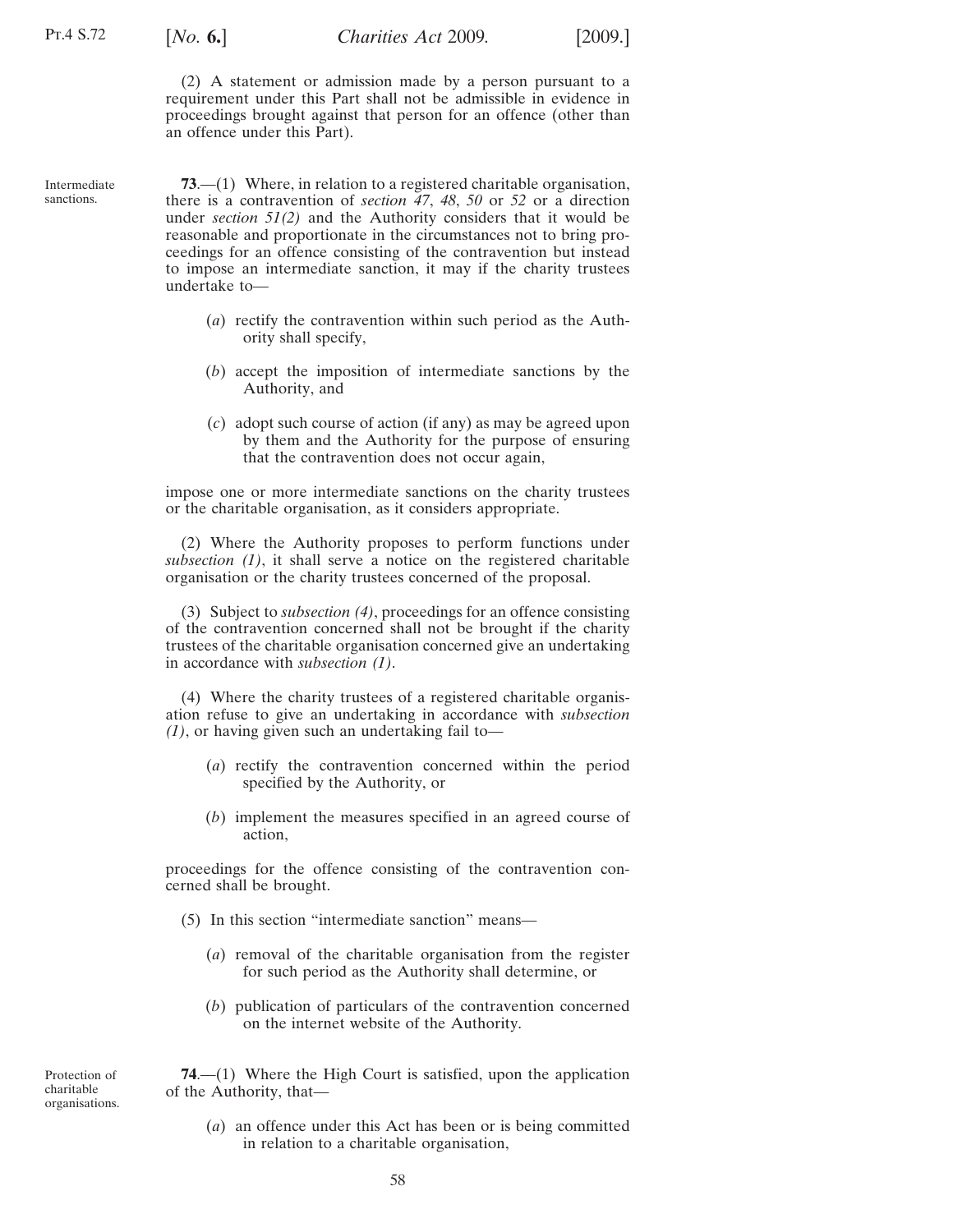(2) A statement or admission made by a person pursuant to a requirement under this Part shall not be admissible in evidence in proceedings brought against that person for an offence (other than an offence under this Part).

Intermediate sanctions.

**73**.—(1) Where, in relation to a registered charitable organisation, there is a contravention of *section 47*, *48*, *50* or *52* or a direction under *section 51(2)* and the Authority considers that it would be reasonable and proportionate in the circumstances not to bring proceedings for an offence consisting of the contravention but instead to impose an intermediate sanction, it may if the charity trustees undertake to—

(*a*) rectify the contravention within such period as the Authority shall specify,

(*b*) accept the imposition of intermediate sanctions by the Authority, and

(*c*) adopt such course of action (if any) as may be agreed upon by them and the Authority for the purpose of ensuring that the contravention does not occur again,

impose one or more intermediate sanctions on the charity trustees or the charitable organisation, as it considers appropriate.

(2) Where the Authority proposes to perform functions under *subsection (1)*, it shall serve a notice on the registered charitable organisation or the charity trustees concerned of the proposal.

(3) Subject to *subsection (4)*, proceedings for an offence consisting of the contravention concerned shall not be brought if the charity trustees of the charitable organisation concerned give an undertaking in accordance with *subsection (1)*.

(4) Where the charity trustees of a registered charitable organisation refuse to give an undertaking in accordance with *subsection (1)*, or having given such an undertaking fail to—

(*a*) rectify the contravention concerned within the period specified by the Authority, or

(*b*) implement the measures specified in an agreed course of action,

proceedings for the offence consisting of the contravention concerned shall be brought.

(5) In this section "intermediate sanction" means—

(*a*) removal of the charitable organisation from the register for such period as the Authority shall determine, or

(*b*) publication of particulars of the contravention concerned on the internet website of the Authority.

Protection of charitable organisations.

**74**.—(1) Where the High Court is satisfied, upon the application of the Authority, that—

(*a*) an offence under this Act has been or is being committed in relation to a charitable organisation,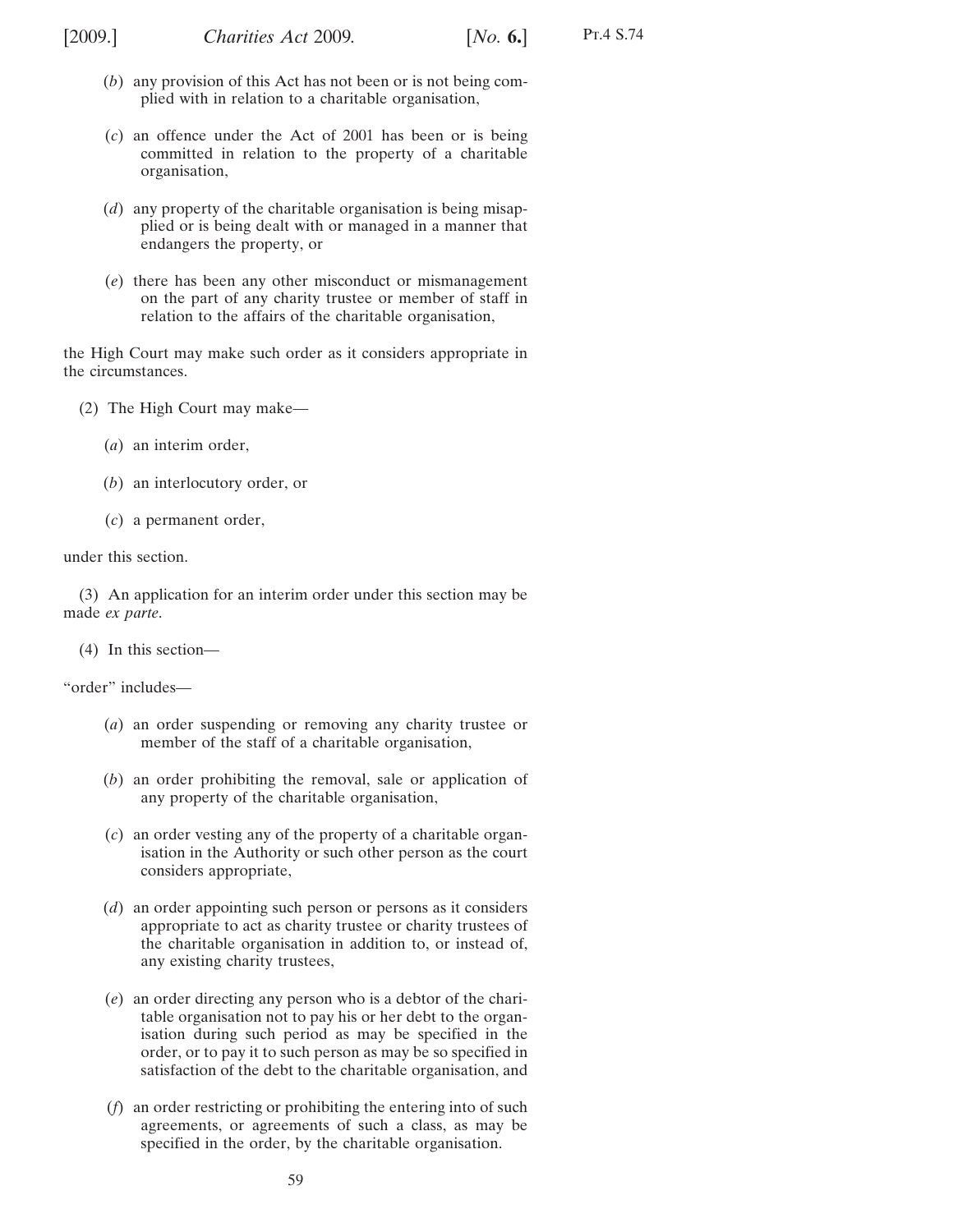(*b*) any provision of this Act has not been or is not being complied with in relation to a charitable organisation,

(*c*) an offence under the Act of 2001 has been or is being committed in relation to the property of a charitable organisation,

(*d*) any property of the charitable organisation is being misapplied or is being dealt with or managed in a manner that endangers the property, or

(*e*) there has been any other misconduct or mismanagement on the part of any charity trustee or member of staff in relation to the affairs of the charitable organisation,

the High Court may make such order as it considers appropriate in the circumstances.

(2) The High Court may make—

(*a*) an interim order,

(*b*) an interlocutory order, or

(*c*) a permanent order,

under this section.

(3) An application for an interim order under this section may be made *ex parte*.

(4) In this section—

"order" includes—

(*a*) an order suspending or removing any charity trustee or member of the staff of a charitable organisation,

(*b*) an order prohibiting the removal, sale or application of any property of the charitable organisation,

(*c*) an order vesting any of the property of a charitable organisation in the Authority or such other person as the court considers appropriate,

(*d*) an order appointing such person or persons as it considers appropriate to act as charity trustee or charity trustees of the charitable organisation in addition to, or instead of, any existing charity trustees,

(*e*) an order directing any person who is a debtor of the charitable organisation not to pay his or her debt to the organisation during such period as may be specified in the order, or to pay it to such person as may be so specified in satisfaction of the debt to the charitable organisation, and

(*f*) an order restricting or prohibiting the entering into of such agreements, or agreements of such a class, as may be specified in the order, by the charitable organisation.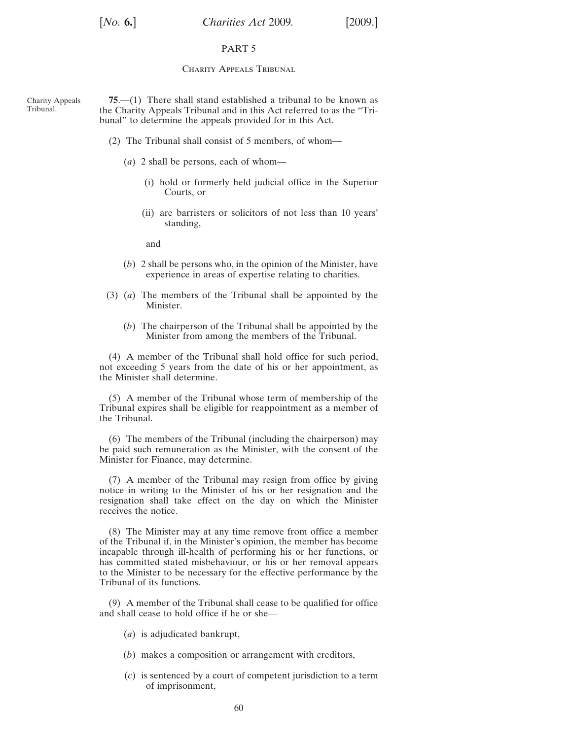## PART 5

### Charity Appeals Tribunal

Charity Appeals Tribunal.

**75**.—(1) There shall stand established a tribunal to be known as the Charity Appeals Tribunal and in this Act referred to as the "Tribunal" to determine the appeals provided for in this Act.

(2) The Tribunal shall consist of 5 members, of whom—

(*a*) 2 shall be persons, each of whom—

(i) hold or formerly held judicial office in the Superior Courts, or

(ii) are barristers or solicitors of not less than 10 years' standing,

and

(*b*) 2 shall be persons who, in the opinion of the Minister, have experience in areas of expertise relating to charities.

(3) (*a*) The members of the Tribunal shall be appointed by the Minister.

(*b*) The chairperson of the Tribunal shall be appointed by the Minister from among the members of the Tribunal.

(4) A member of the Tribunal shall hold office for such period, not exceeding 5 years from the date of his or her appointment, as the Minister shall determine.

(5) A member of the Tribunal whose term of membership of the Tribunal expires shall be eligible for reappointment as a member of the Tribunal.

(6) The members of the Tribunal (including the chairperson) may be paid such remuneration as the Minister, with the consent of the Minister for Finance, may determine.

(7) A member of the Tribunal may resign from office by giving notice in writing to the Minister of his or her resignation and the resignation shall take effect on the day on which the Minister receives the notice.

(8) The Minister may at any time remove from office a member of the Tribunal if, in the Minister's opinion, the member has become incapable through ill-health of performing his or her functions, or has committed stated misbehaviour, or his or her removal appears to the Minister to be necessary for the effective performance by the Tribunal of its functions.

(9) A member of the Tribunal shall cease to be qualified for office and shall cease to hold office if he or she—

(*a*) is adjudicated bankrupt,

(*b*) makes a composition or arrangement with creditors,

(*c*) is sentenced by a court of competent jurisdiction to a term of imprisonment,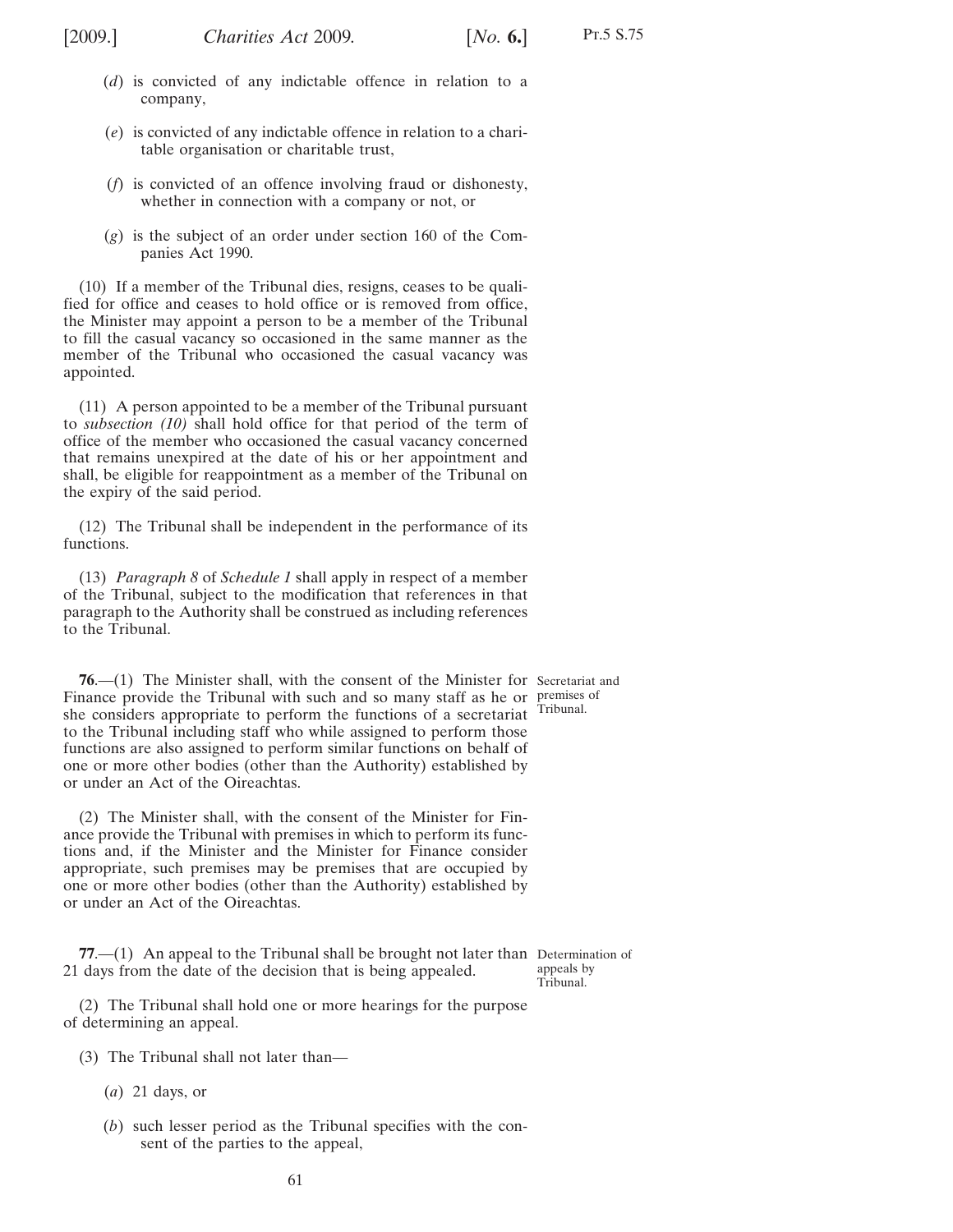(*d*) is convicted of any indictable offence in relation to a company,

(*e*) is convicted of any indictable offence in relation to a charitable organisation or charitable trust,

(*f*) is convicted of an offence involving fraud or dishonesty, whether in connection with a company or not, or

(*g*) is the subject of an order under section 160 of the Companies Act 1990.

(10) If a member of the Tribunal dies, resigns, ceases to be qualified for office and ceases to hold office or is removed from office, the Minister may appoint a person to be a member of the Tribunal to fill the casual vacancy so occasioned in the same manner as the member of the Tribunal who occasioned the casual vacancy was appointed.

(11) A person appointed to be a member of the Tribunal pursuant to *subsection (10)* shall hold office for that period of the term of office of the member who occasioned the casual vacancy concerned that remains unexpired at the date of his or her appointment and shall, be eligible for reappointment as a member of the Tribunal on the expiry of the said period.

(12) The Tribunal shall be independent in the performance of its functions.

(13) *Paragraph 8* of *Schedule 1* shall apply in respect of a member of the Tribunal, subject to the modification that references in that paragraph to the Authority shall be construed as including references to the Tribunal.

Secretariat and premises of Tribunal.

**76**.—(1) The Minister shall, with the consent of the Minister for Finance provide the Tribunal with such and so many staff as he or she considers appropriate to perform the functions of a secretariat to the Tribunal including staff who while assigned to perform those functions are also assigned to perform similar functions on behalf of one or more other bodies (other than the Authority) established by or under an Act of the Oireachtas.

(2) The Minister shall, with the consent of the Minister for Finance provide the Tribunal with premises in which to perform its functions and, if the Minister and the Minister for Finance consider appropriate, such premises may be premises that are occupied by one or more other bodies (other than the Authority) established by or under an Act of the Oireachtas.

Determination of appeals by Tribunal.

**77**.—(1) An appeal to the Tribunal shall be brought not later than 21 days from the date of the decision that is being appealed.

(2) The Tribunal shall hold one or more hearings for the purpose of determining an appeal.

(3) The Tribunal shall not later than—

(*a*) 21 days, or

(*b*) such lesser period as the Tribunal specifies with the consent of the parties to the appeal,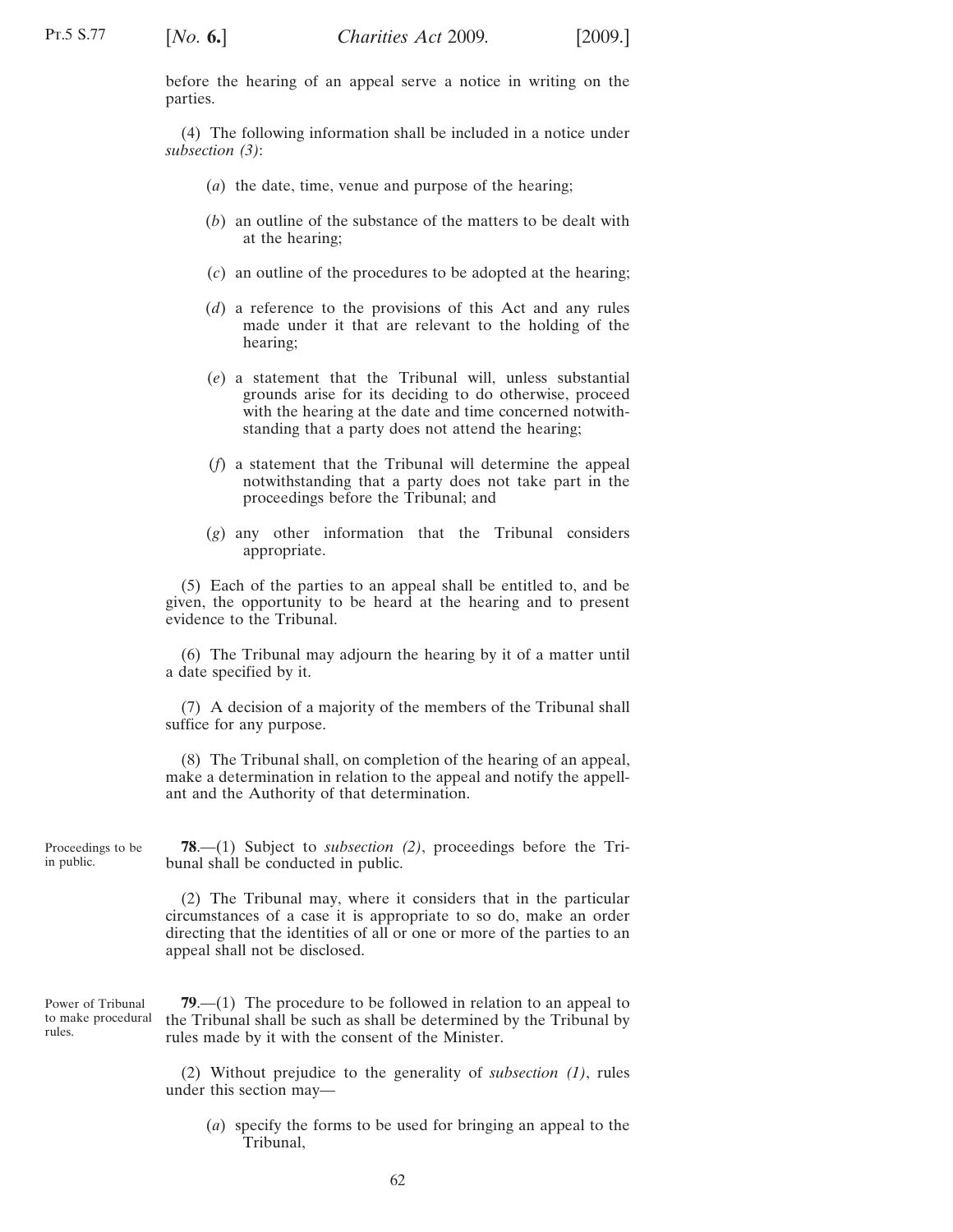before the hearing of an appeal serve a notice in writing on the parties.

(4) The following information shall be included in a notice under *subsection (3)*:

(*a*) the date, time, venue and purpose of the hearing;

(*b*) an outline of the substance of the matters to be dealt with at the hearing;

(*c*) an outline of the procedures to be adopted at the hearing;

(*d*) a reference to the provisions of this Act and any rules made under it that are relevant to the holding of the hearing;

(*e*) a statement that the Tribunal will, unless substantial grounds arise for its deciding to do otherwise, proceed with the hearing at the date and time concerned notwithstanding that a party does not attend the hearing;

(*f*) a statement that the Tribunal will determine the appeal notwithstanding that a party does not take part in the proceedings before the Tribunal; and

(*g*) any other information that the Tribunal considers appropriate.

(5) Each of the parties to an appeal shall be entitled to, and be given, the opportunity to be heard at the hearing and to present evidence to the Tribunal.

(6) The Tribunal may adjourn the hearing by it of a matter until a date specified by it.

(7) A decision of a majority of the members of the Tribunal shall suffice for any purpose.

(8) The Tribunal shall, on completion of the hearing of an appeal, make a determination in relation to the appeal and notify the appellant and the Authority of that determination.

Proceedings to be in public.

**78**.—(1) Subject to *subsection (2)*, proceedings before the Tribunal shall be conducted in public.

(2) The Tribunal may, where it considers that in the particular circumstances of a case it is appropriate to so do, make an order directing that the identities of all or one or more of the parties to an appeal shall not be disclosed.

Power of Tribunal to make procedural rules.

**79**.—(1) The procedure to be followed in relation to an appeal to the Tribunal shall be such as shall be determined by the Tribunal by rules made by it with the consent of the Minister.

(2) Without prejudice to the generality of *subsection (1)*, rules under this section may—

(*a*) specify the forms to be used for bringing an appeal to the Tribunal,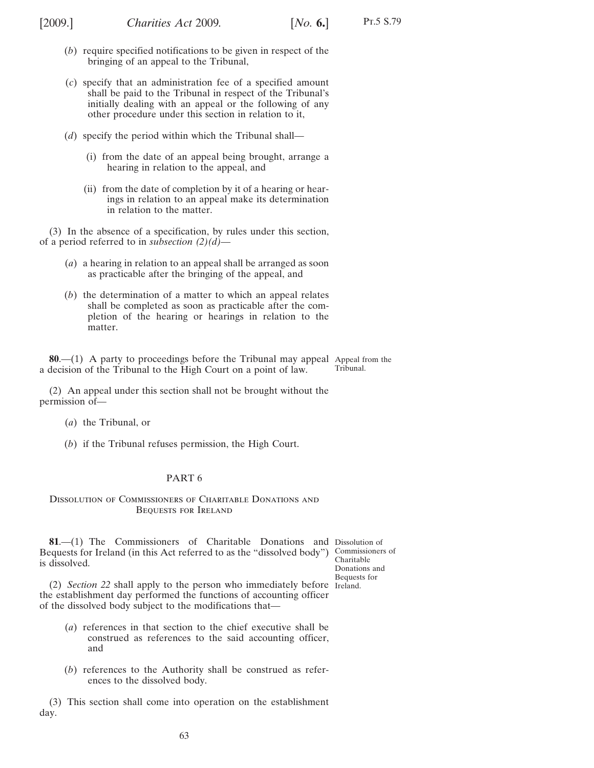(*b*) require specified notifications to be given in respect of the bringing of an appeal to the Tribunal,

(*c*) specify that an administration fee of a specified amount shall be paid to the Tribunal in respect of the Tribunal's initially dealing with an appeal or the following of any other procedure under this section in relation to it,

(*d*) specify the period within which the Tribunal shall—

(i) from the date of an appeal being brought, arrange a hearing in relation to the appeal, and

(ii) from the date of completion by it of a hearing or hearings in relation to an appeal make its determination in relation to the matter.

(3) In the absence of a specification, by rules under this section, of a period referred to in *subsection (2)(d)*—

(*a*) a hearing in relation to an appeal shall be arranged as soon as practicable after the bringing of the appeal, and

(*b*) the determination of a matter to which an appeal relates shall be completed as soon as practicable after the completion of the hearing or hearings in relation to the matter.

Appeal from the Tribunal.

**80**.—(1) A party to proceedings before the Tribunal may appeal a decision of the Tribunal to the High Court on a point of law.

(2) An appeal under this section shall not be brought without the permission of—

(*a*) the Tribunal, or

(*b*) if the Tribunal refuses permission, the High Court.

## PART 6

### Dissolution of Commissioners of Charitable Donations and Bequests for Ireland

Dissolution of Commissioners of Charitable Donations and Bequests for Ireland.

**81**.—(1) The Commissioners of Charitable Donations and Bequests for Ireland (in this Act referred to as the "dissolved body") is dissolved.

(2) *Section 22* shall apply to the person who immediately before the establishment day performed the functions of accounting officer of the dissolved body subject to the modifications that—

(*a*) references in that section to the chief executive shall be construed as references to the said accounting officer, and

(*b*) references to the Authority shall be construed as references to the dissolved body.

(3) This section shall come into operation on the establishment day.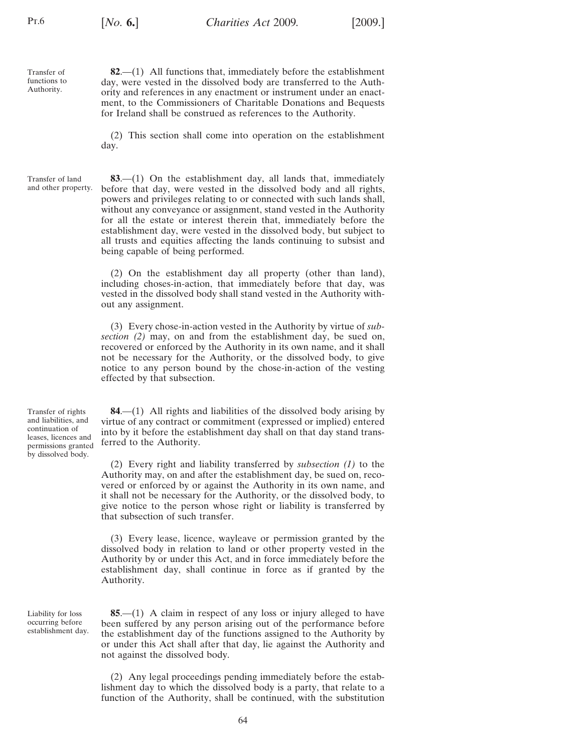Transfer of functions to Authority.

**82**.—(1) All functions that, immediately before the establishment day, were vested in the dissolved body are transferred to the Authority and references in any enactment or instrument under an enactment, to the Commissioners of Charitable Donations and Bequests for Ireland shall be construed as references to the Authority.

(2) This section shall come into operation on the establishment day.

Transfer of land and other property.

**83**.—(1) On the establishment day, all lands that, immediately before that day, were vested in the dissolved body and all rights, powers and privileges relating to or connected with such lands shall, without any conveyance or assignment, stand vested in the Authority for all the estate or interest therein that, immediately before the establishment day, were vested in the dissolved body, but subject to all trusts and equities affecting the lands continuing to subsist and being capable of being performed.

(2) On the establishment day all property (other than land), including choses-in-action, that immediately before that day, was vested in the dissolved body shall stand vested in the Authority without any assignment.

(3) Every chose-in-action vested in the Authority by virtue of *subsection (2)* may, on and from the establishment day, be sued on, recovered or enforced by the Authority in its own name, and it shall not be necessary for the Authority, or the dissolved body, to give notice to any person bound by the chose-in-action of the vesting effected by that subsection.

Transfer of rights and liabilities, and continuation of leases, licences and permissions granted by dissolved body.

**84**.—(1) All rights and liabilities of the dissolved body arising by virtue of any contract or commitment (expressed or implied) entered into by it before the establishment day shall on that day stand transferred to the Authority.

(2) Every right and liability transferred by *subsection (1)* to the Authority may, on and after the establishment day, be sued on, recovered or enforced by or against the Authority in its own name, and it shall not be necessary for the Authority, or the dissolved body, to give notice to the person whose right or liability is transferred by that subsection of such transfer.

(3) Every lease, licence, wayleave or permission granted by the dissolved body in relation to land or other property vested in the Authority by or under this Act, and in force immediately before the establishment day, shall continue in force as if granted by the Authority.

Liability for loss occurring before establishment day.

**85**.—(1) A claim in respect of any loss or injury alleged to have been suffered by any person arising out of the performance before the establishment day of the functions assigned to the Authority by or under this Act shall after that day, lie against the Authority and not against the dissolved body.

(2) Any legal proceedings pending immediately before the establishment day to which the dissolved body is a party, that relate to a function of the Authority, shall be continued, with the substitution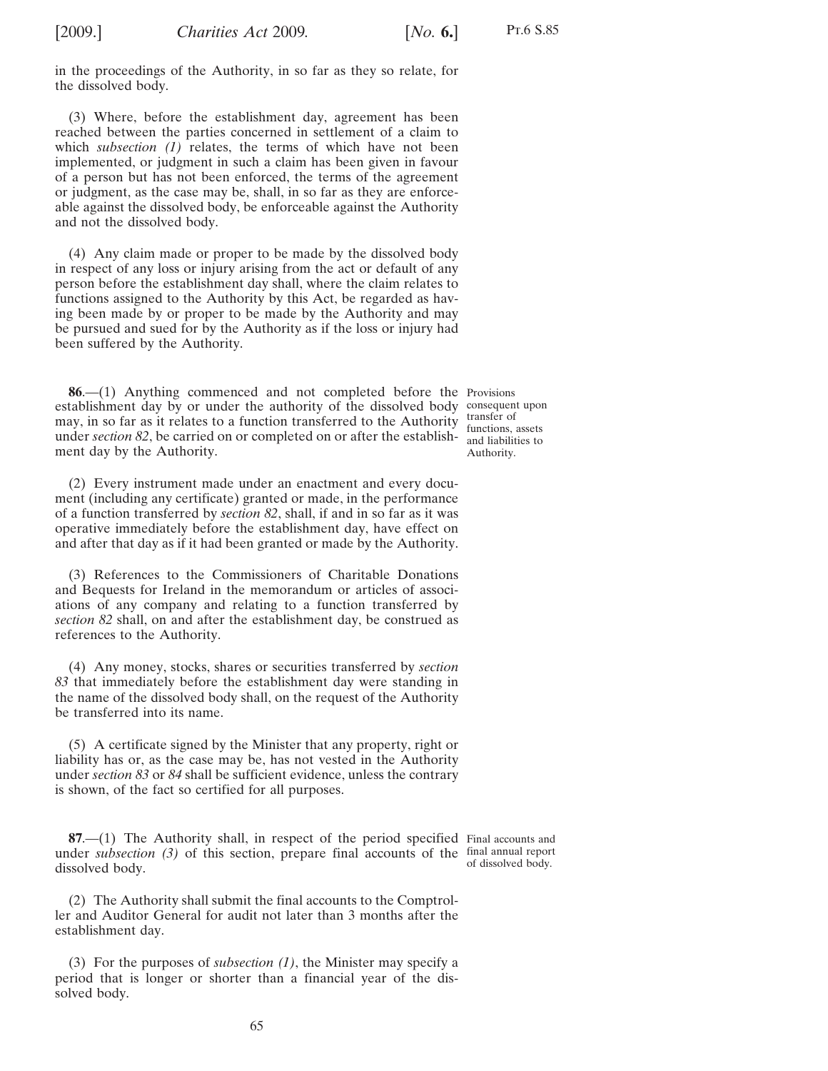in the proceedings of the Authority, in so far as they so relate, for the dissolved body.

(3) Where, before the establishment day, agreement has been reached between the parties concerned in settlement of a claim to which *subsection (1)* relates, the terms of which have not been implemented, or judgment in such a claim has been given in favour of a person but has not been enforced, the terms of the agreement or judgment, as the case may be, shall, in so far as they are enforceable against the dissolved body, be enforceable against the Authority and not the dissolved body.

(4) Any claim made or proper to be made by the dissolved body in respect of any loss or injury arising from the act or default of any person before the establishment day shall, where the claim relates to functions assigned to the Authority by this Act, be regarded as having been made by or proper to be made by the Authority and may be pursued and sued for by the Authority as if the loss or injury had been suffered by the Authority.

Provisions consequent upon transfer of functions, assets and liabilities to Authority.

**86**.—(1) Anything commenced and not completed before the establishment day by or under the authority of the dissolved body may, in so far as it relates to a function transferred to the Authority under *section 82*, be carried on or completed on or after the establishment day by the Authority.

(2) Every instrument made under an enactment and every document (including any certificate) granted or made, in the performance of a function transferred by *section 82*, shall, if and in so far as it was operative immediately before the establishment day, have effect on and after that day as if it had been granted or made by the Authority.

(3) References to the Commissioners of Charitable Donations and Bequests for Ireland in the memorandum or articles of associations of any company and relating to a function transferred by *section 82* shall, on and after the establishment day, be construed as references to the Authority.

(4) Any money, stocks, shares or securities transferred by *section 83* that immediately before the establishment day were standing in the name of the dissolved body shall, on the request of the Authority be transferred into its name.

(5) A certificate signed by the Minister that any property, right or liability has or, as the case may be, has not vested in the Authority under *section 83* or *84* shall be sufficient evidence, unless the contrary is shown, of the fact so certified for all purposes.

Final accounts and final annual report of dissolved body.

**87**.—(1) The Authority shall, in respect of the period specified under *subsection (3)* of this section, prepare final accounts of the dissolved body.

(2) The Authority shall submit the final accounts to the Comptroller and Auditor General for audit not later than 3 months after the establishment day.

(3) For the purposes of *subsection (1)*, the Minister may specify a period that is longer or shorter than a financial year of the dissolved body.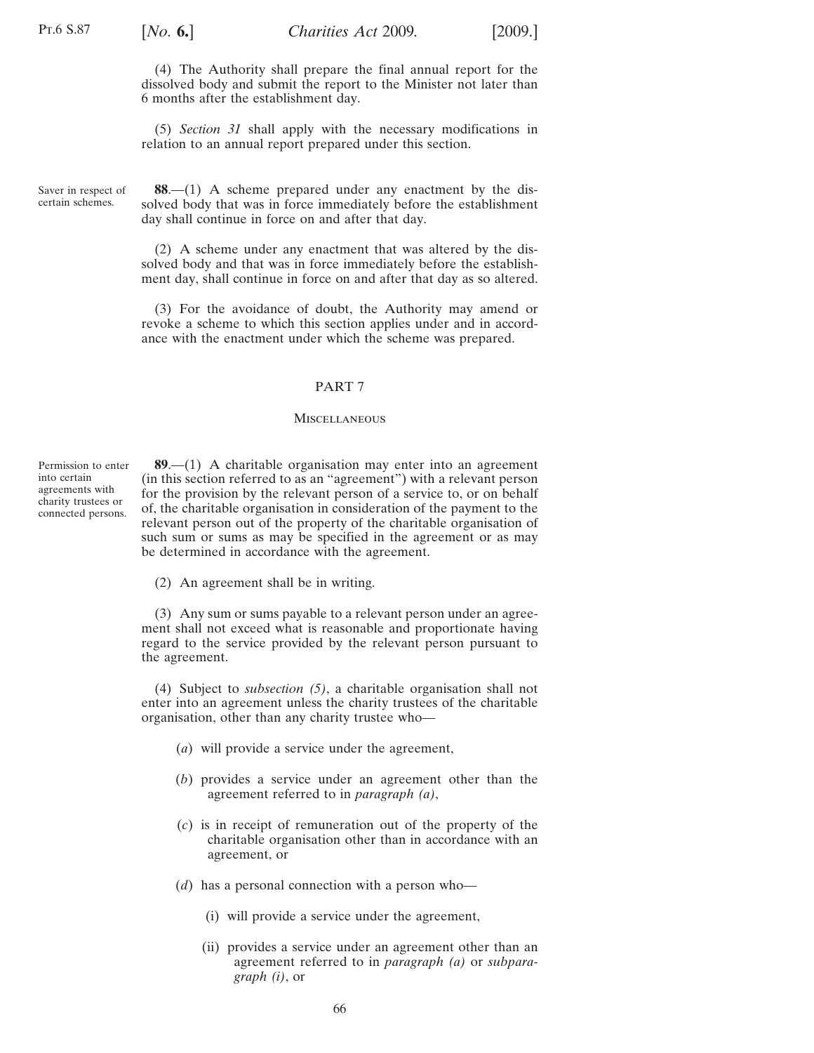(4) The Authority shall prepare the final annual report for the dissolved body and submit the report to the Minister not later than 6 months after the establishment day.

(5) *Section 31* shall apply with the necessary modifications in relation to an annual report prepared under this section.

Saver in respect of certain schemes.

**88**.—(1) A scheme prepared under any enactment by the dissolved body that was in force immediately before the establishment day shall continue in force on and after that day.

(2) A scheme under any enactment that was altered by the dissolved body and that was in force immediately before the establishment day, shall continue in force on and after that day as so altered.

(3) For the avoidance of doubt, the Authority may amend or revoke a scheme to which this section applies under and in accordance with the enactment under which the scheme was prepared.

## PART 7

### Miscellaneous

Permission to enter into certain agreements with charity trustees or connected persons.

**89**.—(1) A charitable organisation may enter into an agreement (in this section referred to as an "agreement") with a relevant person for the provision by the relevant person of a service to, or on behalf of, the charitable organisation in consideration of the payment to the relevant person out of the property of the charitable organisation of such sum or sums as may be specified in the agreement or as may be determined in accordance with the agreement.

(2) An agreement shall be in writing.

(3) Any sum or sums payable to a relevant person under an agreement shall not exceed what is reasonable and proportionate having regard to the service provided by the relevant person pursuant to the agreement.

(4) Subject to *subsection (5)*, a charitable organisation shall not enter into an agreement unless the charity trustees of the charitable organisation, other than any charity trustee who—

(*a*) will provide a service under the agreement,

(*b*) provides a service under an agreement other than the agreement referred to in *paragraph (a)*,

(*c*) is in receipt of remuneration out of the property of the charitable organisation other than in accordance with an agreement, or

(*d*) has a personal connection with a person who—

(i) will provide a service under the agreement,

(ii) provides a service under an agreement other than an agreement referred to in *paragraph (a)* or *subparagraph (i)*, or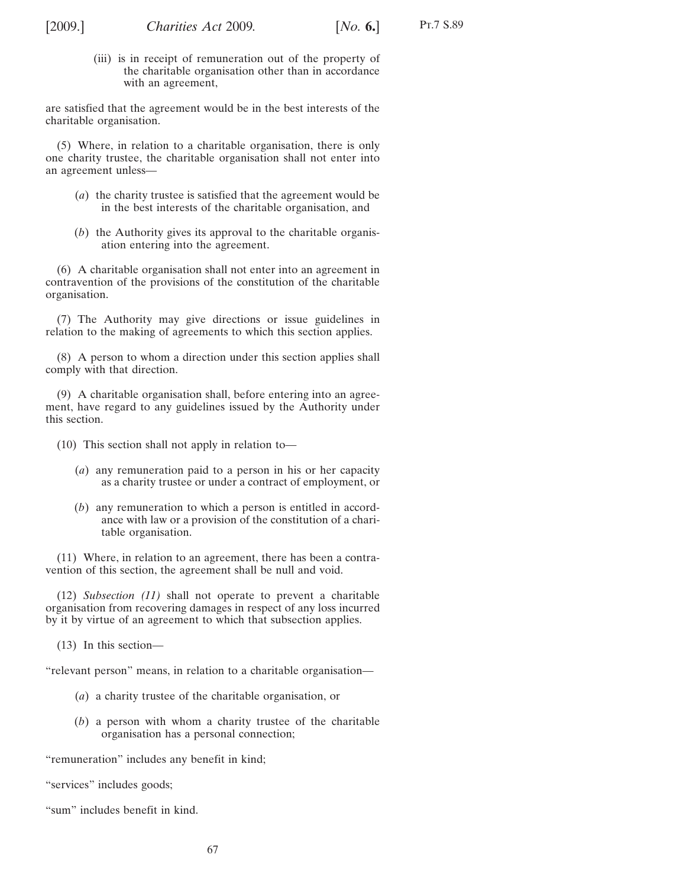(iii) is in receipt of remuneration out of the property of the charitable organisation other than in accordance with an agreement,

are satisfied that the agreement would be in the best interests of the charitable organisation.

(5) Where, in relation to a charitable organisation, there is only one charity trustee, the charitable organisation shall not enter into an agreement unless—

(*a*) the charity trustee is satisfied that the agreement would be in the best interests of the charitable organisation, and

(*b*) the Authority gives its approval to the charitable organisation entering into the agreement.

(6) A charitable organisation shall not enter into an agreement in contravention of the provisions of the constitution of the charitable organisation.

(7) The Authority may give directions or issue guidelines in relation to the making of agreements to which this section applies.

(8) A person to whom a direction under this section applies shall comply with that direction.

(9) A charitable organisation shall, before entering into an agreement, have regard to any guidelines issued by the Authority under this section.

(10) This section shall not apply in relation to—

(*a*) any remuneration paid to a person in his or her capacity as a charity trustee or under a contract of employment, or

(*b*) any remuneration to which a person is entitled in accordance with law or a provision of the constitution of a charitable organisation.

(11) Where, in relation to an agreement, there has been a contravention of this section, the agreement shall be null and void.

(12) *Subsection (11)* shall not operate to prevent a charitable organisation from recovering damages in respect of any loss incurred by it by virtue of an agreement to which that subsection applies.

(13) In this section—

"relevant person" means, in relation to a charitable organisation—

(*a*) a charity trustee of the charitable organisation, or

(*b*) a person with whom a charity trustee of the charitable organisation has a personal connection;

"remuneration" includes any benefit in kind;

"services" includes goods;

"sum" includes benefit in kind.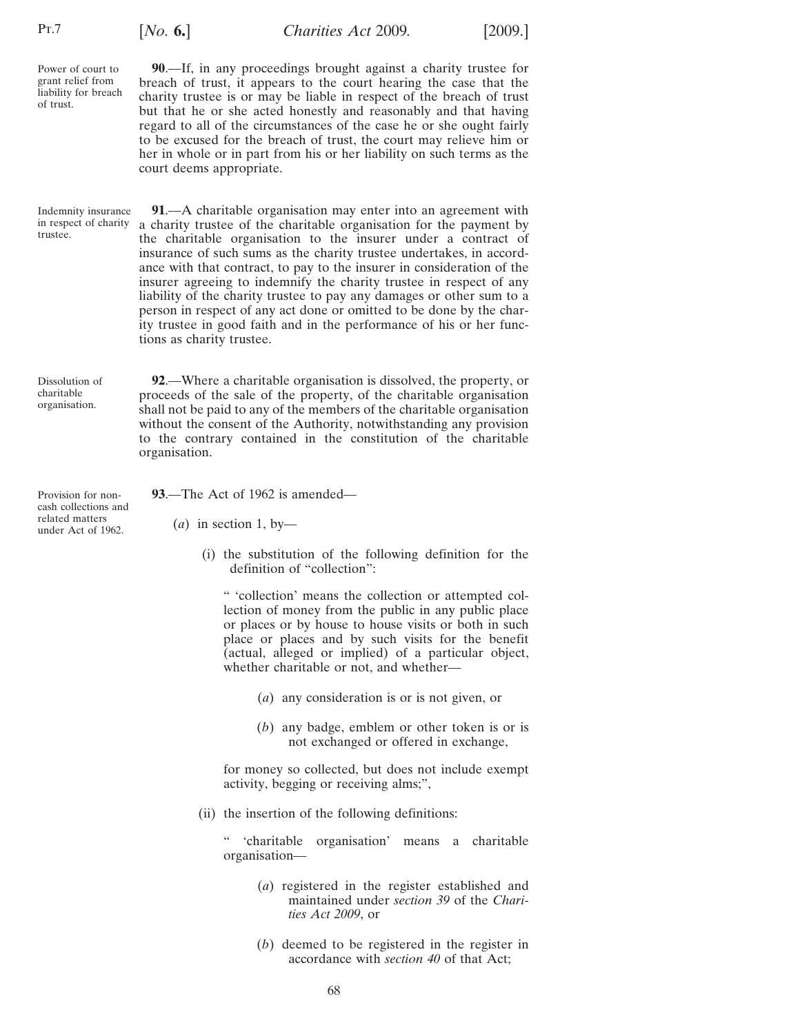**90**.—If, in any proceedings brought against a charity trustee for breach of trust, it appears to the court hearing the case that the charity trustee is or may be liable in respect of the breach of trust but that he or she acted honestly and reasonably and that having regard to all of the circumstances of the case he or she ought fairly to be excused for the breach of trust, the court may relieve him or her in whole or in part from his or her liability on such terms as the court deems appropriate.

Power of court to grant relief from liability for breach of trust.

**91**.—A charitable organisation may enter into an agreement with a charity trustee of the charitable organisation for the payment by the charitable organisation to the insurer under a contract of insurance of such sums as the charity trustee undertakes, in accordance with that contract, to pay to the insurer in consideration of the insurer agreeing to indemnify the charity trustee in respect of any liability of the charity trustee to pay any damages or other sum to a person in respect of any act done or omitted to be done by the charity trustee in good faith and in the performance of his or her functions as charity trustee.

Indemnity insurance in respect of charity trustee.

**92**.—Where a charitable organisation is dissolved, the property, or proceeds of the sale of the property, of the charitable organisation shall not be paid to any of the members of the charitable organisation without the consent of the Authority, notwithstanding any provision to the contrary contained in the constitution of the charitable organisation.

Dissolution of charitable organisation.

**93**.—The Act of 1962 is amended—

Provision for non-cash collections and related matters under Act of 1962.

(*a*) in section 1, by—

(i) the substitution of the following definition for the definition of "collection":

" 'collection' means the collection or attempted collection of money from the public in any public place or places or by house to house visits or both in such place or places and by such visits for the benefit (actual, alleged or implied) of a particular object, whether charitable or not, and whether—

(*a*) any consideration is or is not given, or

(*b*) any badge, emblem or other token is or is not exchanged or offered in exchange,

for money so collected, but does not include exempt activity, begging or receiving alms;",

(ii) the insertion of the following definitions:

" 'charitable organisation' means a charitable organisation—

(*a*) registered in the register established and maintained under *section 39* of the *Charities Act 2009*, or

(*b*) deemed to be registered in the register in accordance with *section 40* of that Act;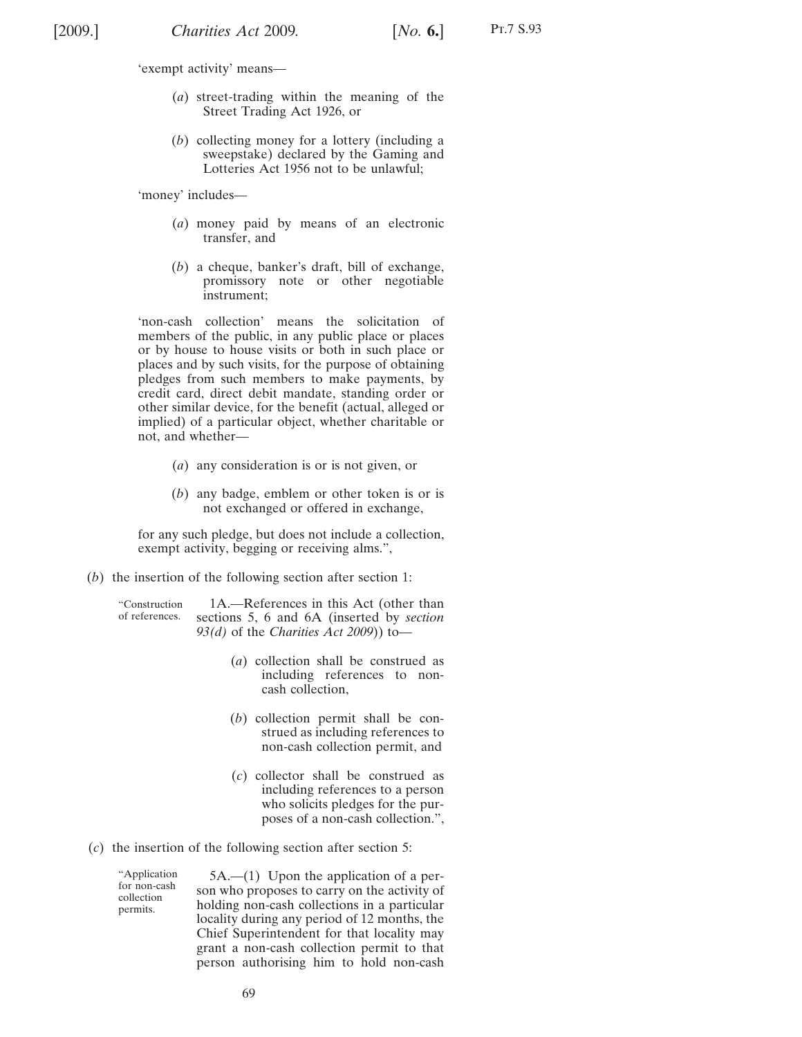'exempt activity' means—

(*a*) street-trading within the meaning of the Street Trading Act 1926, or

(*b*) collecting money for a lottery (including a sweepstake) declared by the Gaming and Lotteries Act 1956 not to be unlawful;

'money' includes—

(*a*) money paid by means of an electronic transfer, and

(*b*) a cheque, banker's draft, bill of exchange, promissory note or other negotiable instrument;

'non-cash collection' means the solicitation of members of the public, in any public place or places or by house to house visits or both in such place or places and by such visits, for the purpose of obtaining pledges from such members to make payments, by credit card, direct debit mandate, standing order or other similar device, for the benefit (actual, alleged or implied) of a particular object, whether charitable or not, and whether—

(*a*) any consideration is or is not given, or

(*b*) any badge, emblem or other token is or is not exchanged or offered in exchange,

for any such pledge, but does not include a collection, exempt activity, begging or receiving alms.",

(*b*) the insertion of the following section after section 1:

"Construction of references.

1A.—References in this Act (other than sections 5, 6 and 6A (inserted by *section 93(d)* of the *Charities Act 2009*)) to—

(*a*) collection shall be construed as including references to non-cash collection,

(*b*) collection permit shall be construed as including references to non-cash collection permit, and

(*c*) collector shall be construed as including references to a person who solicits pledges for the purposes of a non-cash collection.",

(*c*) the insertion of the following section after section 5:

"Application for non-cash collection permits.

5A.—(1) Upon the application of a person who proposes to carry on the activity of holding non-cash collections in a particular locality during any period of 12 months, the Chief Superintendent for that locality may grant a non-cash collection permit to that person authorising him to hold non-cash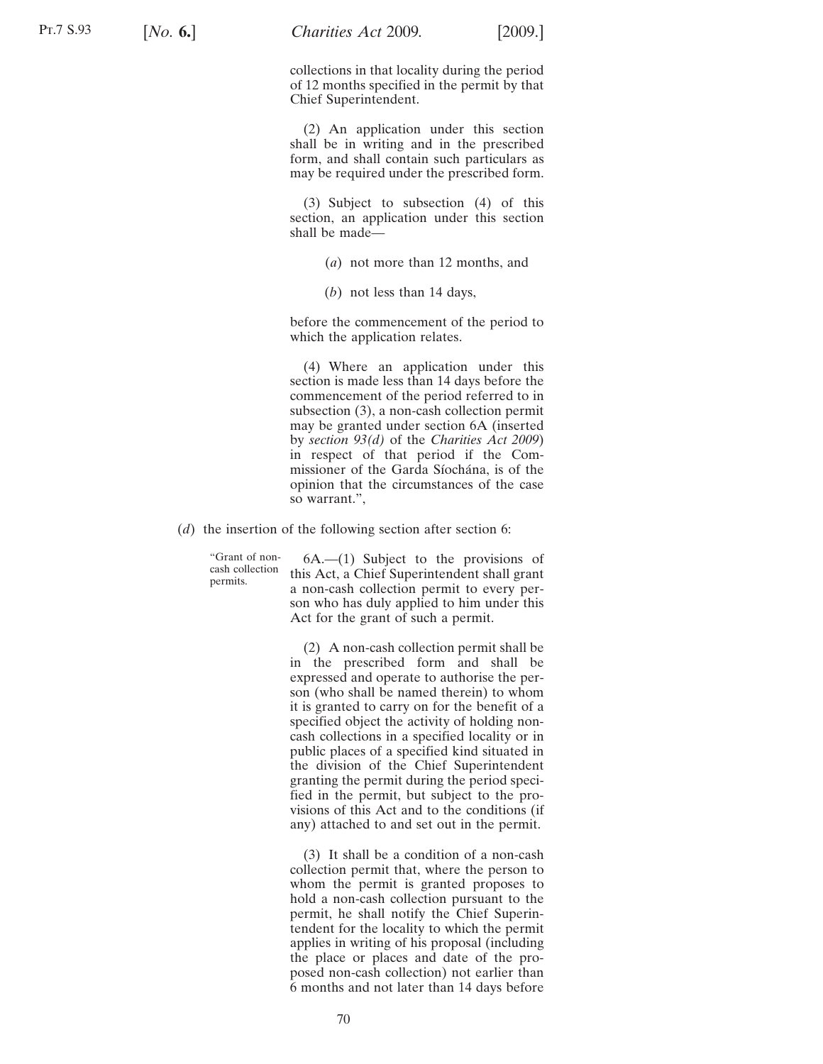collections in that locality during the period of 12 months specified in the permit by that Chief Superintendent.

(2) An application under this section shall be in writing and in the prescribed form, and shall contain such particulars as may be required under the prescribed form.

(3) Subject to subsection (4) of this section, an application under this section shall be made—

(*a*) not more than 12 months, and

(*b*) not less than 14 days,

before the commencement of the period to which the application relates.

(4) Where an application under this section is made less than 14 days before the commencement of the period referred to in subsection (3), a non-cash collection permit may be granted under section 6A (inserted by *section 93(d)* of the *Charities Act 2009*) in respect of that period if the Commissioner of the Garda Síochána, is of the opinion that the circumstances of the case so warrant.",

(*d*) the insertion of the following section after section 6:

"Grant of non-cash collection permits.

6A.—(1) Subject to the provisions of this Act, a Chief Superintendent shall grant a non-cash collection permit to every person who has duly applied to him under this Act for the grant of such a permit.

(2) A non-cash collection permit shall be in the prescribed form and shall be expressed and operate to authorise the person (who shall be named therein) to whom it is granted to carry on for the benefit of a specified object the activity of holding non-cash collections in a specified locality or in public places of a specified kind situated in the division of the Chief Superintendent granting the permit during the period specified in the permit, but subject to the provisions of this Act and to the conditions (if any) attached to and set out in the permit.

(3) It shall be a condition of a non-cash collection permit that, where the person to whom the permit is granted proposes to hold a non-cash collection pursuant to the permit, he shall notify the Chief Superintendent for the locality to which the permit applies in writing of his proposal (including the place or places and date of the proposed non-cash collection) not earlier than 6 months and not later than 14 days before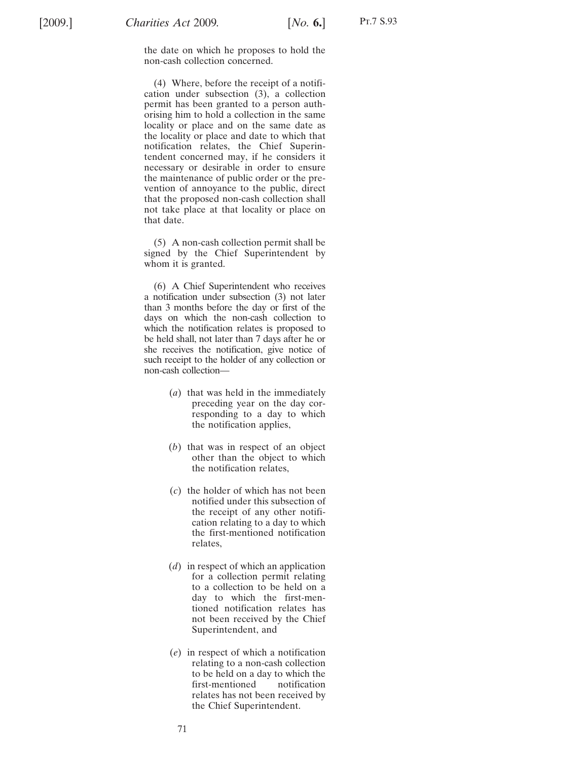the date on which he proposes to hold the non-cash collection concerned.

(4) Where, before the receipt of a notification under subsection (3), a collection permit has been granted to a person authorising him to hold a collection in the same locality or place and on the same date as the locality or place and date to which that notification relates, the Chief Superintendent concerned may, if he considers it necessary or desirable in order to ensure the maintenance of public order or the prevention of annoyance to the public, direct that the proposed non-cash collection shall not take place at that locality or place on that date.

(5) A non-cash collection permit shall be signed by the Chief Superintendent by whom it is granted.

(6) A Chief Superintendent who receives a notification under subsection (3) not later than 3 months before the day or first of the days on which the non-cash collection to which the notification relates is proposed to be held shall, not later than 7 days after he or she receives the notification, give notice of such receipt to the holder of any collection or non-cash collection—

(*a*) that was held in the immediately preceding year on the day corresponding to a day to which the notification applies,

(*b*) that was in respect of an object other than the object to which the notification relates,

(*c*) the holder of which has not been notified under this subsection of the receipt of any other notification relating to a day to which the first-mentioned notification relates,

(*d*) in respect of which an application for a collection permit relating to a collection to be held on a day to which the first-mentioned notification relates has not been received by the Chief Superintendent, and

(*e*) in respect of which a notification relating to a non-cash collection to be held on a day to which the first-mentioned notification relates has not been received by the Chief Superintendent.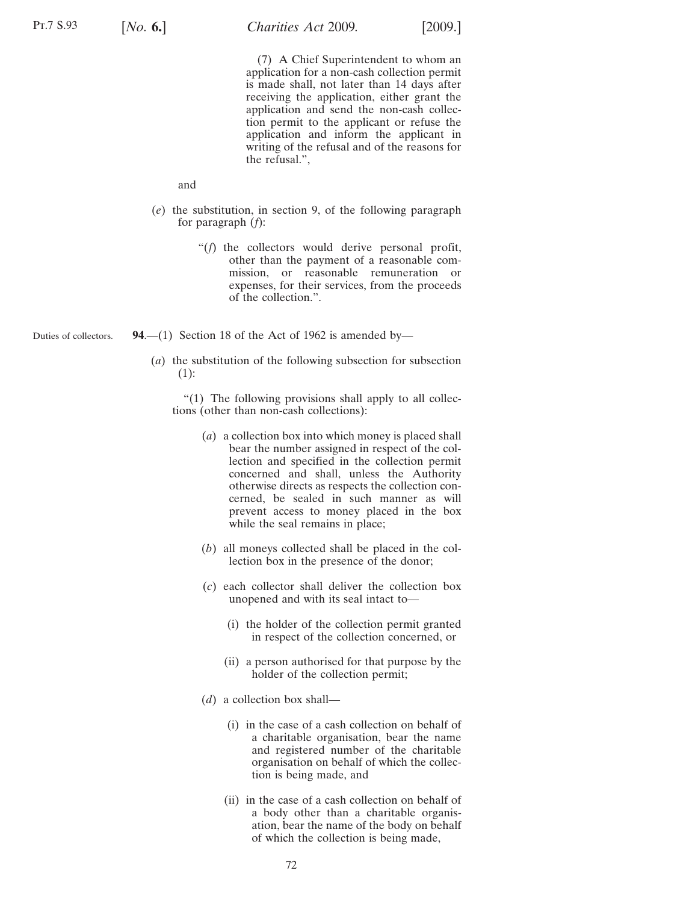(7) A Chief Superintendent to whom an application for a non-cash collection permit is made shall, not later than 14 days after receiving the application, either grant the application and send the non-cash collection permit to the applicant or refuse the application and inform the applicant in writing of the refusal and of the reasons for the refusal.",

and

(*e*) the substitution, in section 9, of the following paragraph for paragraph (*f*):

> "(*f*) the collectors would derive personal profit, other than the payment of a reasonable commission, or reasonable remuneration or expenses, for their services, from the proceeds of the collection.".

Duties of collectors.

**94**.—(1) Section 18 of the Act of 1962 is amended by—

(*a*) the substitution of the following subsection for subsection (1):

> "(1) The following provisions shall apply to all collections (other than non-cash collections):
>
> (*a*) a collection box into which money is placed shall bear the number assigned in respect of the collection and specified in the collection permit concerned and shall, unless the Authority otherwise directs as respects the collection concerned, be sealed in such manner as will prevent access to money placed in the box while the seal remains in place;
>
> (*b*) all moneys collected shall be placed in the collection box in the presence of the donor;
>
> (*c*) each collector shall deliver the collection box unopened and with its seal intact to—
>
> (i) the holder of the collection permit granted in respect of the collection concerned, or
>
> (ii) a person authorised for that purpose by the holder of the collection permit;
>
> (*d*) a collection box shall—
>
> (i) in the case of a cash collection on behalf of a charitable organisation, bear the name and registered number of the charitable organisation on behalf of which the collection is being made, and
>
> (ii) in the case of a cash collection on behalf of a body other than a charitable organisation, bear the name of the body on behalf of which the collection is being made,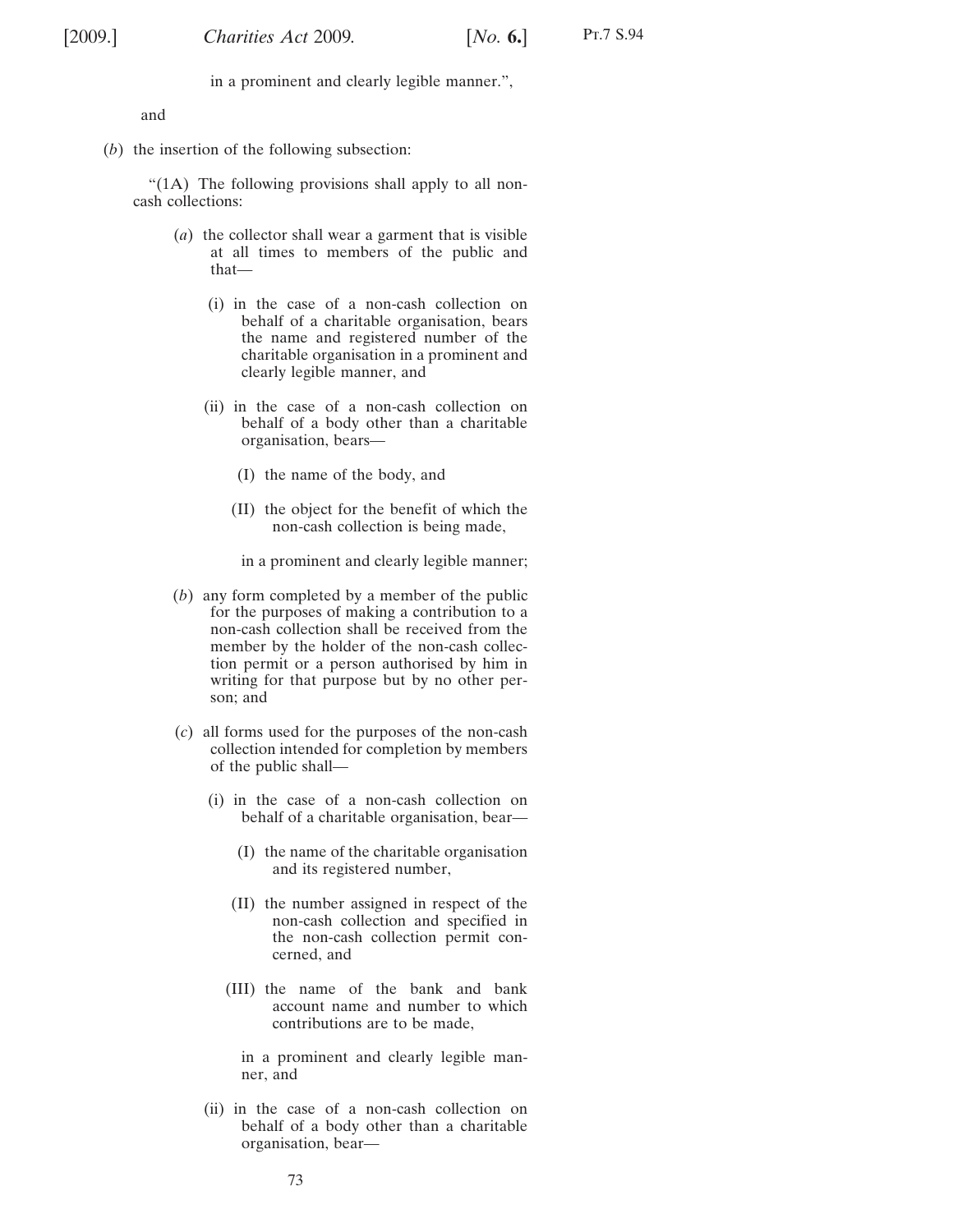in a prominent and clearly legible manner.",

and

(*b*) the insertion of the following subsection:

"(1A) The following provisions shall apply to all non-cash collections:

(*a*) the collector shall wear a garment that is visible at all times to members of the public and that—

(i) in the case of a non-cash collection on behalf of a charitable organisation, bears the name and registered number of the charitable organisation in a prominent and clearly legible manner, and

(ii) in the case of a non-cash collection on behalf of a body other than a charitable organisation, bears—

(I) the name of the body, and

(II) the object for the benefit of which the non-cash collection is being made,

in a prominent and clearly legible manner;

(*b*) any form completed by a member of the public for the purposes of making a contribution to a non-cash collection shall be received from the member by the holder of the non-cash collection permit or a person authorised by him in writing for that purpose but by no other person; and

(*c*) all forms used for the purposes of the non-cash collection intended for completion by members of the public shall—

(i) in the case of a non-cash collection on behalf of a charitable organisation, bear—

(I) the name of the charitable organisation and its registered number,

(II) the number assigned in respect of the non-cash collection and specified in the non-cash collection permit concerned, and

(III) the name of the bank and bank account name and number to which contributions are to be made,

in a prominent and clearly legible manner, and

(ii) in the case of a non-cash collection on behalf of a body other than a charitable organisation, bear—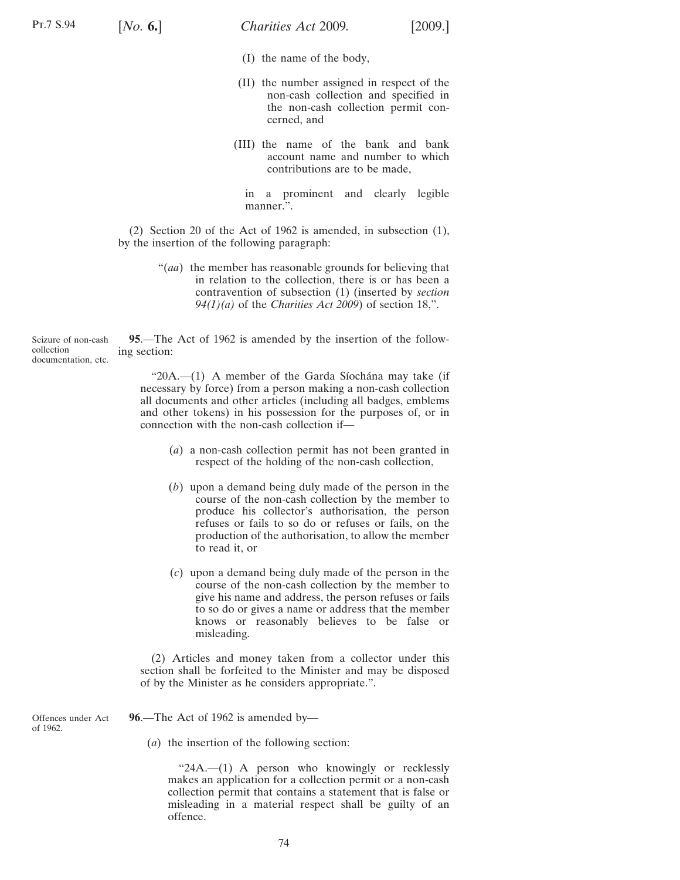(I) the name of the body,

(II) the number assigned in respect of the non-cash collection and specified in the non-cash collection permit concerned, and

(III) the name of the bank and bank account name and number to which contributions are to be made,

in a prominent and clearly legible manner.”.

(2) Section 20 of the Act of 1962 is amended, in subsection (1), by the insertion of the following paragraph:

> “(*aa*) the member has reasonable grounds for believing that in relation to the collection, there is or has been a contravention of subsection (1) (inserted by *section 94(1)(a)* of the *Charities Act 2009*) of section 18,”.

Seizure of non-cash collection documentation, etc.

**95**.—The Act of 1962 is amended by the insertion of the following section:

> “20A.—(1) A member of the Garda Síochána may take (if necessary by force) from a person making a non-cash collection all documents and other articles (including all badges, emblems and other tokens) in his possession for the purposes of, or in connection with the non-cash collection if—
>
> (*a*) a non-cash collection permit has not been granted in respect of the holding of the non-cash collection,
>
> (*b*) upon a demand being duly made of the person in the course of the non-cash collection by the member to produce his collector’s authorisation, the person refuses or fails to so do or refuses or fails, on the production of the authorisation, to allow the member to read it, or
>
> (*c*) upon a demand being duly made of the person in the course of the non-cash collection by the member to give his name and address, the person refuses or fails to so do or gives a name or address that the member knows or reasonably believes to be false or misleading.
>
> (2) Articles and money taken from a collector under this section shall be forfeited to the Minister and may be disposed of by the Minister as he considers appropriate.”.

Offences under Act of 1962.

**96**.—The Act of 1962 is amended by—

(*a*) the insertion of the following section:

> “24A.—(1) A person who knowingly or recklessly makes an application for a collection permit or a non-cash collection permit that contains a statement that is false or misleading in a material respect shall be guilty of an offence.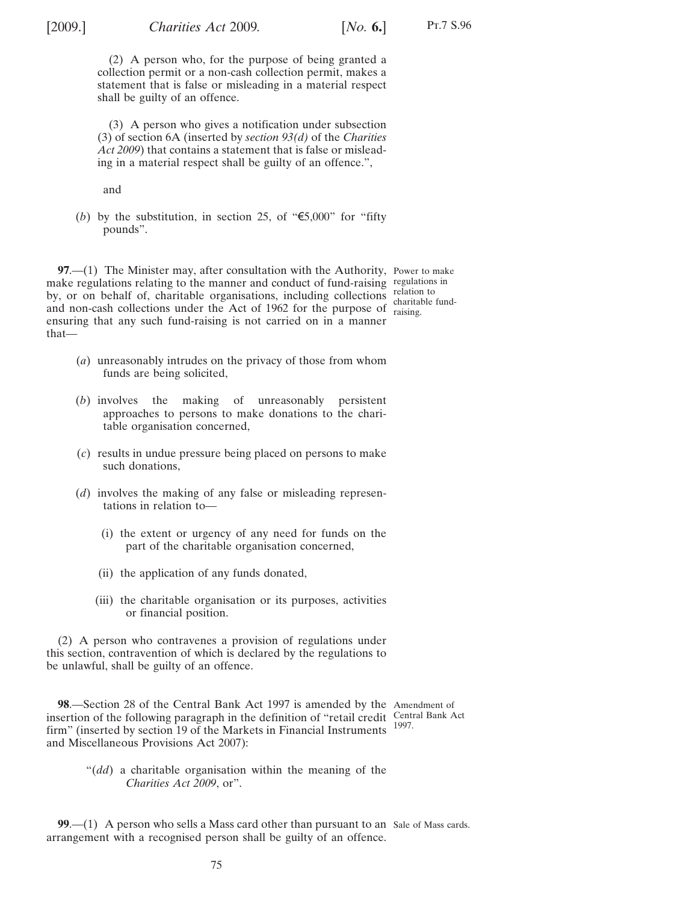(2) A person who, for the purpose of being granted a collection permit or a non-cash collection permit, makes a statement that is false or misleading in a material respect shall be guilty of an offence.

(3) A person who gives a notification under subsection (3) of section 6A (inserted by *section 93(d)* of the *Charities Act 2009*) that contains a statement that is false or misleading in a material respect shall be guilty of an offence.",

and

(*b*) by the substitution, in section 25, of "€5,000" for "fifty pounds".

**97**.—(1) The Minister may, after consultation with the Authority, make regulations relating to the manner and conduct of fund-raising by, or on behalf of, charitable organisations, including collections and non-cash collections under the Act of 1962 for the purpose of ensuring that any such fund-raising is not carried on in a manner that—

*Power to make regulations in relation to charitable fund-raising.*

(*a*) unreasonably intrudes on the privacy of those from whom funds are being solicited,

(*b*) involves the making of unreasonably persistent approaches to persons to make donations to the charitable organisation concerned,

(*c*) results in undue pressure being placed on persons to make such donations,

(*d*) involves the making of any false or misleading representations in relation to—

(i) the extent or urgency of any need for funds on the part of the charitable organisation concerned,

(ii) the application of any funds donated,

(iii) the charitable organisation or its purposes, activities or financial position.

(2) A person who contravenes a provision of regulations under this section, contravention of which is declared by the regulations to be unlawful, shall be guilty of an offence.

**98**.—Section 28 of the Central Bank Act 1997 is amended by the insertion of the following paragraph in the definition of "retail credit firm" (inserted by section 19 of the Markets in Financial Instruments and Miscellaneous Provisions Act 2007):

*Amendment of Central Bank Act 1997.*

"(*dd*) a charitable organisation within the meaning of the *Charities Act 2009*, or".

**99**.—(1) A person who sells a Mass card other than pursuant to an arrangement with a recognised person shall be guilty of an offence.

*Sale of Mass cards.*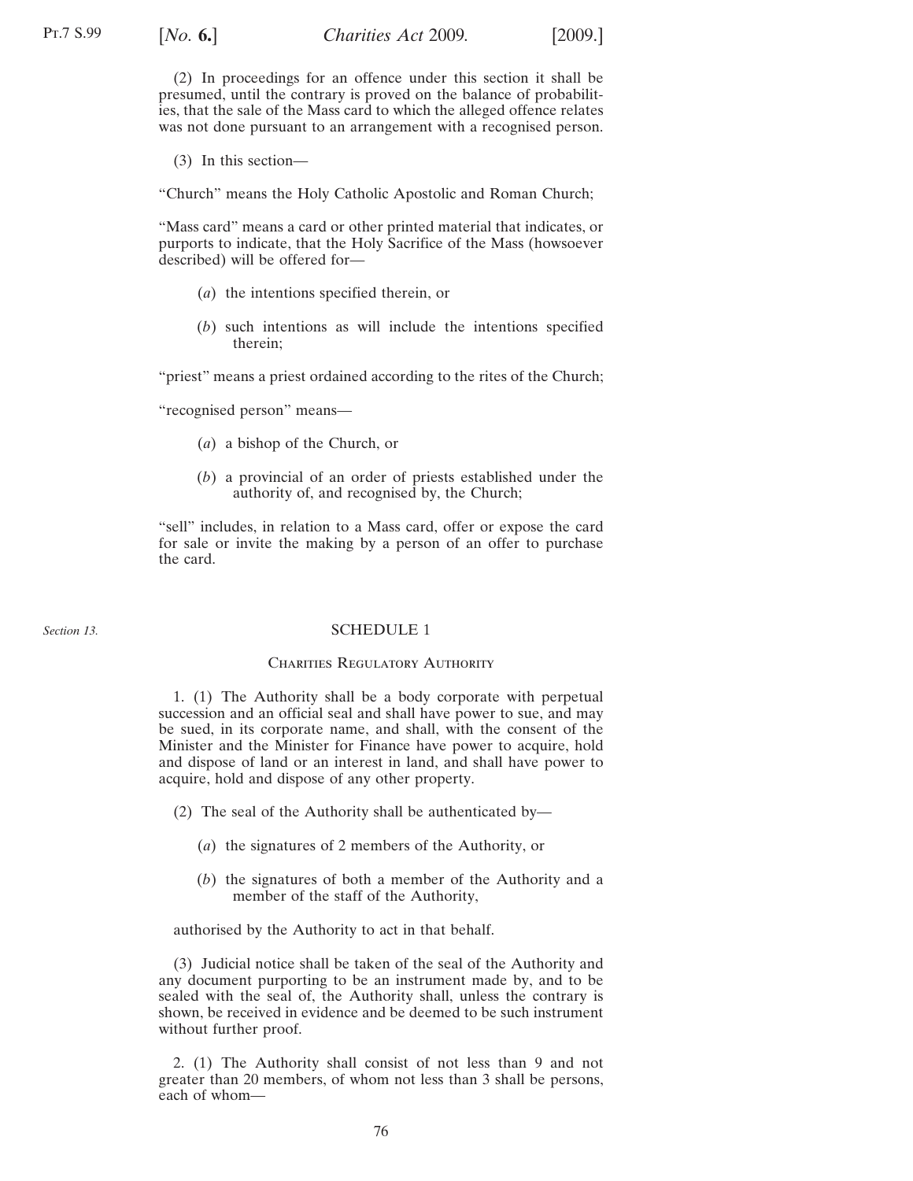(2) In proceedings for an offence under this section it shall be presumed, until the contrary is proved on the balance of probabilities, that the sale of the Mass card to which the alleged offence relates was not done pursuant to an arrangement with a recognised person.

(3) In this section—

"Church" means the Holy Catholic Apostolic and Roman Church;

"Mass card" means a card or other printed material that indicates, or purports to indicate, that the Holy Sacrifice of the Mass (howsoever described) will be offered for—

(*a*) the intentions specified therein, or

(*b*) such intentions as will include the intentions specified therein;

"priest" means a priest ordained according to the rites of the Church;

"recognised person" means—

(*a*) a bishop of the Church, or

(*b*) a provincial of an order of priests established under the authority of, and recognised by, the Church;

"sell" includes, in relation to a Mass card, offer or expose the card for sale or invite the making by a person of an offer to purchase the card.

*Section 13.*

## SCHEDULE 1

### Charities Regulatory Authority

1. (1) The Authority shall be a body corporate with perpetual succession and an official seal and shall have power to sue, and may be sued, in its corporate name, and shall, with the consent of the Minister and the Minister for Finance have power to acquire, hold and dispose of land or an interest in land, and shall have power to acquire, hold and dispose of any other property.

(2) The seal of the Authority shall be authenticated by—

(*a*) the signatures of 2 members of the Authority, or

(*b*) the signatures of both a member of the Authority and a member of the staff of the Authority,

authorised by the Authority to act in that behalf.

(3) Judicial notice shall be taken of the seal of the Authority and any document purporting to be an instrument made by, and to be sealed with the seal of, the Authority shall, unless the contrary is shown, be received in evidence and be deemed to be such instrument without further proof.

2. (1) The Authority shall consist of not less than 9 and not greater than 20 members, of whom not less than 3 shall be persons, each of whom—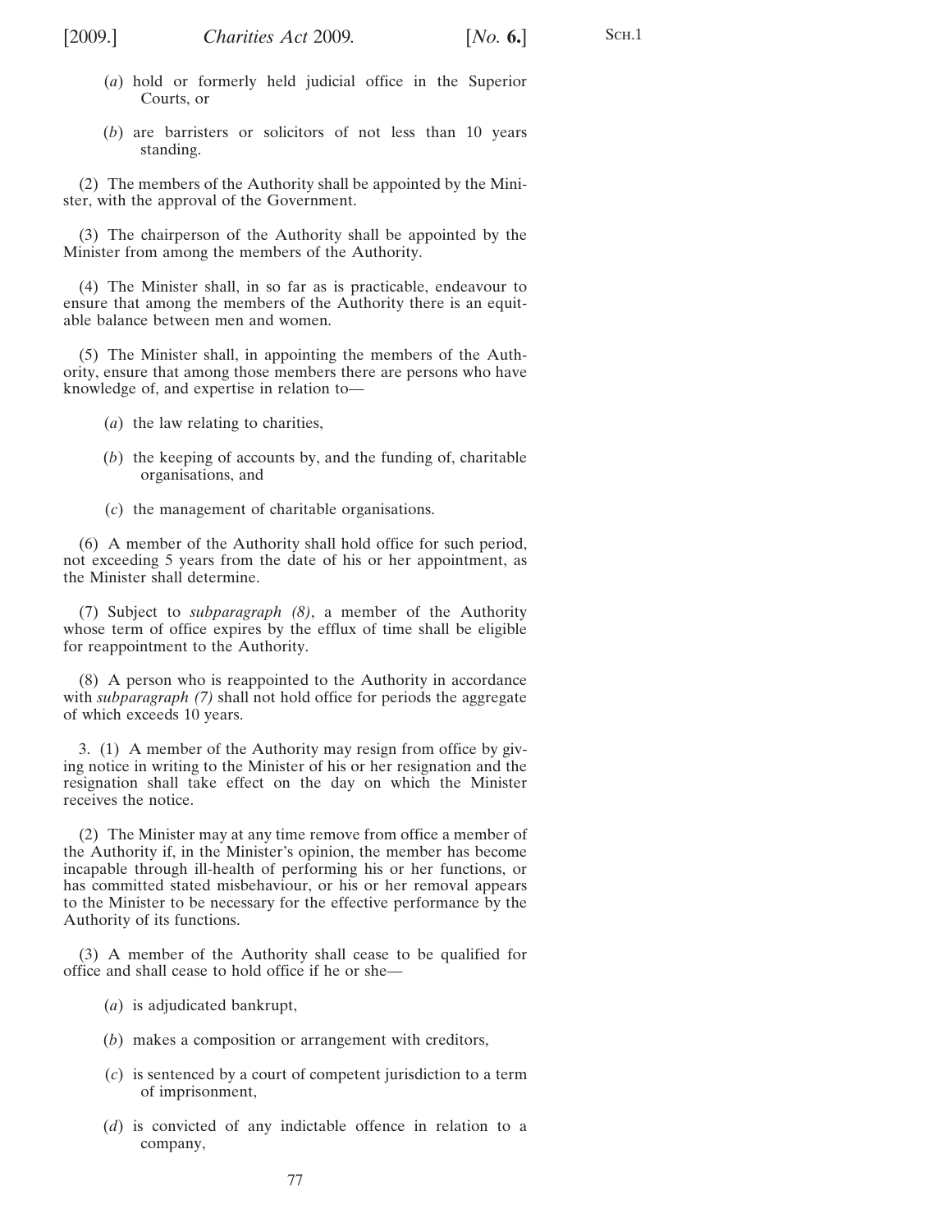(*a*) hold or formerly held judicial office in the Superior Courts, or

(*b*) are barristers or solicitors of not less than 10 years standing.

(2) The members of the Authority shall be appointed by the Minister, with the approval of the Government.

(3) The chairperson of the Authority shall be appointed by the Minister from among the members of the Authority.

(4) The Minister shall, in so far as is practicable, endeavour to ensure that among the members of the Authority there is an equitable balance between men and women.

(5) The Minister shall, in appointing the members of the Authority, ensure that among those members there are persons who have knowledge of, and expertise in relation to—

(*a*) the law relating to charities,

(*b*) the keeping of accounts by, and the funding of, charitable organisations, and

(*c*) the management of charitable organisations.

(6) A member of the Authority shall hold office for such period, not exceeding 5 years from the date of his or her appointment, as the Minister shall determine.

(7) Subject to *subparagraph (8)*, a member of the Authority whose term of office expires by the efflux of time shall be eligible for reappointment to the Authority.

(8) A person who is reappointed to the Authority in accordance with *subparagraph (7)* shall not hold office for periods the aggregate of which exceeds 10 years.

3. (1) A member of the Authority may resign from office by giving notice in writing to the Minister of his or her resignation and the resignation shall take effect on the day on which the Minister receives the notice.

(2) The Minister may at any time remove from office a member of the Authority if, in the Minister's opinion, the member has become incapable through ill-health of performing his or her functions, or has committed stated misbehaviour, or his or her removal appears to the Minister to be necessary for the effective performance by the Authority of its functions.

(3) A member of the Authority shall cease to be qualified for office and shall cease to hold office if he or she—

(*a*) is adjudicated bankrupt,

(*b*) makes a composition or arrangement with creditors,

(*c*) is sentenced by a court of competent jurisdiction to a term of imprisonment,

(*d*) is convicted of any indictable offence in relation to a company,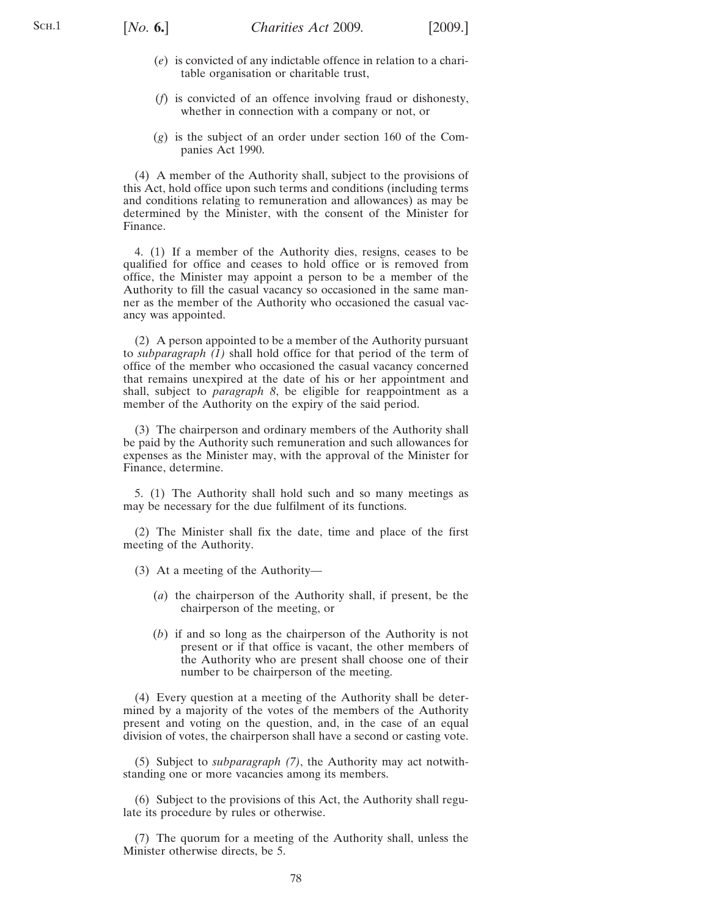(*e*) is convicted of any indictable offence in relation to a charitable organisation or charitable trust,

(*f*) is convicted of an offence involving fraud or dishonesty, whether in connection with a company or not, or

(*g*) is the subject of an order under section 160 of the Companies Act 1990.

(4) A member of the Authority shall, subject to the provisions of this Act, hold office upon such terms and conditions (including terms and conditions relating to remuneration and allowances) as may be determined by the Minister, with the consent of the Minister for Finance.

4. (1) If a member of the Authority dies, resigns, ceases to be qualified for office and ceases to hold office or is removed from office, the Minister may appoint a person to be a member of the Authority to fill the casual vacancy so occasioned in the same manner as the member of the Authority who occasioned the casual vacancy was appointed.

(2) A person appointed to be a member of the Authority pursuant to *subparagraph (1)* shall hold office for that period of the term of office of the member who occasioned the casual vacancy concerned that remains unexpired at the date of his or her appointment and shall, subject to *paragraph 8*, be eligible for reappointment as a member of the Authority on the expiry of the said period.

(3) The chairperson and ordinary members of the Authority shall be paid by the Authority such remuneration and such allowances for expenses as the Minister may, with the approval of the Minister for Finance, determine.

5. (1) The Authority shall hold such and so many meetings as may be necessary for the due fulfilment of its functions.

(2) The Minister shall fix the date, time and place of the first meeting of the Authority.

(3) At a meeting of the Authority—

(*a*) the chairperson of the Authority shall, if present, be the chairperson of the meeting, or

(*b*) if and so long as the chairperson of the Authority is not present or if that office is vacant, the other members of the Authority who are present shall choose one of their number to be chairperson of the meeting.

(4) Every question at a meeting of the Authority shall be determined by a majority of the votes of the members of the Authority present and voting on the question, and, in the case of an equal division of votes, the chairperson shall have a second or casting vote.

(5) Subject to *subparagraph (7)*, the Authority may act notwithstanding one or more vacancies among its members.

(6) Subject to the provisions of this Act, the Authority shall regulate its procedure by rules or otherwise.

(7) The quorum for a meeting of the Authority shall, unless the Minister otherwise directs, be 5.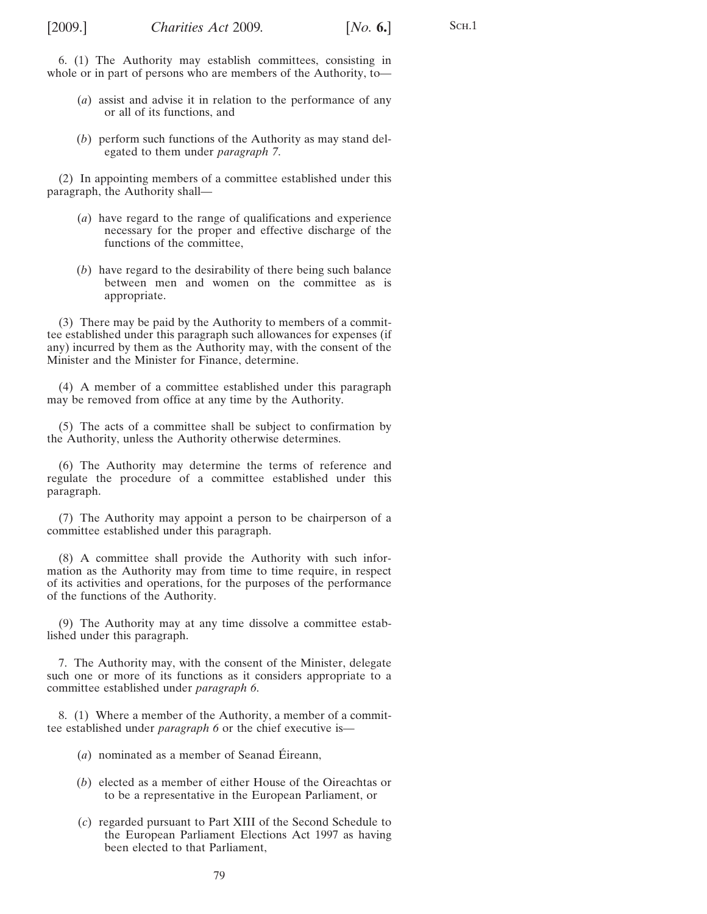6. (1) The Authority may establish committees, consisting in whole or in part of persons who are members of the Authority, to—

(*a*) assist and advise it in relation to the performance of any or all of its functions, and

(*b*) perform such functions of the Authority as may stand delegated to them under *paragraph 7*.

(2) In appointing members of a committee established under this paragraph, the Authority shall—

(*a*) have regard to the range of qualifications and experience necessary for the proper and effective discharge of the functions of the committee,

(*b*) have regard to the desirability of there being such balance between men and women on the committee as is appropriate.

(3) There may be paid by the Authority to members of a committee established under this paragraph such allowances for expenses (if any) incurred by them as the Authority may, with the consent of the Minister and the Minister for Finance, determine.

(4) A member of a committee established under this paragraph may be removed from office at any time by the Authority.

(5) The acts of a committee shall be subject to confirmation by the Authority, unless the Authority otherwise determines.

(6) The Authority may determine the terms of reference and regulate the procedure of a committee established under this paragraph.

(7) The Authority may appoint a person to be chairperson of a committee established under this paragraph.

(8) A committee shall provide the Authority with such information as the Authority may from time to time require, in respect of its activities and operations, for the purposes of the performance of the functions of the Authority.

(9) The Authority may at any time dissolve a committee established under this paragraph.

7. The Authority may, with the consent of the Minister, delegate such one or more of its functions as it considers appropriate to a committee established under *paragraph 6*.

8. (1) Where a member of the Authority, a member of a committee established under *paragraph 6* or the chief executive is—

(*a*) nominated as a member of Seanad Éireann,

(*b*) elected as a member of either House of the Oireachtas or to be a representative in the European Parliament, or

(*c*) regarded pursuant to Part XIII of the Second Schedule to the European Parliament Elections Act 1997 as having been elected to that Parliament,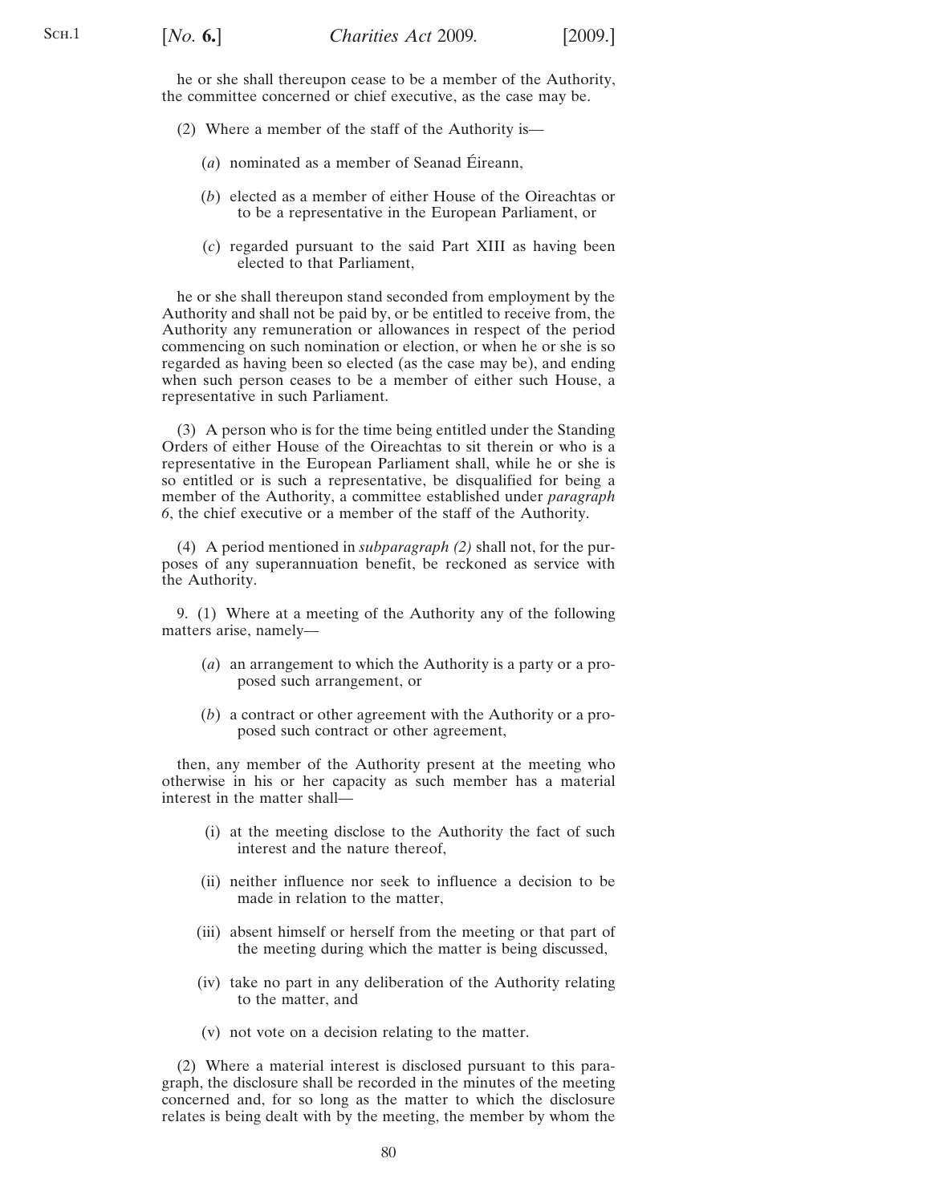he or she shall thereupon cease to be a member of the Authority, the committee concerned or chief executive, as the case may be.

(2) Where a member of the staff of the Authority is—

(*a*) nominated as a member of Seanad Éireann,

(*b*) elected as a member of either House of the Oireachtas or to be a representative in the European Parliament, or

(*c*) regarded pursuant to the said Part XIII as having been elected to that Parliament,

he or she shall thereupon stand seconded from employment by the Authority and shall not be paid by, or be entitled to receive from, the Authority any remuneration or allowances in respect of the period commencing on such nomination or election, or when he or she is so regarded as having been so elected (as the case may be), and ending when such person ceases to be a member of either such House, a representative in such Parliament.

(3) A person who is for the time being entitled under the Standing Orders of either House of the Oireachtas to sit therein or who is a representative in the European Parliament shall, while he or she is so entitled or is such a representative, be disqualified for being a member of the Authority, a committee established under *paragraph 6*, the chief executive or a member of the staff of the Authority.

(4) A period mentioned in *subparagraph (2)* shall not, for the purposes of any superannuation benefit, be reckoned as service with the Authority.

9. (1) Where at a meeting of the Authority any of the following matters arise, namely—

(*a*) an arrangement to which the Authority is a party or a proposed such arrangement, or

(*b*) a contract or other agreement with the Authority or a proposed such contract or other agreement,

then, any member of the Authority present at the meeting who otherwise in his or her capacity as such member has a material interest in the matter shall—

(i) at the meeting disclose to the Authority the fact of such interest and the nature thereof,

(ii) neither influence nor seek to influence a decision to be made in relation to the matter,

(iii) absent himself or herself from the meeting or that part of the meeting during which the matter is being discussed,

(iv) take no part in any deliberation of the Authority relating to the matter, and

(v) not vote on a decision relating to the matter.

(2) Where a material interest is disclosed pursuant to this paragraph, the disclosure shall be recorded in the minutes of the meeting concerned and, for so long as the matter to which the disclosure relates is being dealt with by the meeting, the member by whom the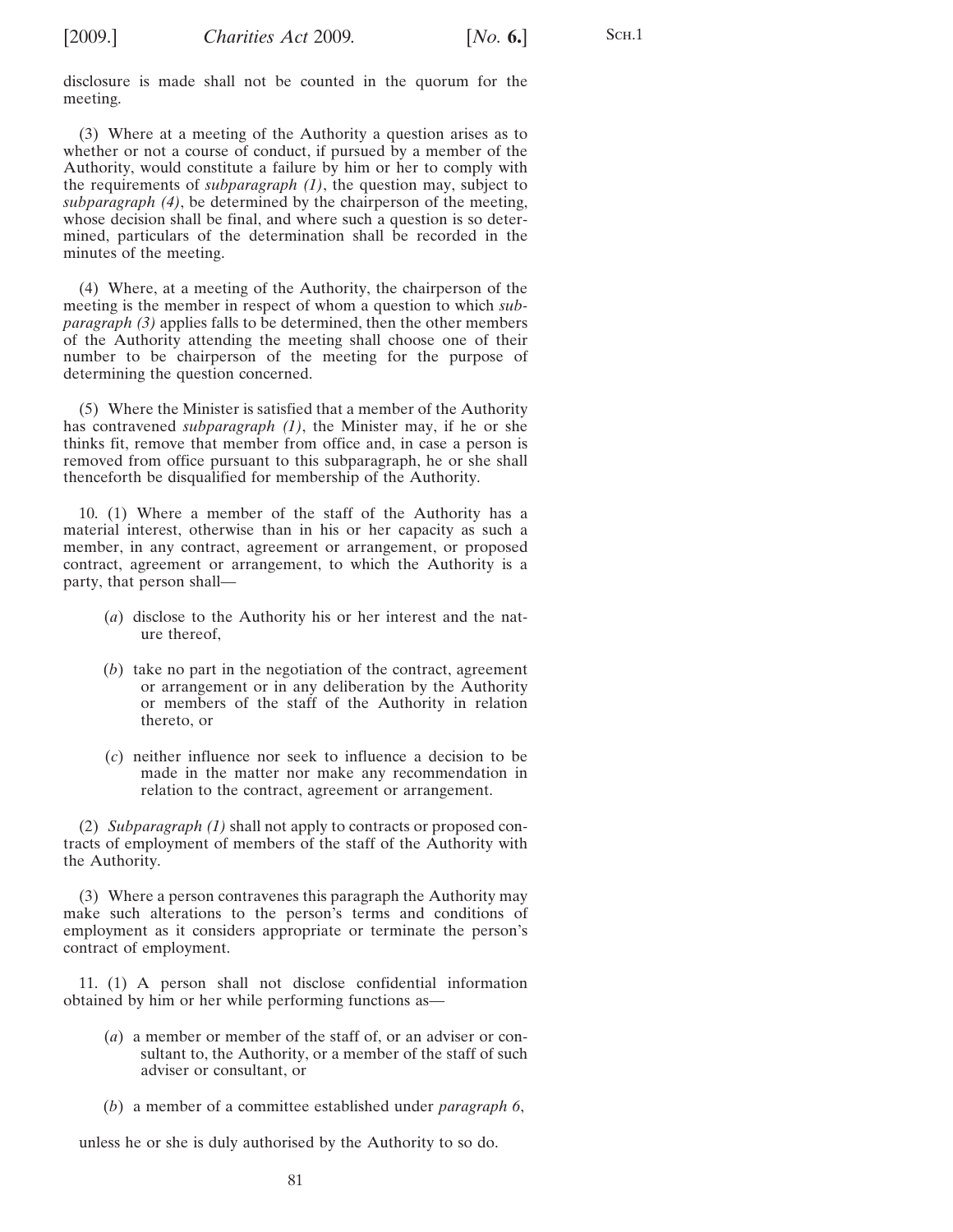disclosure is made shall not be counted in the quorum for the meeting.

(3) Where at a meeting of the Authority a question arises as to whether or not a course of conduct, if pursued by a member of the Authority, would constitute a failure by him or her to comply with the requirements of *subparagraph (1)*, the question may, subject to *subparagraph (4)*, be determined by the chairperson of the meeting, whose decision shall be final, and where such a question is so determined, particulars of the determination shall be recorded in the minutes of the meeting.

(4) Where, at a meeting of the Authority, the chairperson of the meeting is the member in respect of whom a question to which *subparagraph (3)* applies falls to be determined, then the other members of the Authority attending the meeting shall choose one of their number to be chairperson of the meeting for the purpose of determining the question concerned.

(5) Where the Minister is satisfied that a member of the Authority has contravened *subparagraph (1)*, the Minister may, if he or she thinks fit, remove that member from office and, in case a person is removed from office pursuant to this subparagraph, he or she shall thenceforth be disqualified for membership of the Authority.

10. (1) Where a member of the staff of the Authority has a material interest, otherwise than in his or her capacity as such a member, in any contract, agreement or arrangement, or proposed contract, agreement or arrangement, to which the Authority is a party, that person shall—

(*a*) disclose to the Authority his or her interest and the nature thereof,

(*b*) take no part in the negotiation of the contract, agreement or arrangement or in any deliberation by the Authority or members of the staff of the Authority in relation thereto, or

(*c*) neither influence nor seek to influence a decision to be made in the matter nor make any recommendation in relation to the contract, agreement or arrangement.

(2) *Subparagraph (1)* shall not apply to contracts or proposed contracts of employment of members of the staff of the Authority with the Authority.

(3) Where a person contravenes this paragraph the Authority may make such alterations to the person's terms and conditions of employment as it considers appropriate or terminate the person's contract of employment.

11. (1) A person shall not disclose confidential information obtained by him or her while performing functions as—

(*a*) a member or member of the staff of, or an adviser or consultant to, the Authority, or a member of the staff of such adviser or consultant, or

(*b*) a member of a committee established under *paragraph 6*,

unless he or she is duly authorised by the Authority to so do.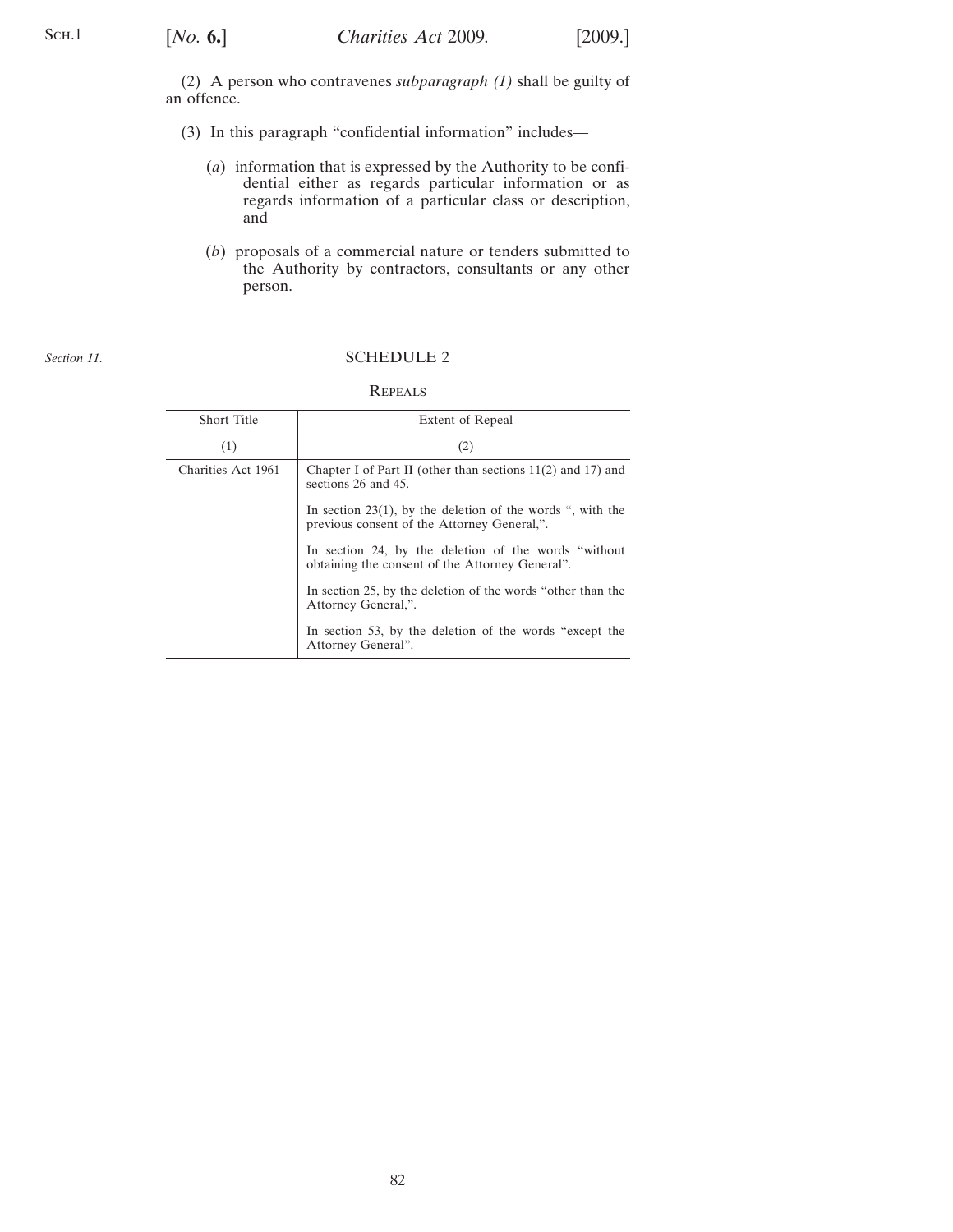(2) A person who contravenes *subparagraph (1)* shall be guilty of an offence.

(3) In this paragraph "confidential information" includes—

(*a*) information that is expressed by the Authority to be confidential either as regards particular information or as regards information of a particular class or description, and

(*b*) proposals of a commercial nature or tenders submitted to the Authority by contractors, consultants or any other person.

*Section 11.*

## SCHEDULE 2

### Repeals

| Short Title | Extent of Repeal |
|---|---|
| (1) | (2) |
| Charities Act 1961 | Chapter I of Part II (other than sections 11(2) and 17) and sections 26 and 45. |
| | In section 23(1), by the deletion of the words ", with the previous consent of the Attorney General,". |
| | In section 24, by the deletion of the words "without obtaining the consent of the Attorney General". |
| | In section 25, by the deletion of the words "other than the Attorney General,". |
| | In section 53, by the deletion of the words "except the Attorney General". |